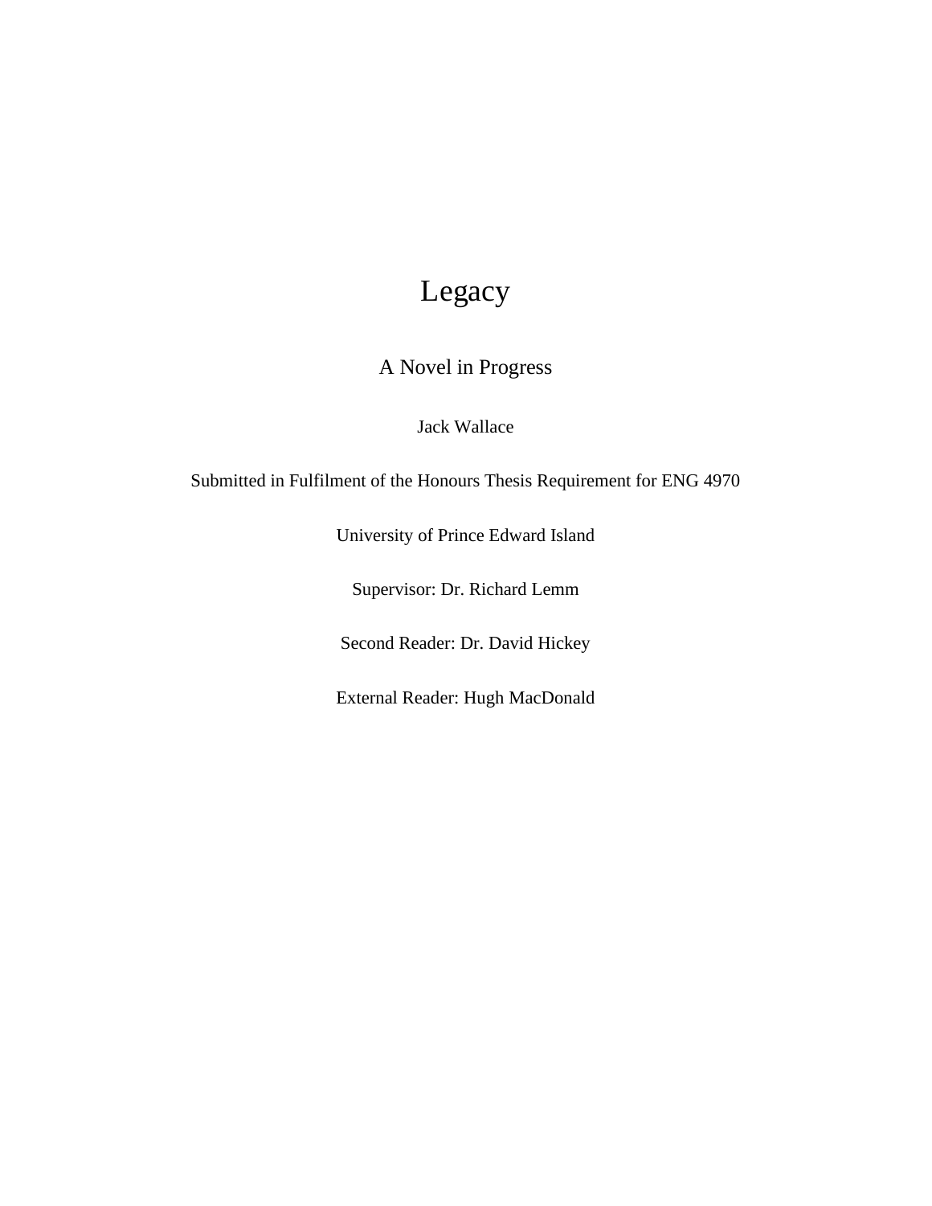# Legacy

## A Novel in Progress

Jack Wallace

Submitted in Fulfilment of the Honours Thesis Requirement for ENG 4970

University of Prince Edward Island

Supervisor: Dr. Richard Lemm

Second Reader: Dr. David Hickey

External Reader: Hugh MacDonald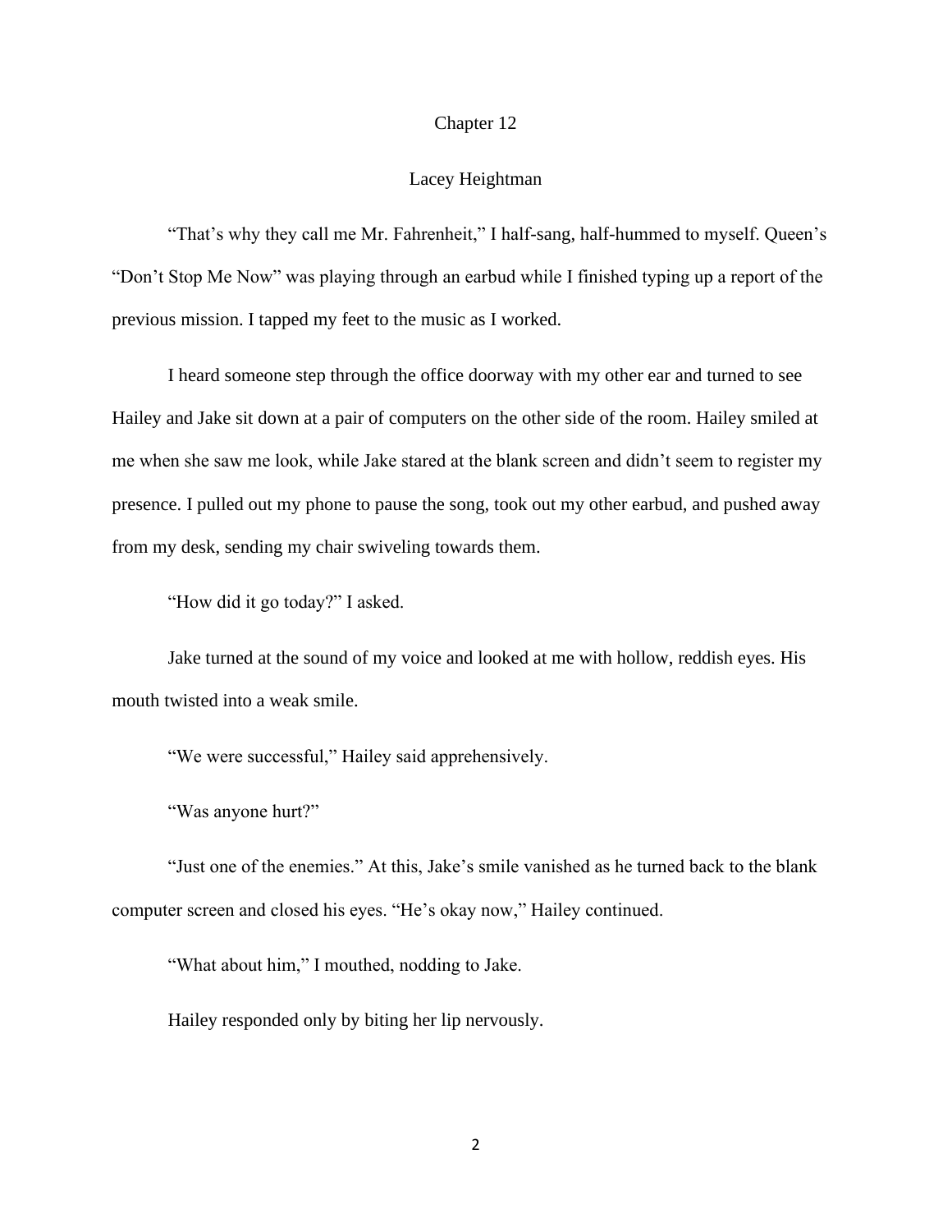# Chapter 12

## Lacey Heightman

"That's why they call me Mr. Fahrenheit," I half-sang, half-hummed to myself. Queen's "Don't Stop Me Now" was playing through an earbud while I finished typing up a report of the previous mission. I tapped my feet to the music as I worked.

I heard someone step through the office doorway with my other ear and turned to see Hailey and Jake sit down at a pair of computers on the other side of the room. Hailey smiled at me when she saw me look, while Jake stared at the blank screen and didn't seem to register my presence. I pulled out my phone to pause the song, took out my other earbud, and pushed away from my desk, sending my chair swiveling towards them.

"How did it go today?" I asked.

Jake turned at the sound of my voice and looked at me with hollow, reddish eyes. His mouth twisted into a weak smile.

"We were successful," Hailey said apprehensively.

"Was anyone hurt?"

"Just one of the enemies." At this, Jake's smile vanished as he turned back to the blank computer screen and closed his eyes. "He's okay now," Hailey continued.

"What about him," I mouthed, nodding to Jake.

Hailey responded only by biting her lip nervously.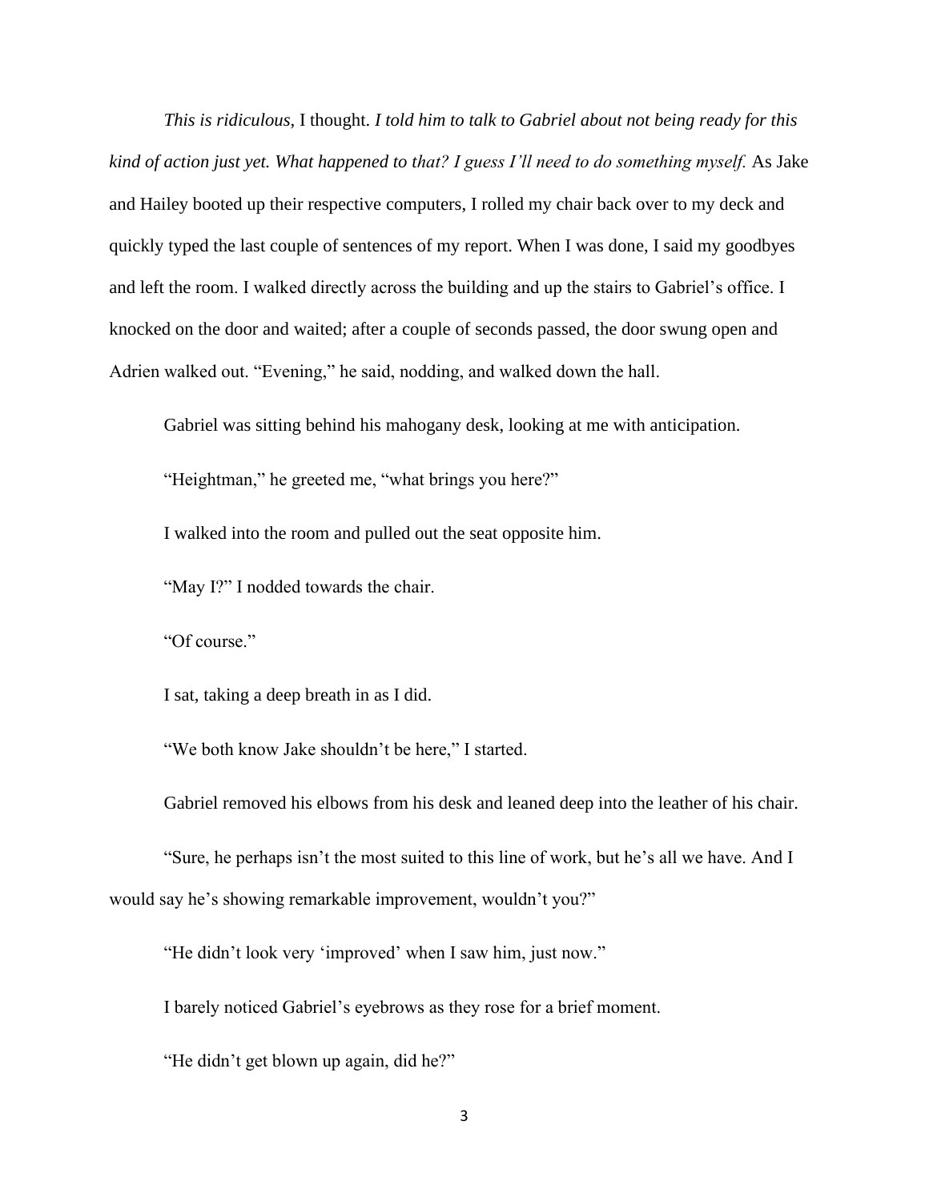*This is ridiculous,* I thought. *I told him to talk to Gabriel about not being ready for this kind of action just yet. What happened to that? I guess I'll need to do something myself.* As Jake and Hailey booted up their respective computers, I rolled my chair back over to my deck and quickly typed the last couple of sentences of my report. When I was done, I said my goodbyes and left the room. I walked directly across the building and up the stairs to Gabriel's office. I knocked on the door and waited; after a couple of seconds passed, the door swung open and Adrien walked out. "Evening," he said, nodding, and walked down the hall.

Gabriel was sitting behind his mahogany desk, looking at me with anticipation.

"Heightman," he greeted me, "what brings you here?"

I walked into the room and pulled out the seat opposite him.

"May I?" I nodded towards the chair.

"Of course."

I sat, taking a deep breath in as I did.

"We both know Jake shouldn't be here," I started.

Gabriel removed his elbows from his desk and leaned deep into the leather of his chair.

"Sure, he perhaps isn't the most suited to this line of work, but he's all we have. And I would say he's showing remarkable improvement, wouldn't you?"

"He didn't look very 'improved' when I saw him, just now."

I barely noticed Gabriel's eyebrows as they rose for a brief moment.

"He didn't get blown up again, did he?"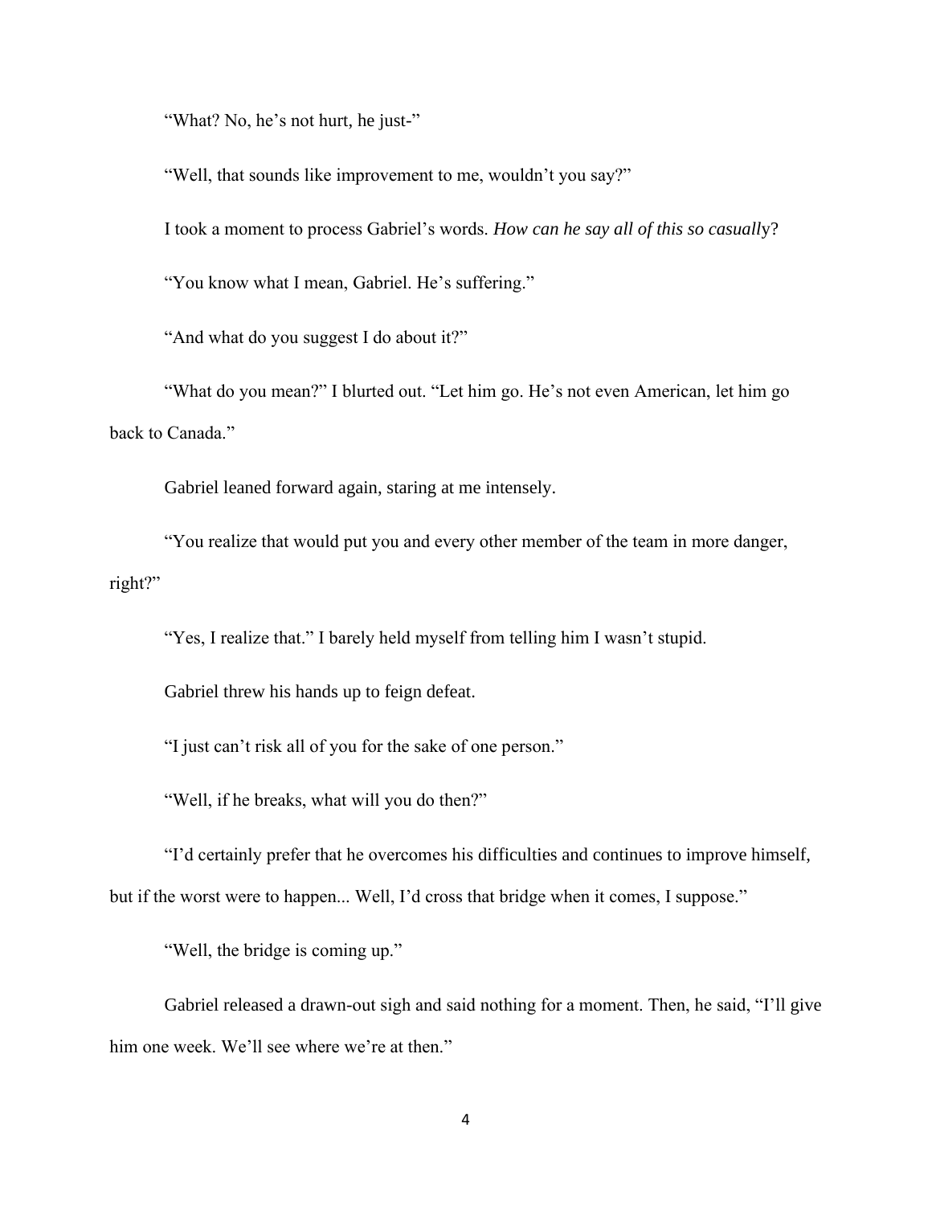"What? No, he's not hurt, he just-"

"Well, that sounds like improvement to me, wouldn't you say?"

I took a moment to process Gabriel's words. *How can he say all of this so casually*?

"You know what I mean, Gabriel. He's suffering."

"And what do you suggest I do about it?"

"What do you mean?" I blurted out. "Let him go. He's not even American, let him go back to Canada."

Gabriel leaned forward again, staring at me intensely.

"You realize that would put you and every other member of the team in more danger, right?"

"Yes, I realize that." I barely held myself from telling him I wasn't stupid.

Gabriel threw his hands up to feign defeat.

"I just can't risk all of you for the sake of one person."

"Well, if he breaks, what will you do then?"

"I'd certainly prefer that he overcomes his difficulties and continues to improve himself, but if the worst were to happen... Well, I'd cross that bridge when it comes, I suppose."

"Well, the bridge is coming up."

Gabriel released a drawn-out sigh and said nothing for a moment. Then, he said, "I'll give him one week. We'll see where we're at then."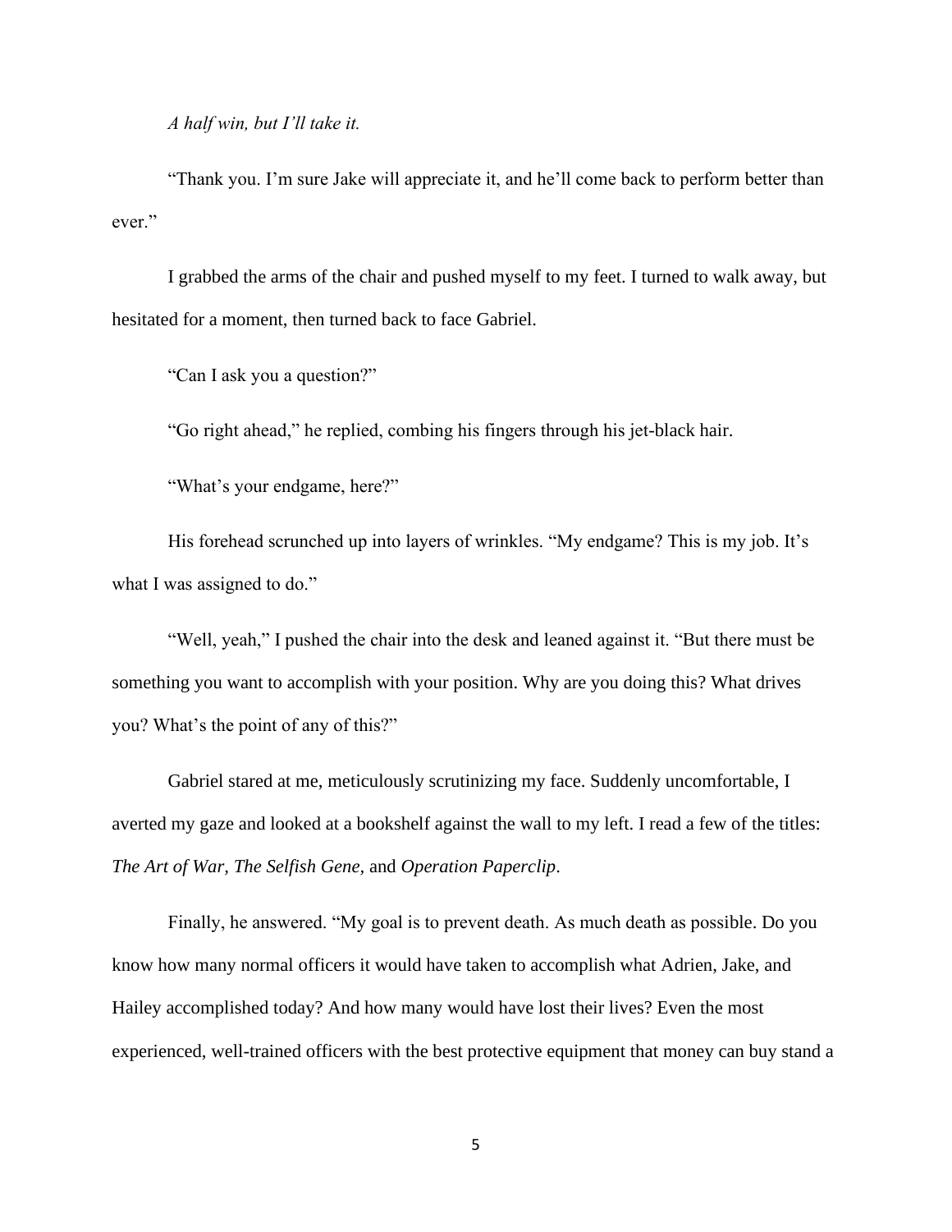*A half win, but I'll take it.*

"Thank you. I'm sure Jake will appreciate it, and he'll come back to perform better than ever."

I grabbed the arms of the chair and pushed myself to my feet. I turned to walk away, but hesitated for a moment, then turned back to face Gabriel.

"Can I ask you a question?"

"Go right ahead," he replied, combing his fingers through his jet-black hair.

"What's your endgame, here?"

His forehead scrunched up into layers of wrinkles. "My endgame? This is my job. It's what I was assigned to do."

"Well, yeah," I pushed the chair into the desk and leaned against it. "But there must be something you want to accomplish with your position. Why are you doing this? What drives you? What's the point of any of this?"

Gabriel stared at me, meticulously scrutinizing my face. Suddenly uncomfortable, I averted my gaze and looked at a bookshelf against the wall to my left. I read a few of the titles: *The Art of War*, *The Selfish Gene*, and *Operation Paperclip*.

Finally, he answered. "My goal is to prevent death. As much death as possible. Do you know how many normal officers it would have taken to accomplish what Adrien, Jake, and Hailey accomplished today? And how many would have lost their lives? Even the most experienced, well-trained officers with the best protective equipment that money can buy stand a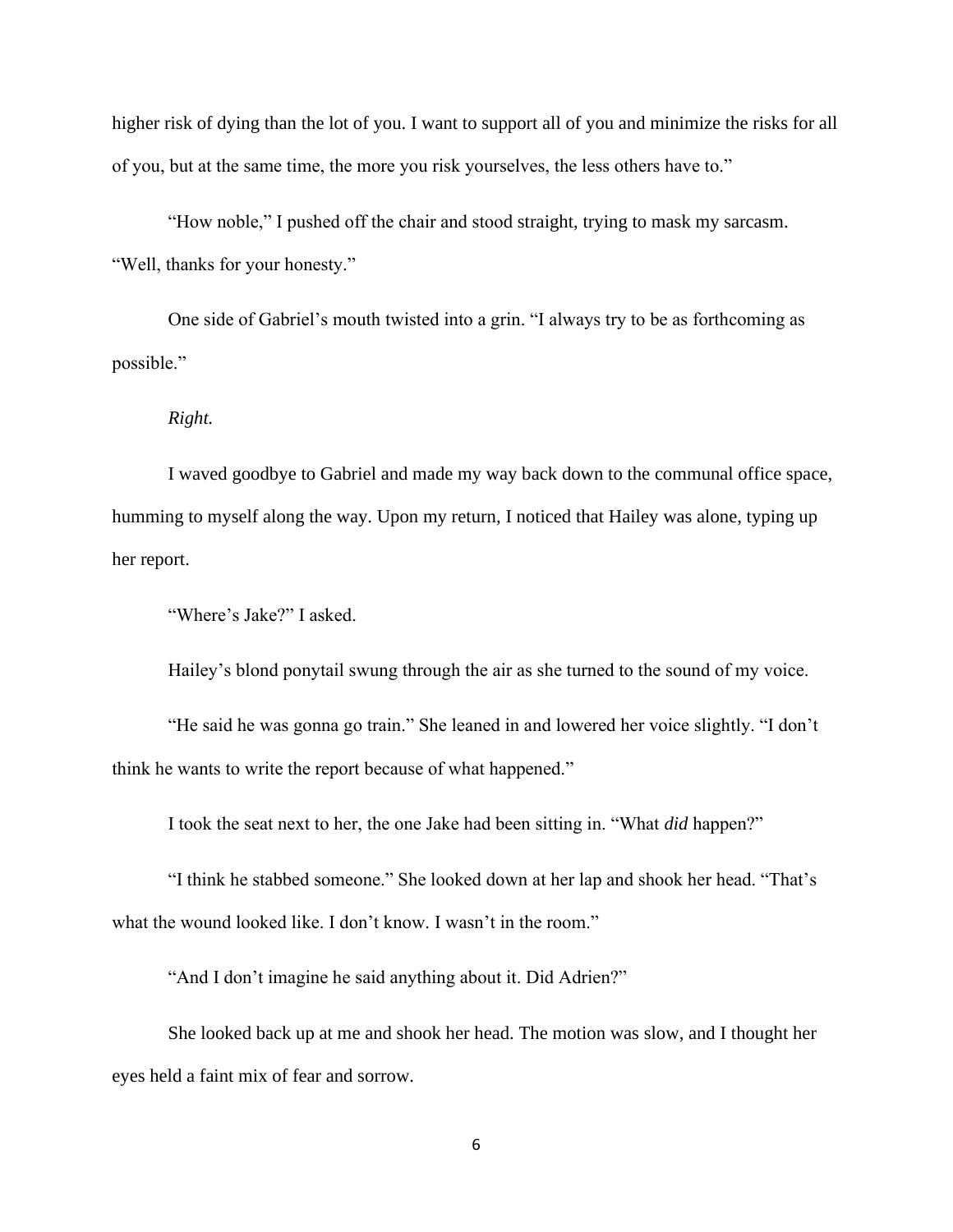higher risk of dying than the lot of you. I want to support all of you and minimize the risks for all of you, but at the same time, the more you risk yourselves, the less others have to."

"How noble," I pushed off the chair and stood straight, trying to mask my sarcasm. "Well, thanks for your honesty."

One side of Gabriel's mouth twisted into a grin. "I always try to be as forthcoming as possible."

*Right.*

I waved goodbye to Gabriel and made my way back down to the communal office space, humming to myself along the way. Upon my return, I noticed that Hailey was alone, typing up her report.

"Where's Jake?" I asked.

Hailey's blond ponytail swung through the air as she turned to the sound of my voice.

"He said he was gonna go train." She leaned in and lowered her voice slightly. "I don't think he wants to write the report because of what happened."

I took the seat next to her, the one Jake had been sitting in. "What *did* happen?"

"I think he stabbed someone." She looked down at her lap and shook her head. "That's what the wound looked like. I don't know. I wasn't in the room."

"And I don't imagine he said anything about it. Did Adrien?"

She looked back up at me and shook her head. The motion was slow, and I thought her eyes held a faint mix of fear and sorrow.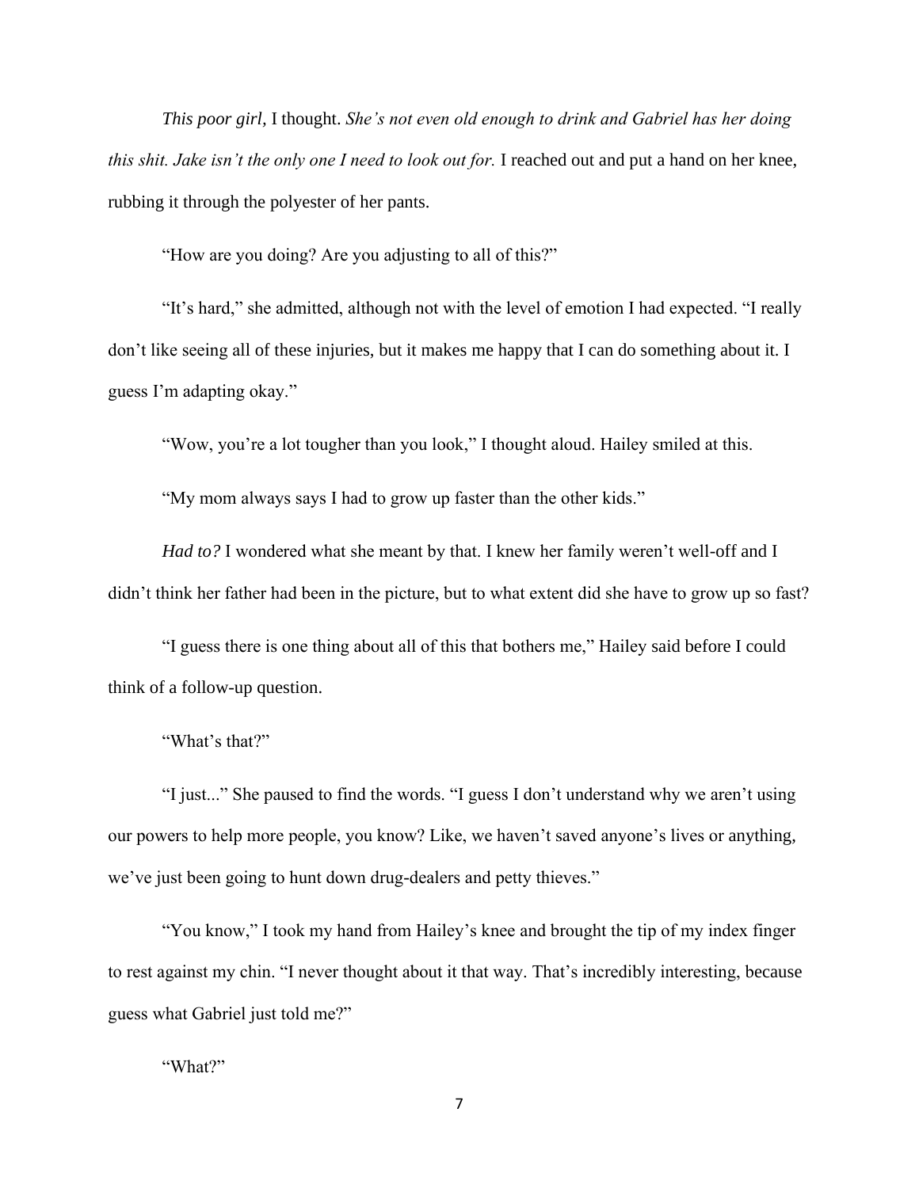*This poor girl,* I thought. *She's not even old enough to drink and Gabriel has her doing this shit. Jake isn't the only one I need to look out for.* I reached out and put a hand on her knee, rubbing it through the polyester of her pants.

"How are you doing? Are you adjusting to all of this?"

"It's hard," she admitted, although not with the level of emotion I had expected. "I really don't like seeing all of these injuries, but it makes me happy that I can do something about it. I guess I'm adapting okay."

"Wow, you're a lot tougher than you look," I thought aloud. Hailey smiled at this.

"My mom always says I had to grow up faster than the other kids."

*Had to?* I wondered what she meant by that. I knew her family weren't well-off and I didn't think her father had been in the picture, but to what extent did she have to grow up so fast?

"I guess there is one thing about all of this that bothers me," Hailey said before I could think of a follow-up question.

"What's that?"

"I just..." She paused to find the words. "I guess I don't understand why we aren't using our powers to help more people, you know? Like, we haven't saved anyone's lives or anything, we've just been going to hunt down drug-dealers and petty thieves."

"You know," I took my hand from Hailey's knee and brought the tip of my index finger to rest against my chin. "I never thought about it that way. That's incredibly interesting, because guess what Gabriel just told me?"

"What?"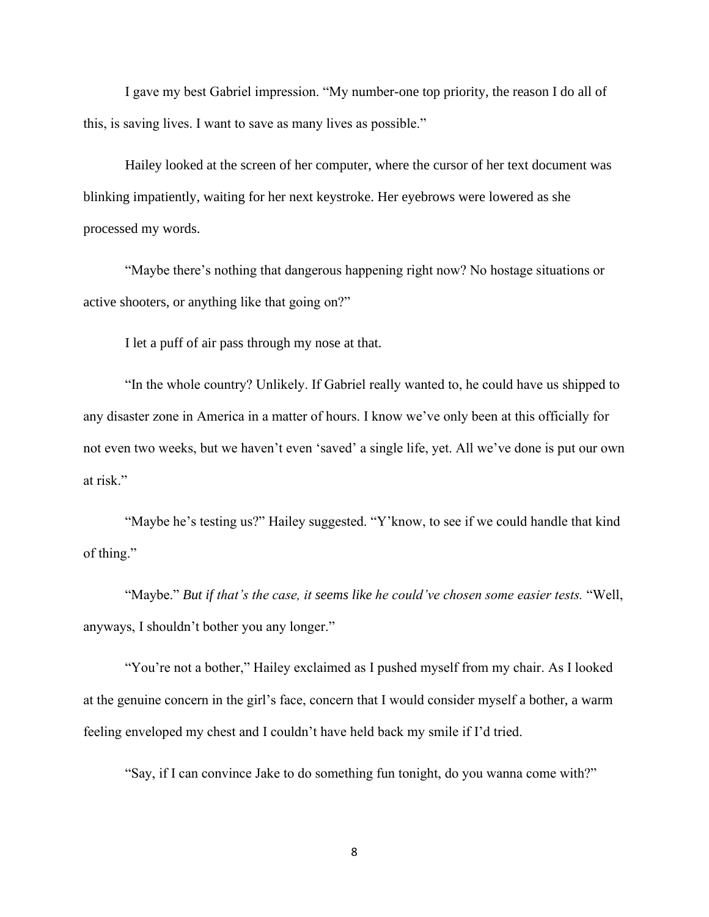I gave my best Gabriel impression. "My number-one top priority, the reason I do all of this, is saving lives. I want to save as many lives as possible."

Hailey looked at the screen of her computer, where the cursor of her text document was blinking impatiently, waiting for her next keystroke. Her eyebrows were lowered as she processed my words.

"Maybe there's nothing that dangerous happening right now? No hostage situations or active shooters, or anything like that going on?"

I let a puff of air pass through my nose at that.

"In the whole country? Unlikely. If Gabriel really wanted to, he could have us shipped to any disaster zone in America in a matter of hours. I know we've only been at this officially for not even two weeks, but we haven't even 'saved' a single life, yet. All we've done is put our own at risk."

"Maybe he's testing us?" Hailey suggested. "Y'know, to see if we could handle that kind of thing."

"Maybe." *But if that's the case, it seems like he could've chosen some easier tests.* "Well, anyways, I shouldn't bother you any longer."

"You're not a bother," Hailey exclaimed as I pushed myself from my chair. As I looked at the genuine concern in the girl's face, concern that I would consider myself a bother, a warm feeling enveloped my chest and I couldn't have held back my smile if I'd tried.

"Say, if I can convince Jake to do something fun tonight, do you wanna come with?"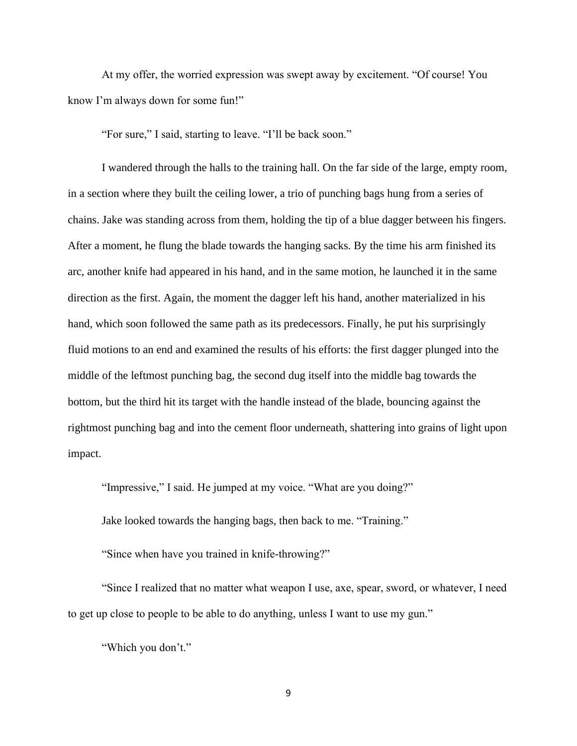At my offer, the worried expression was swept away by excitement. "Of course! You know I'm always down for some fun!"

"For sure," I said, starting to leave. "I'll be back soon."

I wandered through the halls to the training hall. On the far side of the large, empty room, in a section where they built the ceiling lower, a trio of punching bags hung from a series of chains. Jake was standing across from them, holding the tip of a blue dagger between his fingers. After a moment, he flung the blade towards the hanging sacks. By the time his arm finished its arc, another knife had appeared in his hand, and in the same motion, he launched it in the same direction as the first. Again, the moment the dagger left his hand, another materialized in his hand, which soon followed the same path as its predecessors. Finally, he put his surprisingly fluid motions to an end and examined the results of his efforts: the first dagger plunged into the middle of the leftmost punching bag, the second dug itself into the middle bag towards the bottom, but the third hit its target with the handle instead of the blade, bouncing against the rightmost punching bag and into the cement floor underneath, shattering into grains of light upon impact.

"Impressive," I said. He jumped at my voice. "What are you doing?"

Jake looked towards the hanging bags, then back to me. "Training."

"Since when have you trained in knife-throwing?"

"Since I realized that no matter what weapon I use, axe, spear, sword, or whatever, I need to get up close to people to be able to do anything, unless I want to use my gun."

"Which you don't."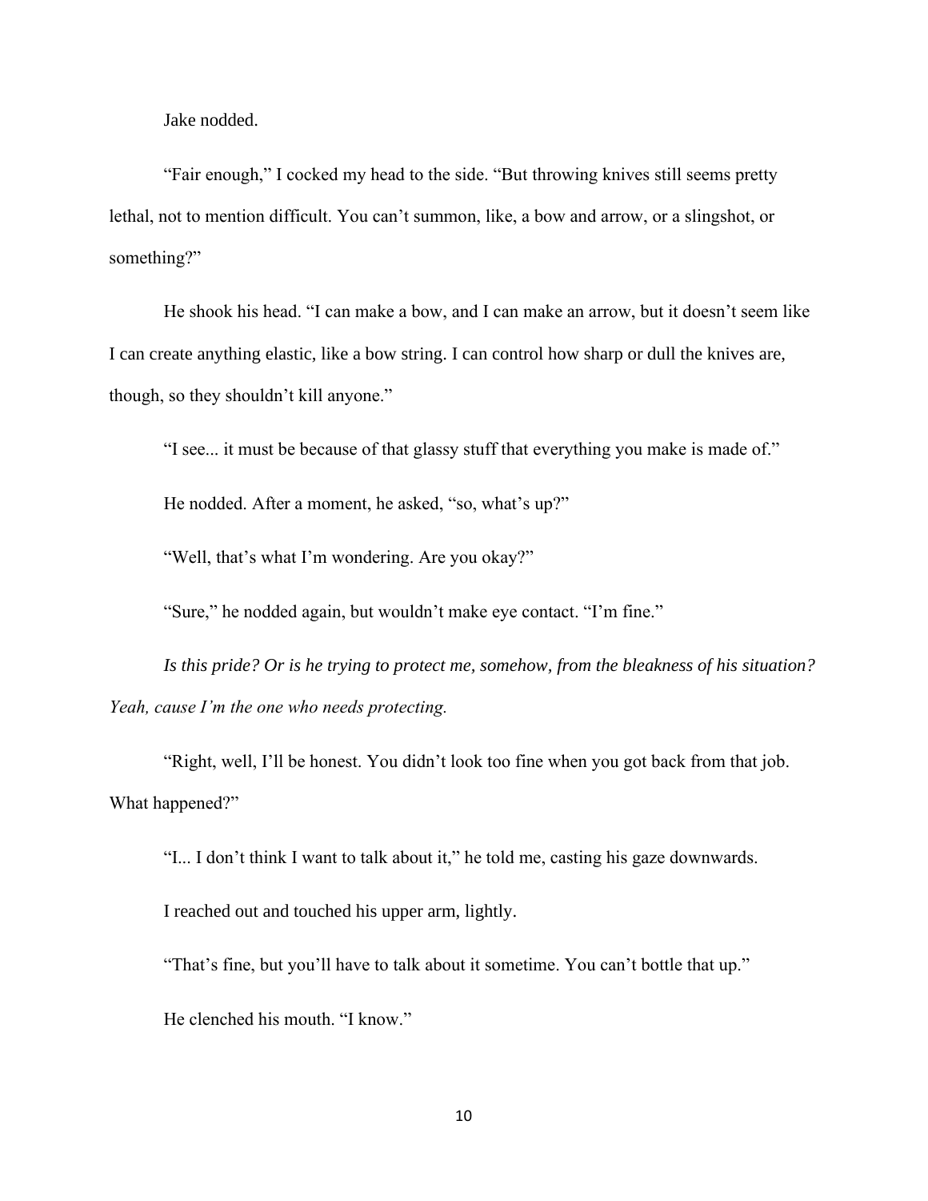Jake nodded.

"Fair enough," I cocked my head to the side. "But throwing knives still seems pretty lethal, not to mention difficult. You can't summon, like, a bow and arrow, or a slingshot, or something?"

He shook his head. "I can make a bow, and I can make an arrow, but it doesn't seem like I can create anything elastic, like a bow string. I can control how sharp or dull the knives are, though, so they shouldn't kill anyone."

"I see... it must be because of that glassy stuff that everything you make is made of."

He nodded. After a moment, he asked, "so, what's up?"

"Well, that's what I'm wondering. Are you okay?"

"Sure," he nodded again, but wouldn't make eye contact. "I'm fine."

*Is this pride? Or is he trying to protect me, somehow, from the bleakness of his situation? Yeah, cause I'm the one who needs protecting.*

"Right, well, I'll be honest. You didn't look too fine when you got back from that job. What happened?"

"I... I don't think I want to talk about it," he told me, casting his gaze downwards.

I reached out and touched his upper arm, lightly.

"That's fine, but you'll have to talk about it sometime. You can't bottle that up."

He clenched his mouth. "I know."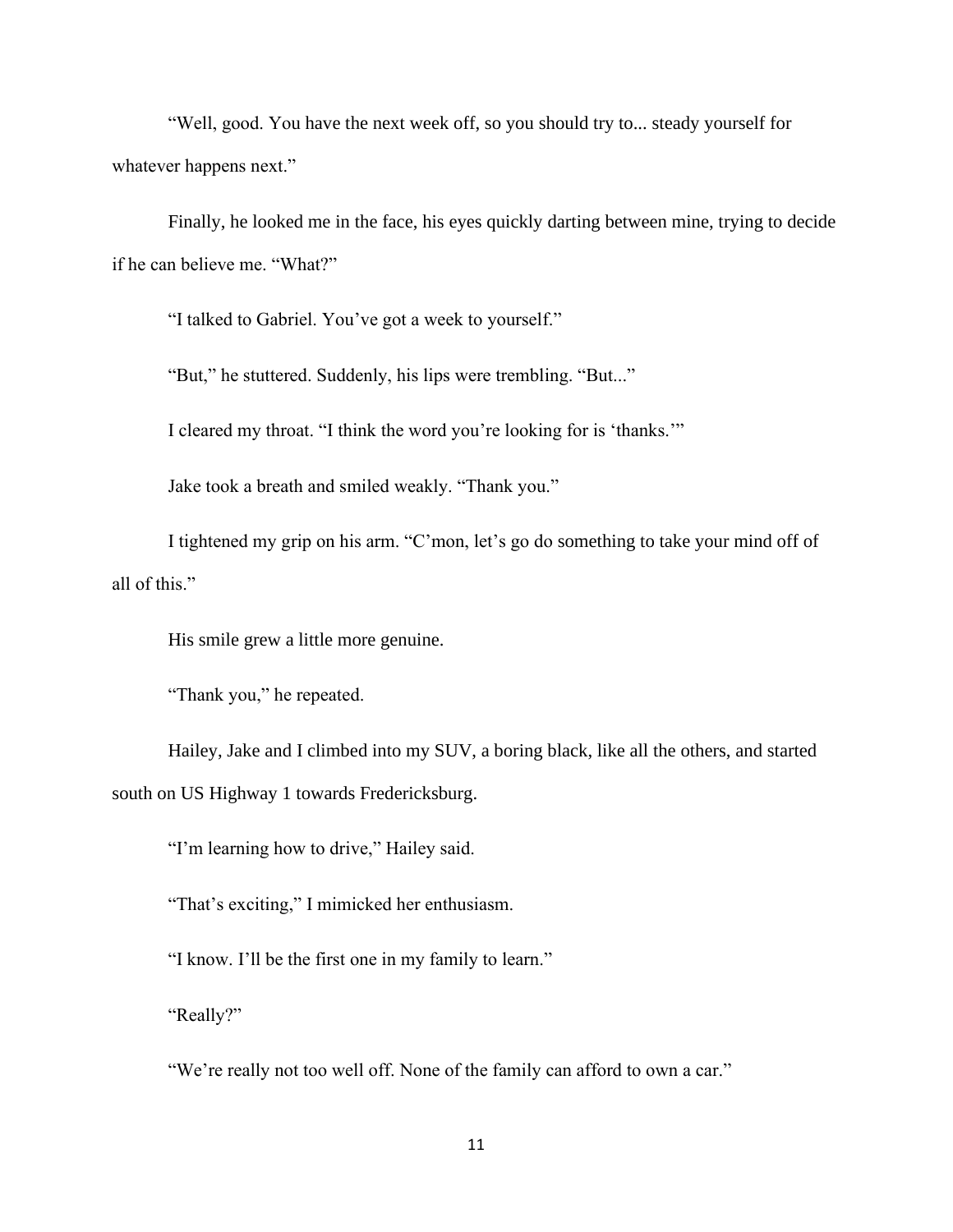"Well, good. You have the next week off, so you should try to... steady yourself for whatever happens next."

Finally, he looked me in the face, his eyes quickly darting between mine, trying to decide if he can believe me. "What?"

"I talked to Gabriel. You've got a week to yourself."

"But," he stuttered. Suddenly, his lips were trembling. "But..."

I cleared my throat. "I think the word you're looking for is 'thanks.'"

Jake took a breath and smiled weakly. "Thank you."

I tightened my grip on his arm. "C'mon, let's go do something to take your mind off of all of this."

His smile grew a little more genuine.

"Thank you," he repeated.

Hailey, Jake and I climbed into my SUV, a boring black, like all the others, and started south on US Highway 1 towards Fredericksburg.

"I'm learning how to drive," Hailey said.

"That's exciting," I mimicked her enthusiasm.

"I know. I'll be the first one in my family to learn."

"Really?"

"We're really not too well off. None of the family can afford to own a car."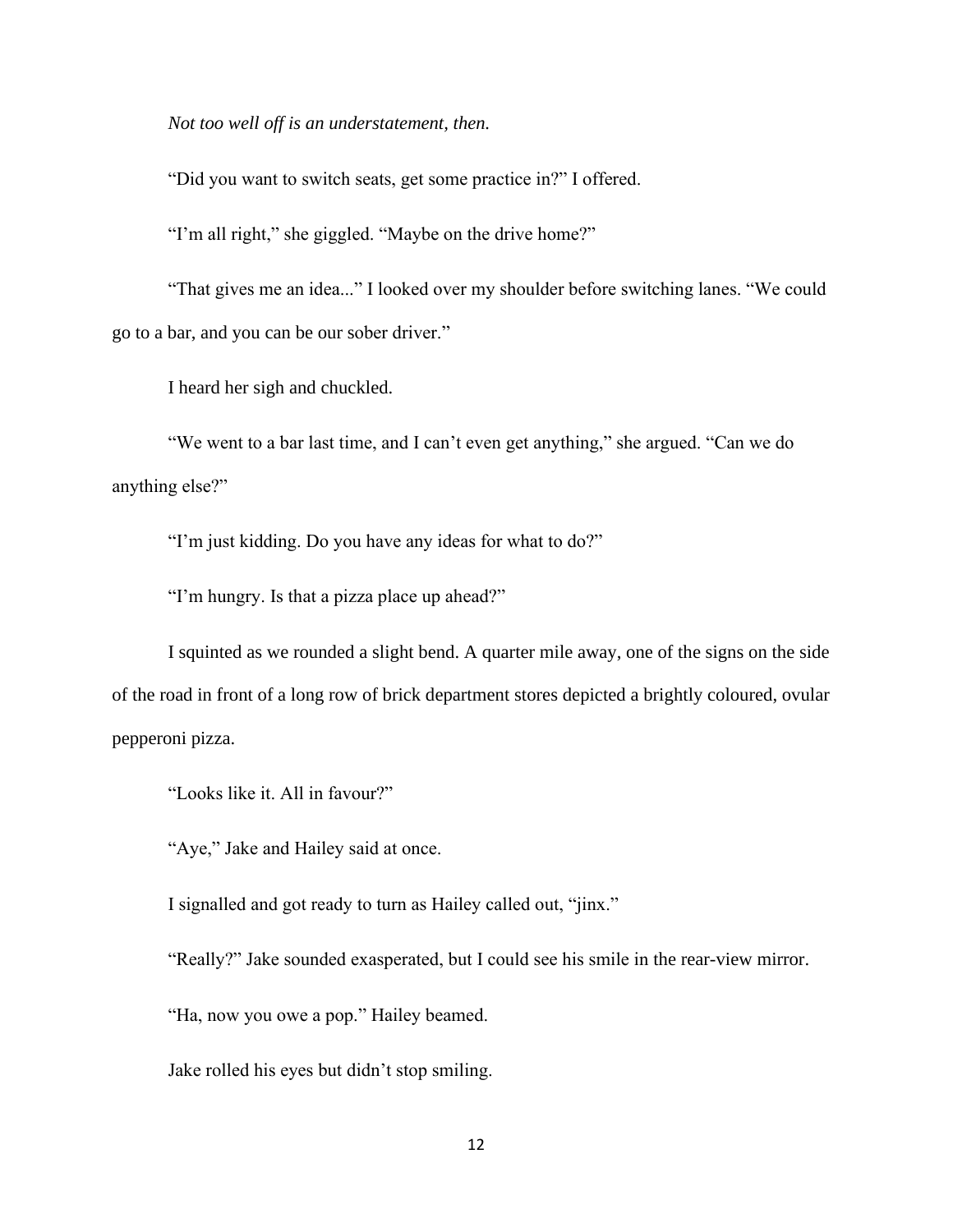*Not too well off is an understatement, then.*

“Did you want to switch seats, get some practice in?” I offered.

“I’m all right,” she giggled. “Maybe on the drive home?”

“That gives me an idea...” I looked over my shoulder before switching lanes. “We could go to a bar, and you can be our sober driver.”

I heard her sigh and chuckled.

“We went to a bar last time, and I can’t even get anything,” she argued. “Can we do anything else?”

“I’m just kidding. Do you have any ideas for what to do?”

“I’m hungry. Is that a pizza place up ahead?”

I squinted as we rounded a slight bend. A quarter mile away, one of the signs on the side of the road in front of a long row of brick department stores depicted a brightly coloured, ovular pepperoni pizza.

“Looks like it. All in favour?”

“Aye,” Jake and Hailey said at once.

I signalled and got ready to turn as Hailey called out, “jinx.”

“Really?” Jake sounded exasperated, but I could see his smile in the rear-view mirror.

“Ha, now you owe a pop.” Hailey beamed.

Jake rolled his eyes but didn’t stop smiling.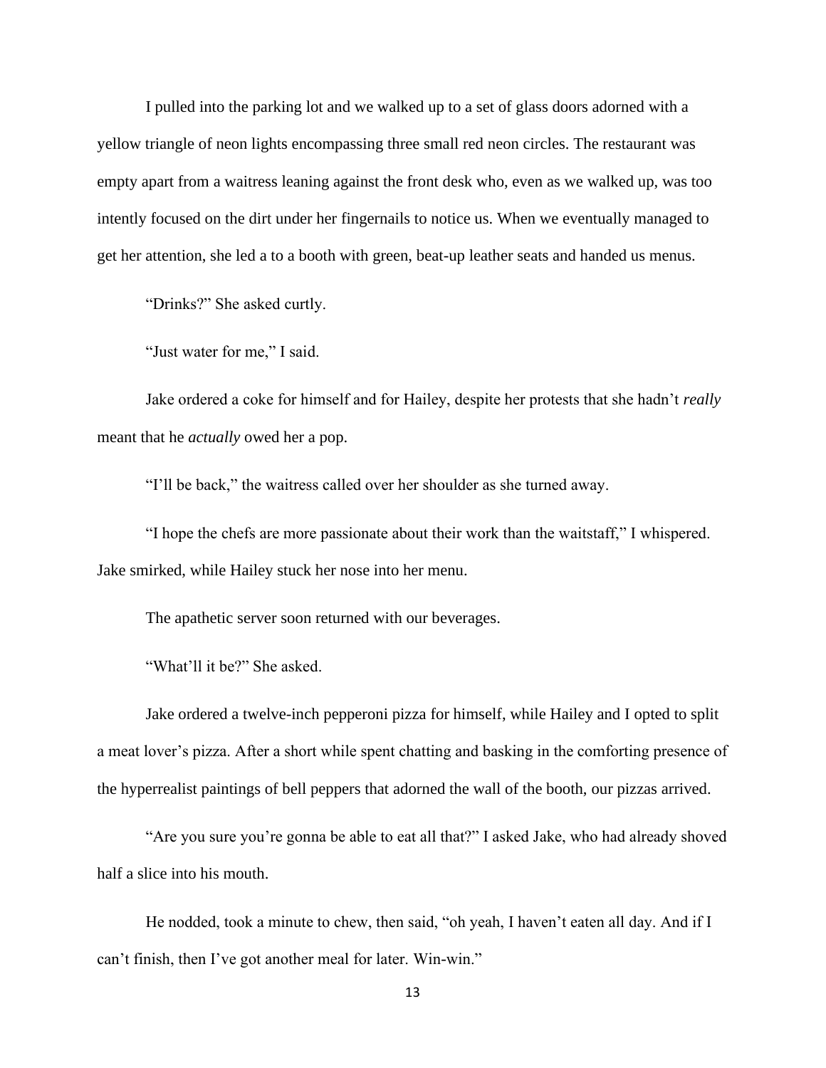I pulled into the parking lot and we walked up to a set of glass doors adorned with a yellow triangle of neon lights encompassing three small red neon circles. The restaurant was empty apart from a waitress leaning against the front desk who, even as we walked up, was too intently focused on the dirt under her fingernails to notice us. When we eventually managed to get her attention, she led a to a booth with green, beat-up leather seats and handed us menus.

"Drinks?" She asked curtly.

"Just water for me," I said.

Jake ordered a coke for himself and for Hailey, despite her protests that she hadn't *really* meant that he *actually* owed her a pop.

"I'll be back," the waitress called over her shoulder as she turned away.

"I hope the chefs are more passionate about their work than the waitstaff," I whispered. Jake smirked, while Hailey stuck her nose into her menu.

The apathetic server soon returned with our beverages.

"What'll it be?" She asked.

Jake ordered a twelve-inch pepperoni pizza for himself, while Hailey and I opted to split a meat lover's pizza. After a short while spent chatting and basking in the comforting presence of the hyperrealist paintings of bell peppers that adorned the wall of the booth, our pizzas arrived.

"Are you sure you're gonna be able to eat all that?" I asked Jake, who had already shoved half a slice into his mouth.

He nodded, took a minute to chew, then said, "oh yeah, I haven't eaten all day. And if I can't finish, then I've got another meal for later. Win-win."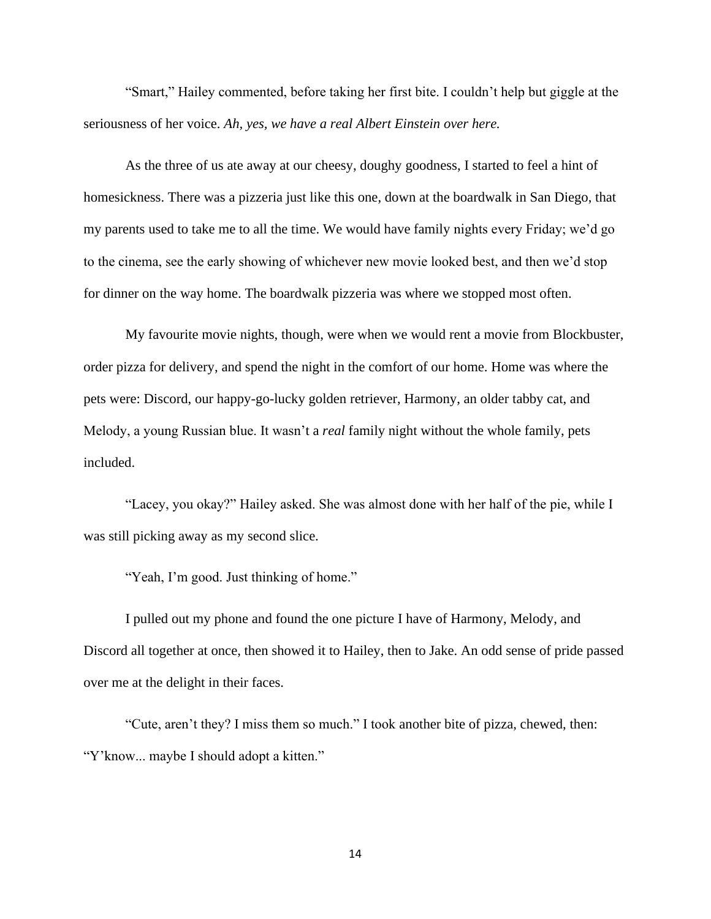"Smart," Hailey commented, before taking her first bite. I couldn't help but giggle at the seriousness of her voice. *Ah, yes, we have a real Albert Einstein over here.*

As the three of us ate away at our cheesy, doughy goodness, I started to feel a hint of homesickness. There was a pizzeria just like this one, down at the boardwalk in San Diego, that my parents used to take me to all the time. We would have family nights every Friday; we'd go to the cinema, see the early showing of whichever new movie looked best, and then we'd stop for dinner on the way home. The boardwalk pizzeria was where we stopped most often.

My favourite movie nights, though, were when we would rent a movie from Blockbuster, order pizza for delivery, and spend the night in the comfort of our home. Home was where the pets were: Discord, our happy-go-lucky golden retriever, Harmony, an older tabby cat, and Melody, a young Russian blue. It wasn't a *real* family night without the whole family, pets included.

"Lacey, you okay?" Hailey asked. She was almost done with her half of the pie, while I was still picking away as my second slice.

"Yeah, I'm good. Just thinking of home."

I pulled out my phone and found the one picture I have of Harmony, Melody, and Discord all together at once, then showed it to Hailey, then to Jake. An odd sense of pride passed over me at the delight in their faces.

"Cute, aren't they? I miss them so much." I took another bite of pizza, chewed, then: "Y'know... maybe I should adopt a kitten."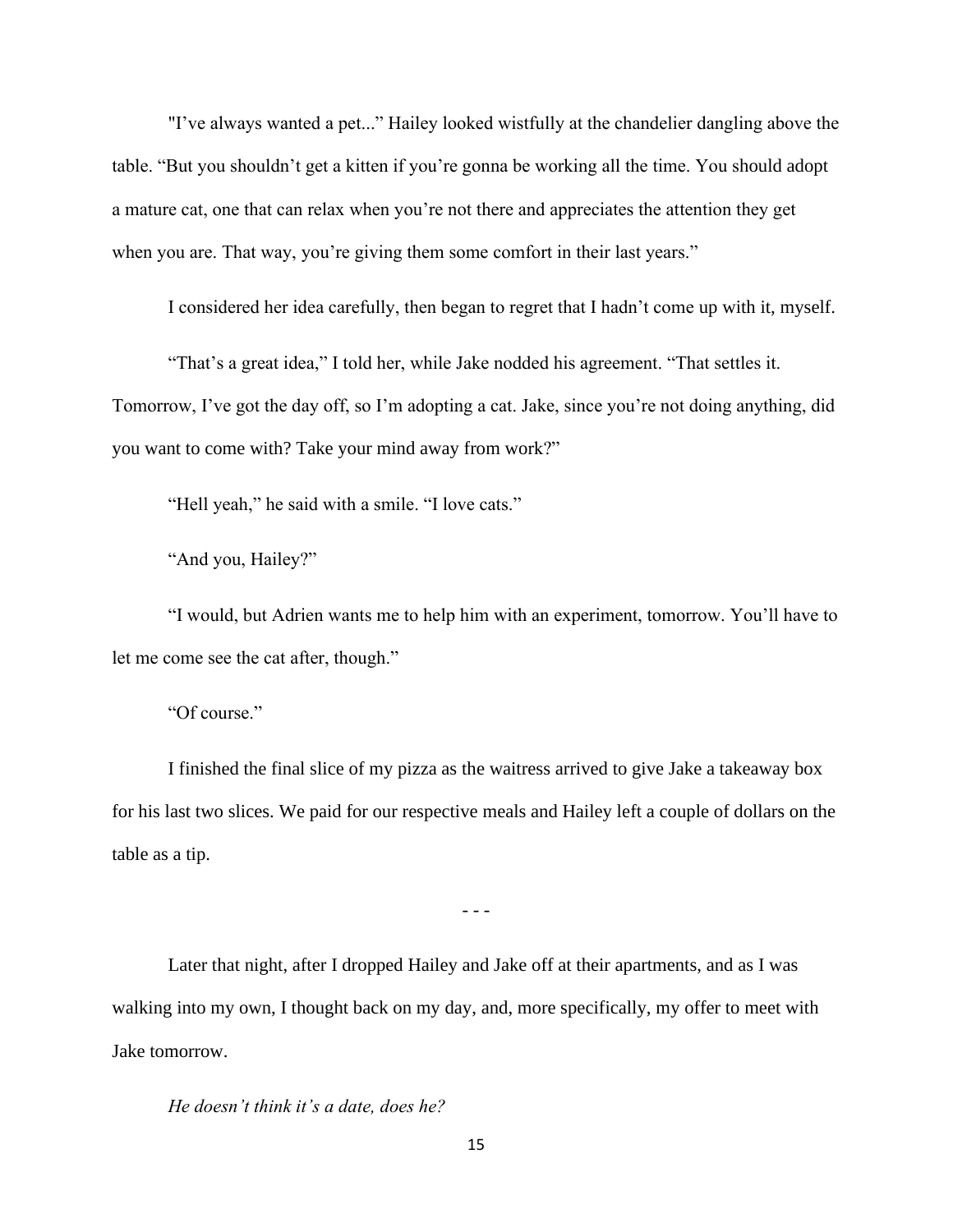"I've always wanted a pet..." Hailey looked wistfully at the chandelier dangling above the table. "But you shouldn't get a kitten if you're gonna be working all the time. You should adopt a mature cat, one that can relax when you're not there and appreciates the attention they get when you are. That way, you're giving them some comfort in their last years."

I considered her idea carefully, then began to regret that I hadn't come up with it, myself.

"That's a great idea," I told her, while Jake nodded his agreement. "That settles it. Tomorrow, I've got the day off, so I'm adopting a cat. Jake, since you're not doing anything, did you want to come with? Take your mind away from work?"

"Hell yeah," he said with a smile. "I love cats."

"And you, Hailey?"

"I would, but Adrien wants me to help him with an experiment, tomorrow. You'll have to let me come see the cat after, though."

"Of course."

I finished the final slice of my pizza as the waitress arrived to give Jake a takeaway box for his last two slices. We paid for our respective meals and Hailey left a couple of dollars on the table as a tip.

- - -

Later that night, after I dropped Hailey and Jake off at their apartments, and as I was walking into my own, I thought back on my day, and, more specifically, my offer to meet with Jake tomorrow.

*He doesn't think it's a date, does he?*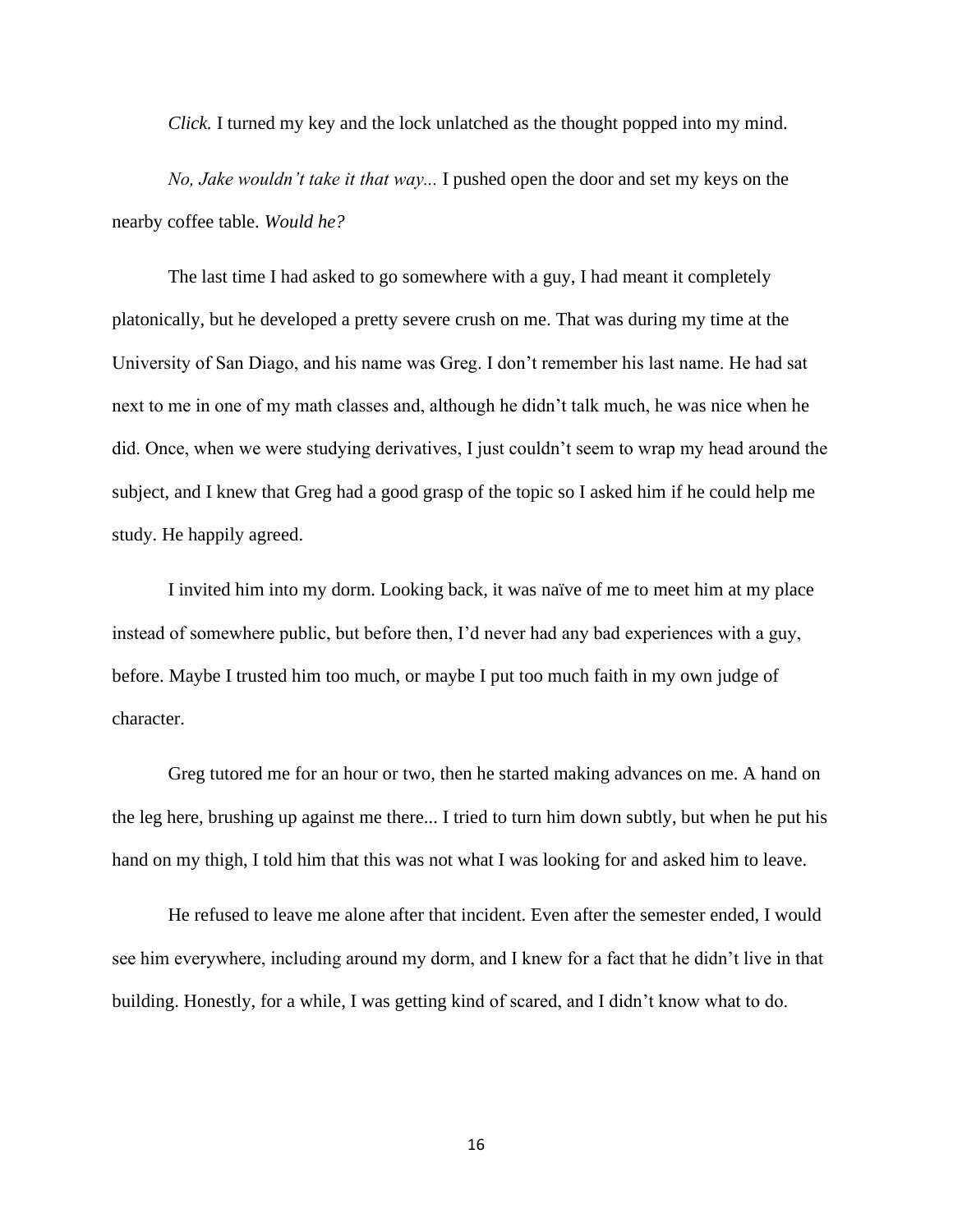*Click.* I turned my key and the lock unlatched as the thought popped into my mind.

*No, Jake wouldn't take it that way...* I pushed open the door and set my keys on the nearby coffee table. *Would he?*

The last time I had asked to go somewhere with a guy, I had meant it completely platonically, but he developed a pretty severe crush on me. That was during my time at the University of San Diago, and his name was Greg. I don't remember his last name. He had sat next to me in one of my math classes and, although he didn't talk much, he was nice when he did. Once, when we were studying derivatives, I just couldn't seem to wrap my head around the subject, and I knew that Greg had a good grasp of the topic so I asked him if he could help me study. He happily agreed.

I invited him into my dorm. Looking back, it was naïve of me to meet him at my place instead of somewhere public, but before then, I'd never had any bad experiences with a guy, before. Maybe I trusted him too much, or maybe I put too much faith in my own judge of character.

Greg tutored me for an hour or two, then he started making advances on me. A hand on the leg here, brushing up against me there... I tried to turn him down subtly, but when he put his hand on my thigh, I told him that this was not what I was looking for and asked him to leave.

He refused to leave me alone after that incident. Even after the semester ended, I would see him everywhere, including around my dorm, and I knew for a fact that he didn't live in that building. Honestly, for a while, I was getting kind of scared, and I didn't know what to do.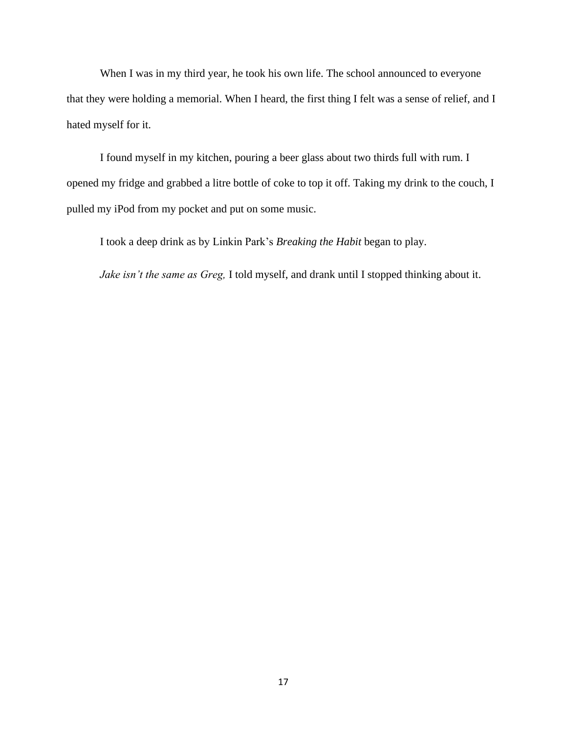When I was in my third year, he took his own life. The school announced to everyone that they were holding a memorial. When I heard, the first thing I felt was a sense of relief, and I hated myself for it.

I found myself in my kitchen, pouring a beer glass about two thirds full with rum. I opened my fridge and grabbed a litre bottle of coke to top it off. Taking my drink to the couch, I pulled my iPod from my pocket and put on some music.

I took a deep drink as by Linkin Park's *Breaking the Habit* began to play.

*Jake isn't the same as Greg,* I told myself, and drank until I stopped thinking about it.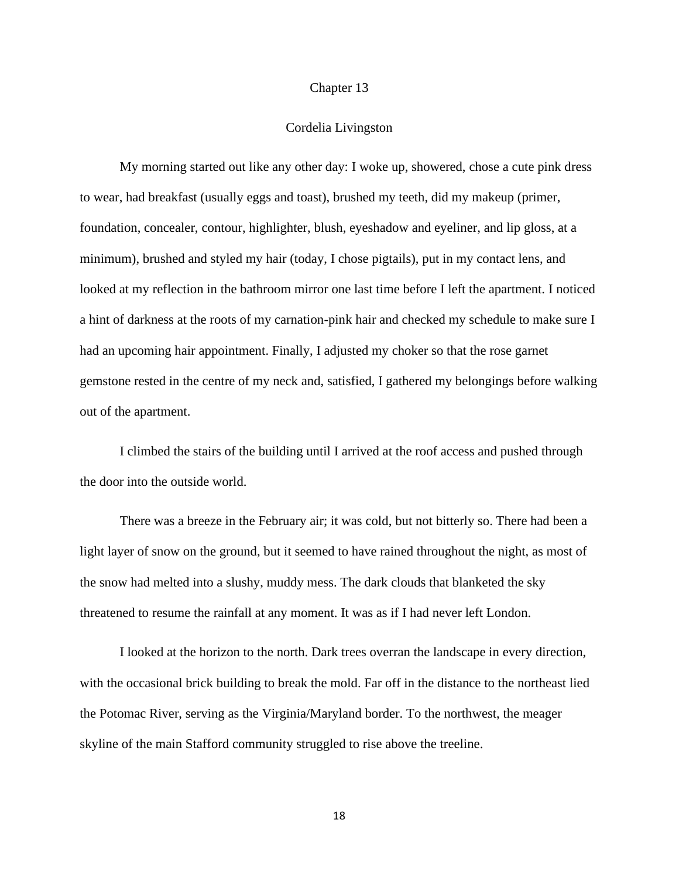# Chapter 13

## Cordelia Livingston

My morning started out like any other day: I woke up, showered, chose a cute pink dress to wear, had breakfast (usually eggs and toast), brushed my teeth, did my makeup (primer, foundation, concealer, contour, highlighter, blush, eyeshadow and eyeliner, and lip gloss, at a minimum), brushed and styled my hair (today, I chose pigtails), put in my contact lens, and looked at my reflection in the bathroom mirror one last time before I left the apartment. I noticed a hint of darkness at the roots of my carnation-pink hair and checked my schedule to make sure I had an upcoming hair appointment. Finally, I adjusted my choker so that the rose garnet gemstone rested in the centre of my neck and, satisfied, I gathered my belongings before walking out of the apartment.

I climbed the stairs of the building until I arrived at the roof access and pushed through the door into the outside world.

There was a breeze in the February air; it was cold, but not bitterly so. There had been a light layer of snow on the ground, but it seemed to have rained throughout the night, as most of the snow had melted into a slushy, muddy mess. The dark clouds that blanketed the sky threatened to resume the rainfall at any moment. It was as if I had never left London.

I looked at the horizon to the north. Dark trees overran the landscape in every direction, with the occasional brick building to break the mold. Far off in the distance to the northeast lied the Potomac River, serving as the Virginia/Maryland border. To the northwest, the meager skyline of the main Stafford community struggled to rise above the treeline.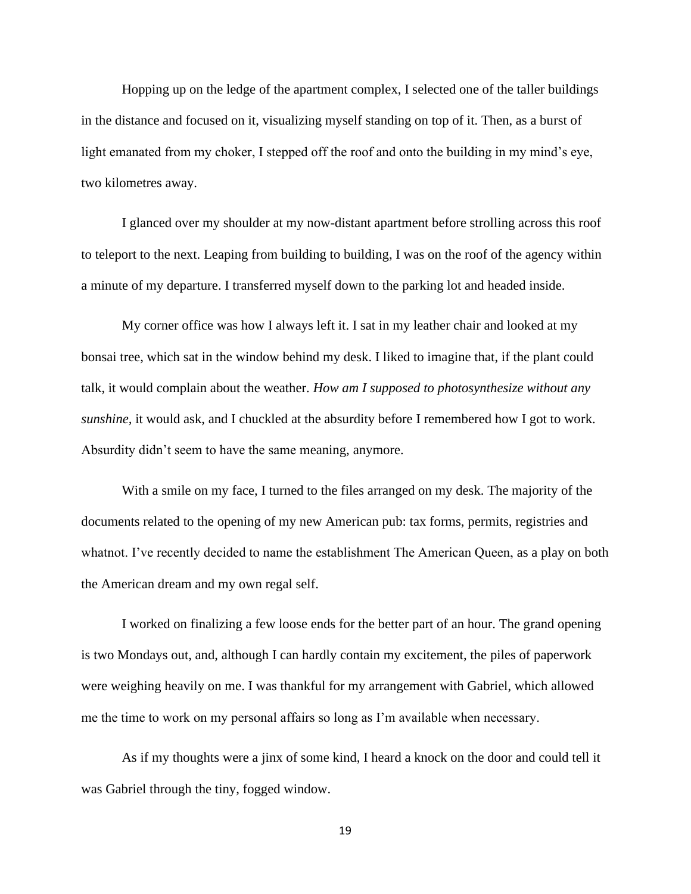Hopping up on the ledge of the apartment complex, I selected one of the taller buildings in the distance and focused on it, visualizing myself standing on top of it. Then, as a burst of light emanated from my choker, I stepped off the roof and onto the building in my mind's eye, two kilometres away.

I glanced over my shoulder at my now-distant apartment before strolling across this roof to teleport to the next. Leaping from building to building, I was on the roof of the agency within a minute of my departure. I transferred myself down to the parking lot and headed inside.

My corner office was how I always left it. I sat in my leather chair and looked at my bonsai tree, which sat in the window behind my desk. I liked to imagine that, if the plant could talk, it would complain about the weather. *How am I supposed to photosynthesize without any sunshine,* it would ask, and I chuckled at the absurdity before I remembered how I got to work. Absurdity didn't seem to have the same meaning, anymore.

With a smile on my face, I turned to the files arranged on my desk. The majority of the documents related to the opening of my new American pub: tax forms, permits, registries and whatnot. I've recently decided to name the establishment The American Queen, as a play on both the American dream and my own regal self.

I worked on finalizing a few loose ends for the better part of an hour. The grand opening is two Mondays out, and, although I can hardly contain my excitement, the piles of paperwork were weighing heavily on me. I was thankful for my arrangement with Gabriel, which allowed me the time to work on my personal affairs so long as I'm available when necessary.

As if my thoughts were a jinx of some kind, I heard a knock on the door and could tell it was Gabriel through the tiny, fogged window.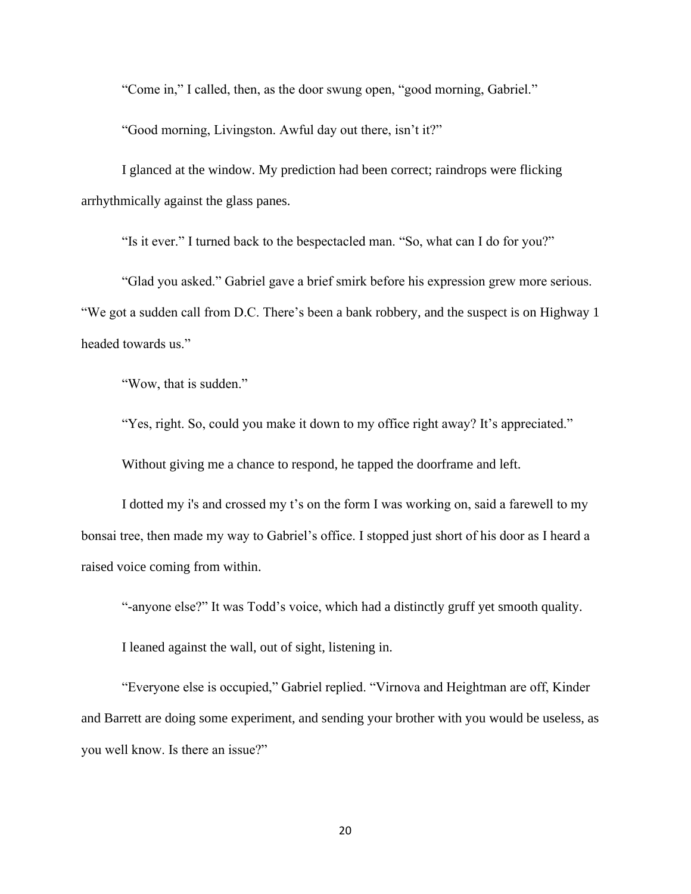"Come in," I called, then, as the door swung open, "good morning, Gabriel."

"Good morning, Livingston. Awful day out there, isn't it?"

I glanced at the window. My prediction had been correct; raindrops were flicking arrhythmically against the glass panes.

"Is it ever." I turned back to the bespectacled man. "So, what can I do for you?"

"Glad you asked." Gabriel gave a brief smirk before his expression grew more serious. "We got a sudden call from D.C. There's been a bank robbery, and the suspect is on Highway 1 headed towards us."

"Wow, that is sudden."

"Yes, right. So, could you make it down to my office right away? It's appreciated."

Without giving me a chance to respond, he tapped the doorframe and left.

I dotted my i's and crossed my t's on the form I was working on, said a farewell to my bonsai tree, then made my way to Gabriel's office. I stopped just short of his door as I heard a raised voice coming from within.

"-anyone else?" It was Todd's voice, which had a distinctly gruff yet smooth quality.

I leaned against the wall, out of sight, listening in.

"Everyone else is occupied," Gabriel replied. "Virnova and Heightman are off, Kinder and Barrett are doing some experiment, and sending your brother with you would be useless, as you well know. Is there an issue?"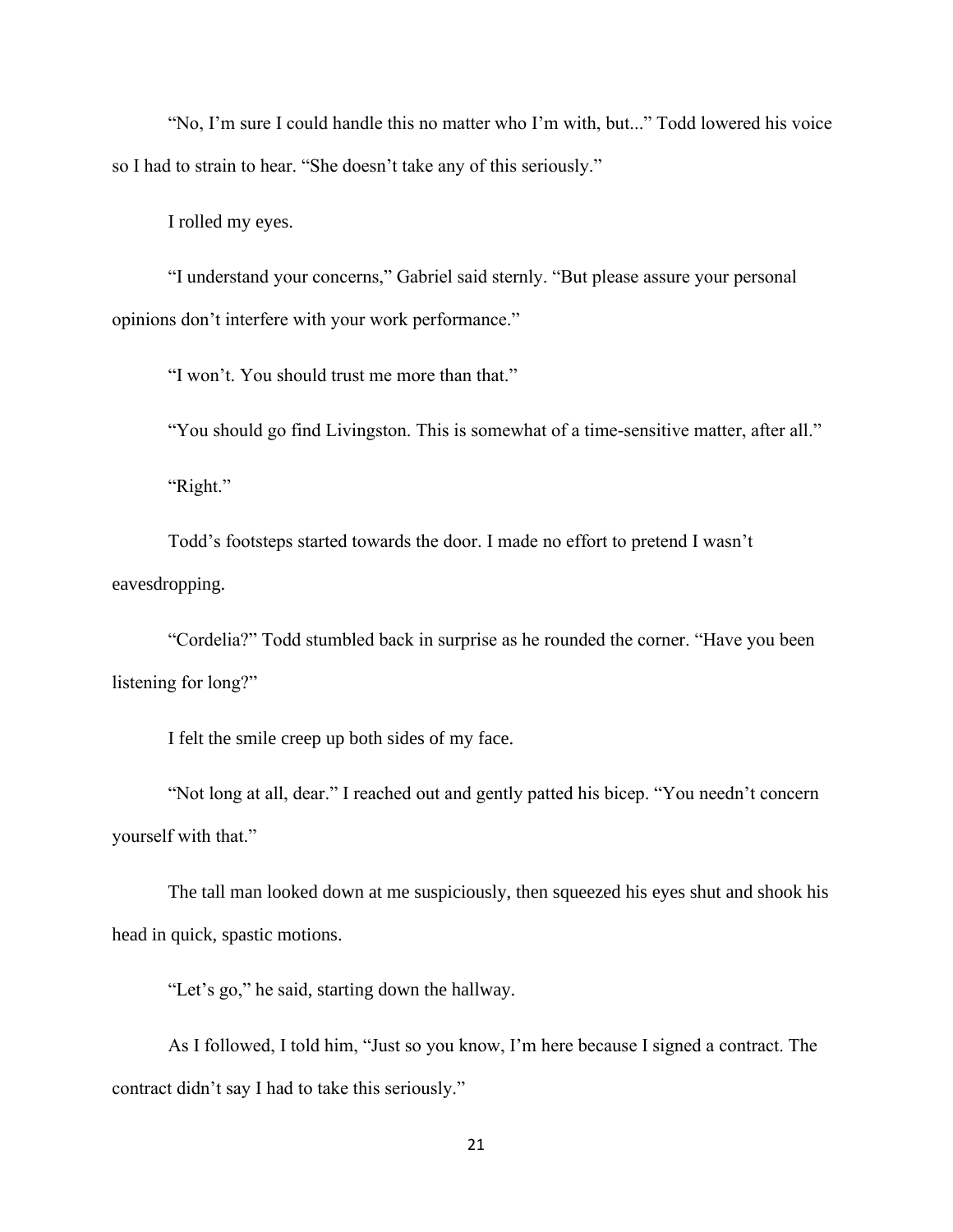"No, I'm sure I could handle this no matter who I'm with, but..." Todd lowered his voice so I had to strain to hear. "She doesn't take any of this seriously."

I rolled my eyes.

"I understand your concerns," Gabriel said sternly. "But please assure your personal opinions don't interfere with your work performance."

"I won't. You should trust me more than that."

"You should go find Livingston. This is somewhat of a time-sensitive matter, after all."

"Right."

Todd's footsteps started towards the door. I made no effort to pretend I wasn't eavesdropping.

"Cordelia?" Todd stumbled back in surprise as he rounded the corner. "Have you been listening for long?"

I felt the smile creep up both sides of my face.

"Not long at all, dear." I reached out and gently patted his bicep. "You needn't concern yourself with that."

The tall man looked down at me suspiciously, then squeezed his eyes shut and shook his head in quick, spastic motions.

"Let's go," he said, starting down the hallway.

As I followed, I told him, "Just so you know, I'm here because I signed a contract. The contract didn't say I had to take this seriously."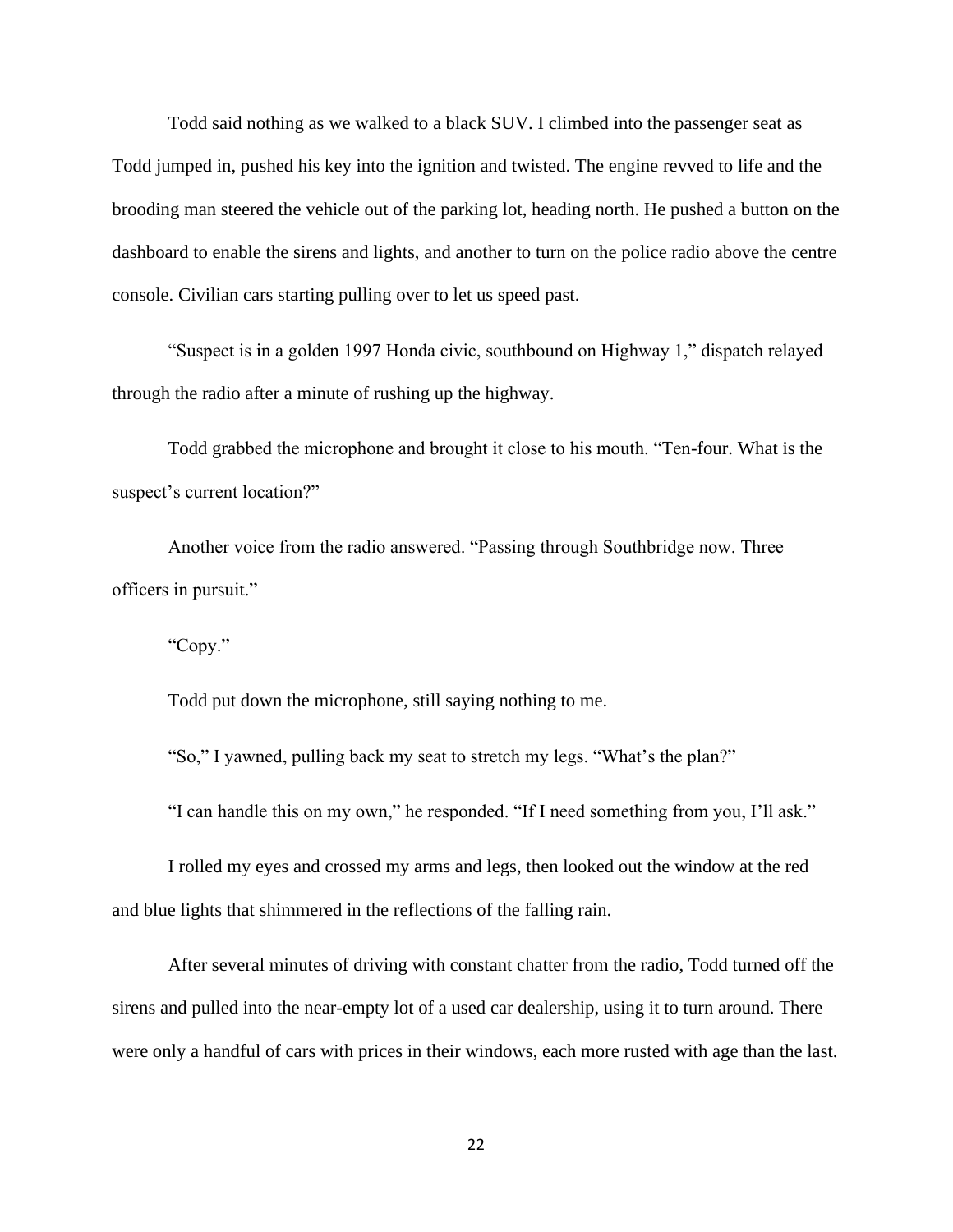Todd said nothing as we walked to a black SUV. I climbed into the passenger seat as Todd jumped in, pushed his key into the ignition and twisted. The engine revved to life and the brooding man steered the vehicle out of the parking lot, heading north. He pushed a button on the dashboard to enable the sirens and lights, and another to turn on the police radio above the centre console. Civilian cars starting pulling over to let us speed past.

"Suspect is in a golden 1997 Honda civic, southbound on Highway 1," dispatch relayed through the radio after a minute of rushing up the highway.

Todd grabbed the microphone and brought it close to his mouth. "Ten-four. What is the suspect's current location?"

Another voice from the radio answered. "Passing through Southbridge now. Three officers in pursuit."

"Copy."

Todd put down the microphone, still saying nothing to me.

"So," I yawned, pulling back my seat to stretch my legs. "What's the plan?"

"I can handle this on my own," he responded. "If I need something from you, I'll ask."

I rolled my eyes and crossed my arms and legs, then looked out the window at the red and blue lights that shimmered in the reflections of the falling rain.

After several minutes of driving with constant chatter from the radio, Todd turned off the sirens and pulled into the near-empty lot of a used car dealership, using it to turn around. There were only a handful of cars with prices in their windows, each more rusted with age than the last.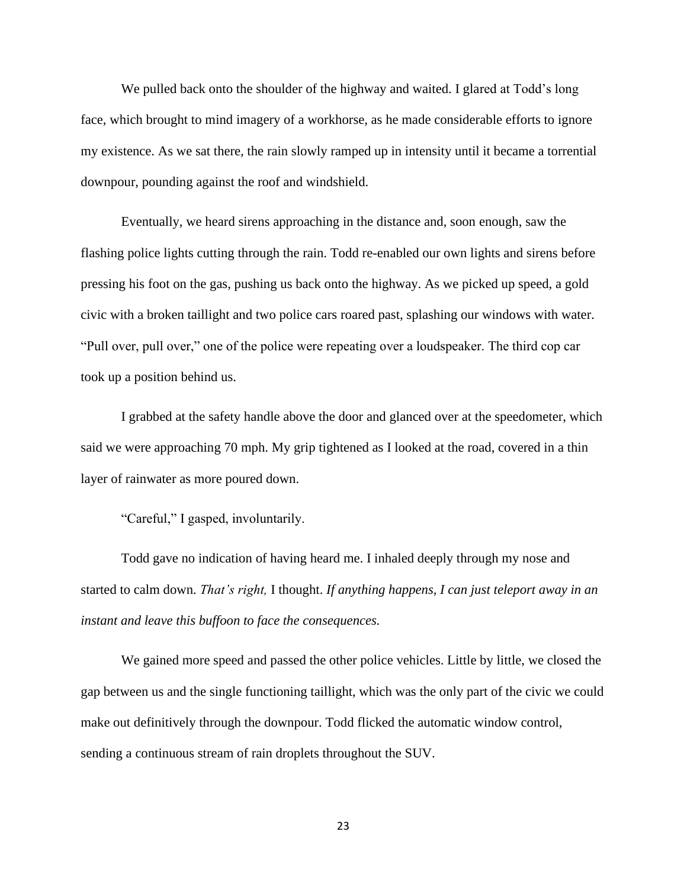We pulled back onto the shoulder of the highway and waited. I glared at Todd's long face, which brought to mind imagery of a workhorse, as he made considerable efforts to ignore my existence. As we sat there, the rain slowly ramped up in intensity until it became a torrential downpour, pounding against the roof and windshield.

Eventually, we heard sirens approaching in the distance and, soon enough, saw the flashing police lights cutting through the rain. Todd re-enabled our own lights and sirens before pressing his foot on the gas, pushing us back onto the highway. As we picked up speed, a gold civic with a broken taillight and two police cars roared past, splashing our windows with water. "Pull over, pull over," one of the police were repeating over a loudspeaker. The third cop car took up a position behind us.

I grabbed at the safety handle above the door and glanced over at the speedometer, which said we were approaching 70 mph. My grip tightened as I looked at the road, covered in a thin layer of rainwater as more poured down.

"Careful," I gasped, involuntarily.

Todd gave no indication of having heard me. I inhaled deeply through my nose and started to calm down. *That's right,* I thought. *If anything happens, I can just teleport away in an instant and leave this buffoon to face the consequences.*

We gained more speed and passed the other police vehicles. Little by little, we closed the gap between us and the single functioning taillight, which was the only part of the civic we could make out definitively through the downpour. Todd flicked the automatic window control, sending a continuous stream of rain droplets throughout the SUV.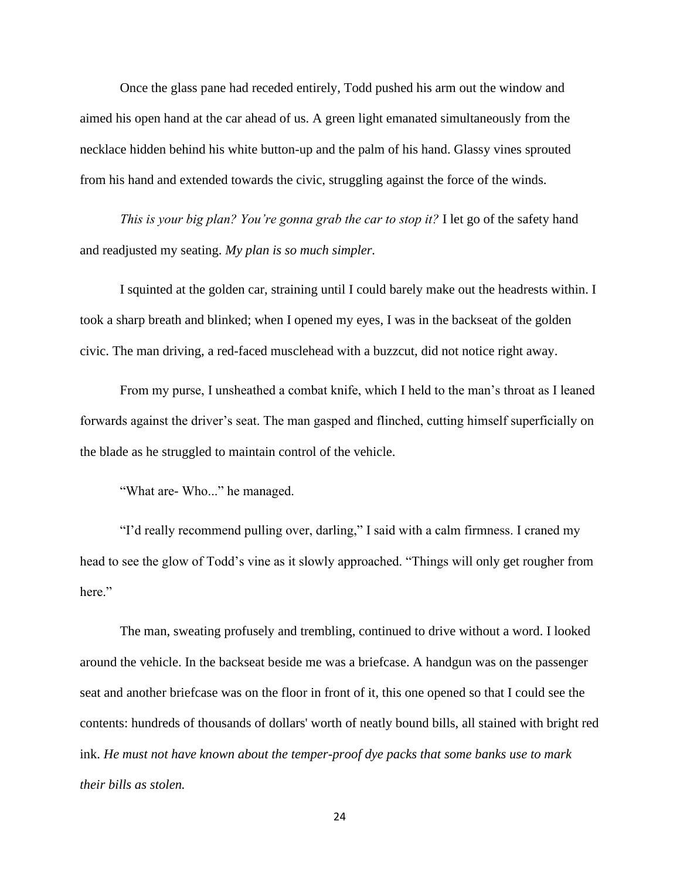Once the glass pane had receded entirely, Todd pushed his arm out the window and aimed his open hand at the car ahead of us. A green light emanated simultaneously from the necklace hidden behind his white button-up and the palm of his hand. Glassy vines sprouted from his hand and extended towards the civic, struggling against the force of the winds.

*This is your big plan? You're gonna grab the car to stop it?* I let go of the safety hand and readjusted my seating. *My plan is so much simpler.*

I squinted at the golden car, straining until I could barely make out the headrests within. I took a sharp breath and blinked; when I opened my eyes, I was in the backseat of the golden civic. The man driving, a red-faced musclehead with a buzzcut, did not notice right away.

From my purse, I unsheathed a combat knife, which I held to the man's throat as I leaned forwards against the driver's seat. The man gasped and flinched, cutting himself superficially on the blade as he struggled to maintain control of the vehicle.

"What are- Who..." he managed.

"I'd really recommend pulling over, darling," I said with a calm firmness. I craned my head to see the glow of Todd's vine as it slowly approached. "Things will only get rougher from here."

The man, sweating profusely and trembling, continued to drive without a word. I looked around the vehicle. In the backseat beside me was a briefcase. A handgun was on the passenger seat and another briefcase was on the floor in front of it, this one opened so that I could see the contents: hundreds of thousands of dollars' worth of neatly bound bills, all stained with bright red ink. *He must not have known about the temper-proof dye packs that some banks use to mark their bills as stolen.*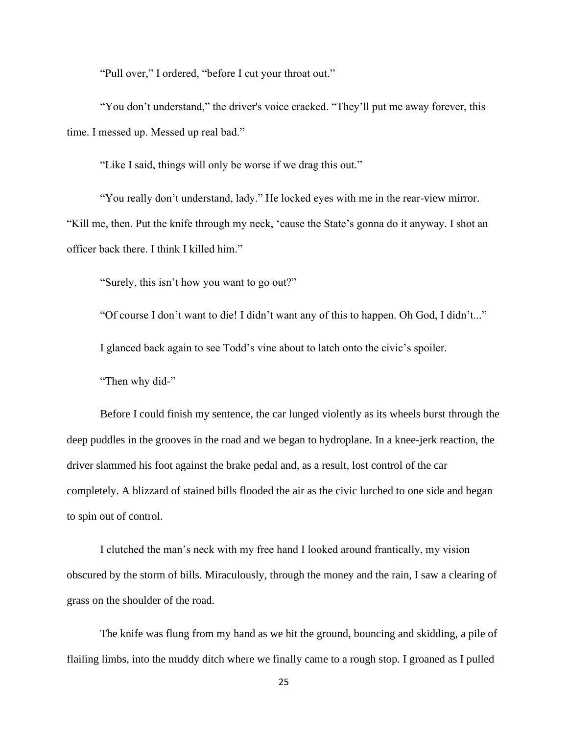"Pull over," I ordered, "before I cut your throat out."

"You don't understand," the driver's voice cracked. "They'll put me away forever, this time. I messed up. Messed up real bad."

"Like I said, things will only be worse if we drag this out."

"You really don't understand, lady." He locked eyes with me in the rear-view mirror. "Kill me, then. Put the knife through my neck, 'cause the State's gonna do it anyway. I shot an officer back there. I think I killed him."

"Surely, this isn't how you want to go out?"

"Of course I don't want to die! I didn't want any of this to happen. Oh God, I didn't..."

I glanced back again to see Todd's vine about to latch onto the civic's spoiler.

"Then why did-"

Before I could finish my sentence, the car lunged violently as its wheels burst through the deep puddles in the grooves in the road and we began to hydroplane. In a knee-jerk reaction, the driver slammed his foot against the brake pedal and, as a result, lost control of the car completely. A blizzard of stained bills flooded the air as the civic lurched to one side and began to spin out of control.

I clutched the man's neck with my free hand I looked around frantically, my vision obscured by the storm of bills. Miraculously, through the money and the rain, I saw a clearing of grass on the shoulder of the road.

The knife was flung from my hand as we hit the ground, bouncing and skidding, a pile of flailing limbs, into the muddy ditch where we finally came to a rough stop. I groaned as I pulled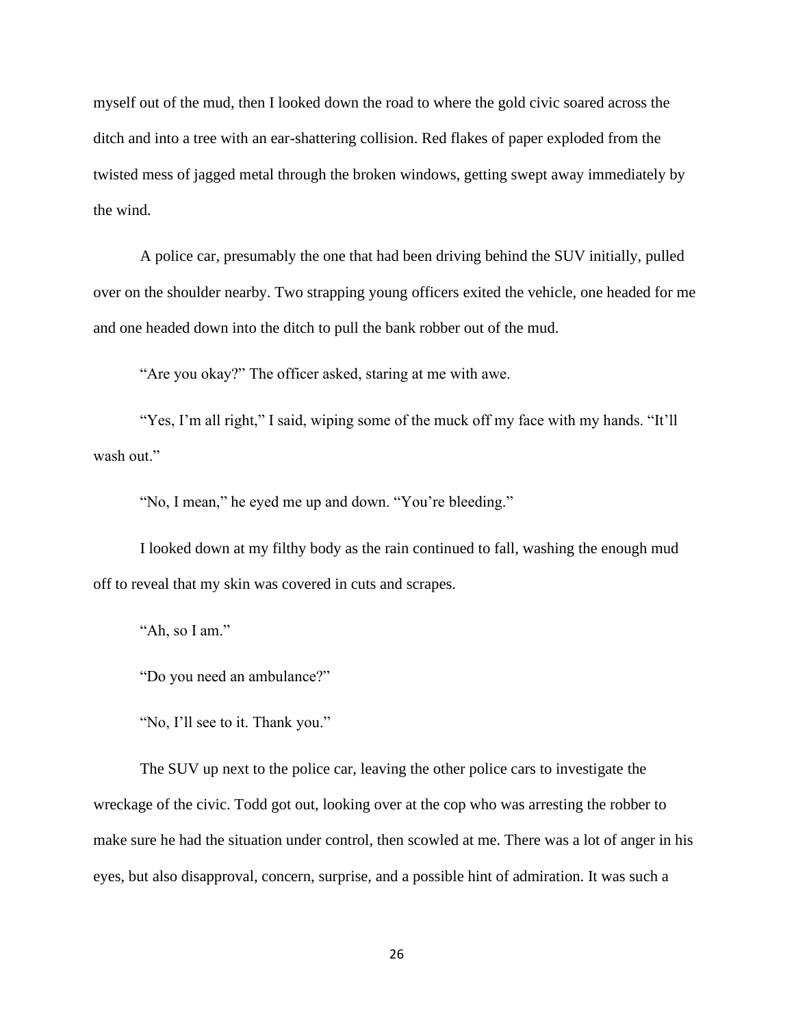myself out of the mud, then I looked down the road to where the gold civic soared across the ditch and into a tree with an ear-shattering collision. Red flakes of paper exploded from the twisted mess of jagged metal through the broken windows, getting swept away immediately by the wind.

A police car, presumably the one that had been driving behind the SUV initially, pulled over on the shoulder nearby. Two strapping young officers exited the vehicle, one headed for me and one headed down into the ditch to pull the bank robber out of the mud.

"Are you okay?" The officer asked, staring at me with awe.

"Yes, I'm all right," I said, wiping some of the muck off my face with my hands. "It'll wash out."

"No, I mean," he eyed me up and down. "You're bleeding."

I looked down at my filthy body as the rain continued to fall, washing the enough mud off to reveal that my skin was covered in cuts and scrapes.

"Ah, so I am."

"Do you need an ambulance?"

"No, I'll see to it. Thank you."

The SUV up next to the police car, leaving the other police cars to investigate the wreckage of the civic. Todd got out, looking over at the cop who was arresting the robber to make sure he had the situation under control, then scowled at me. There was a lot of anger in his eyes, but also disapproval, concern, surprise, and a possible hint of admiration. It was such a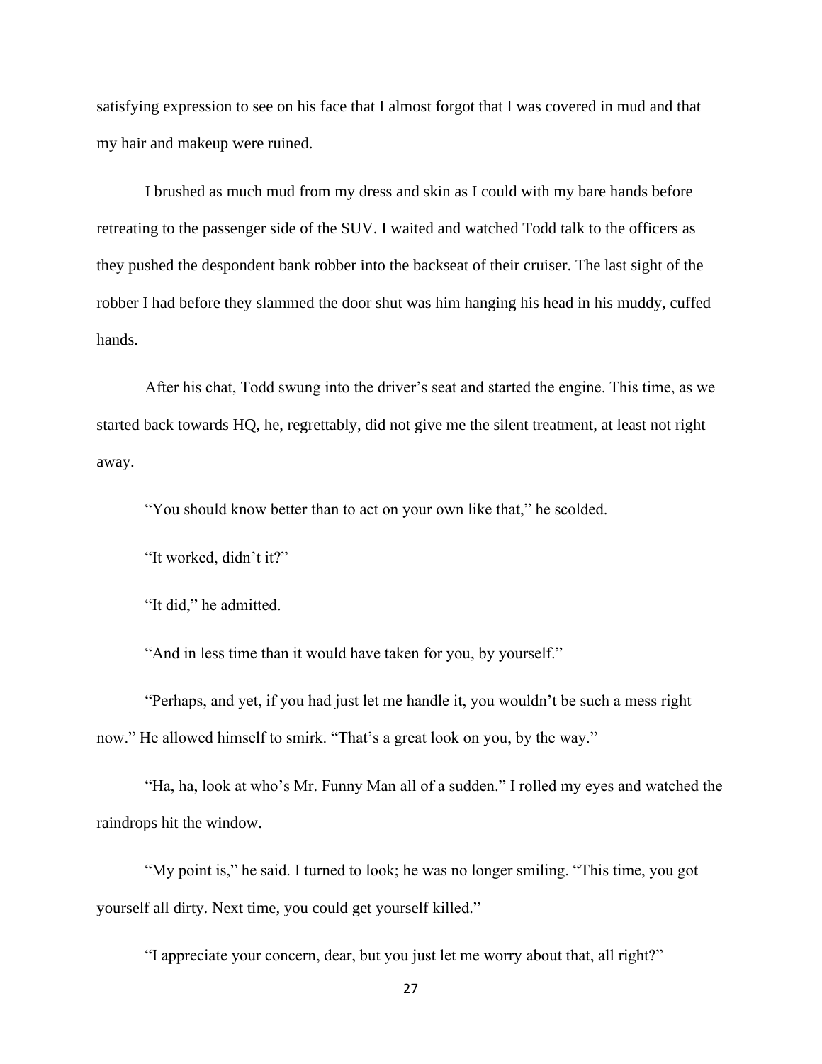satisfying expression to see on his face that I almost forgot that I was covered in mud and that my hair and makeup were ruined.

I brushed as much mud from my dress and skin as I could with my bare hands before retreating to the passenger side of the SUV. I waited and watched Todd talk to the officers as they pushed the despondent bank robber into the backseat of their cruiser. The last sight of the robber I had before they slammed the door shut was him hanging his head in his muddy, cuffed hands.

After his chat, Todd swung into the driver's seat and started the engine. This time, as we started back towards HQ, he, regrettably, did not give me the silent treatment, at least not right away.

"You should know better than to act on your own like that," he scolded.

"It worked, didn't it?"

"It did," he admitted.

"And in less time than it would have taken for you, by yourself."

"Perhaps, and yet, if you had just let me handle it, you wouldn't be such a mess right now." He allowed himself to smirk. "That's a great look on you, by the way."

"Ha, ha, look at who's Mr. Funny Man all of a sudden." I rolled my eyes and watched the raindrops hit the window.

"My point is," he said. I turned to look; he was no longer smiling. "This time, you got yourself all dirty. Next time, you could get yourself killed."

"I appreciate your concern, dear, but you just let me worry about that, all right?"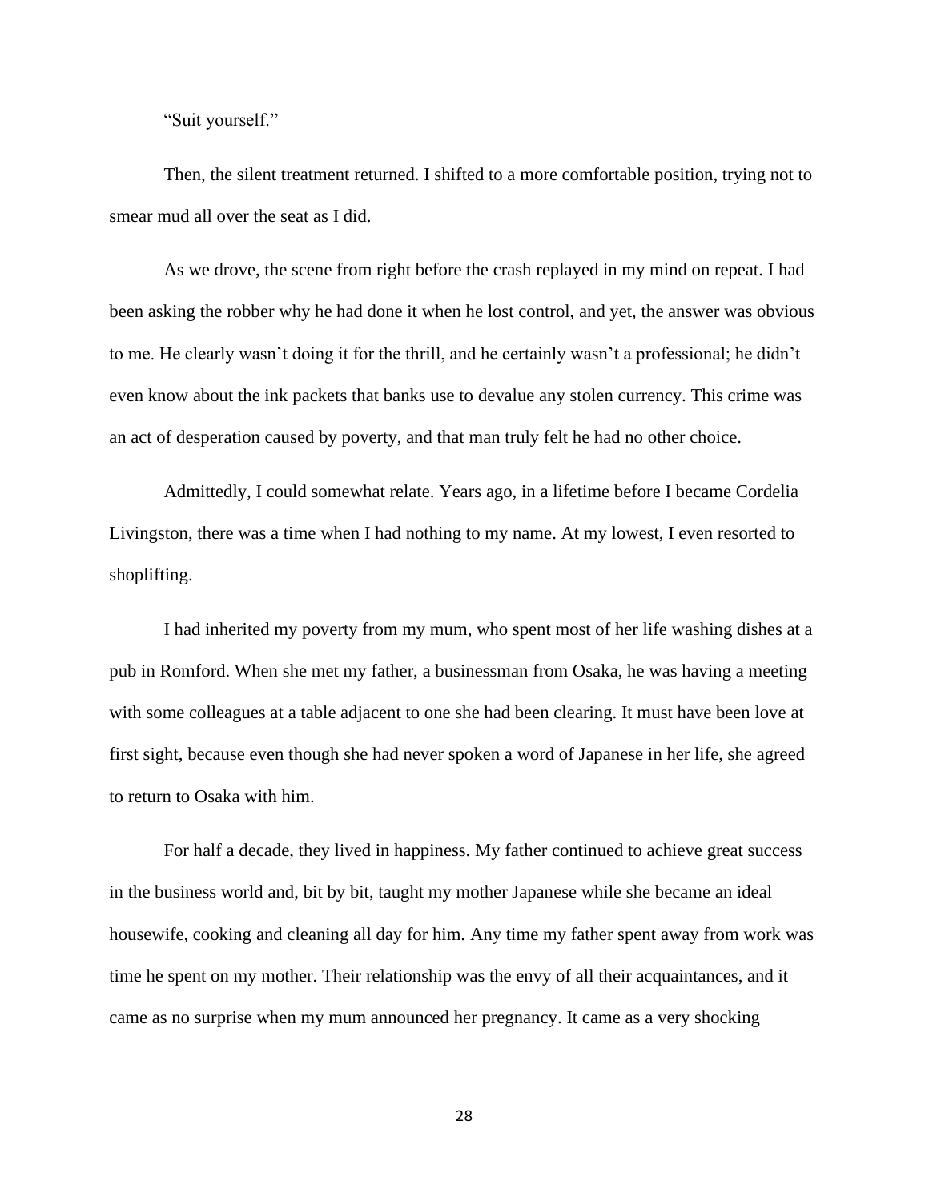"Suit yourself."

Then, the silent treatment returned. I shifted to a more comfortable position, trying not to smear mud all over the seat as I did.

As we drove, the scene from right before the crash replayed in my mind on repeat. I had been asking the robber why he had done it when he lost control, and yet, the answer was obvious to me. He clearly wasn't doing it for the thrill, and he certainly wasn't a professional; he didn't even know about the ink packets that banks use to devalue any stolen currency. This crime was an act of desperation caused by poverty, and that man truly felt he had no other choice.

Admittedly, I could somewhat relate. Years ago, in a lifetime before I became Cordelia Livingston, there was a time when I had nothing to my name. At my lowest, I even resorted to shoplifting.

I had inherited my poverty from my mum, who spent most of her life washing dishes at a pub in Romford. When she met my father, a businessman from Osaka, he was having a meeting with some colleagues at a table adjacent to one she had been clearing. It must have been love at first sight, because even though she had never spoken a word of Japanese in her life, she agreed to return to Osaka with him.

For half a decade, they lived in happiness. My father continued to achieve great success in the business world and, bit by bit, taught my mother Japanese while she became an ideal housewife, cooking and cleaning all day for him. Any time my father spent away from work was time he spent on my mother. Their relationship was the envy of all their acquaintances, and it came as no surprise when my mum announced her pregnancy. It came as a very shocking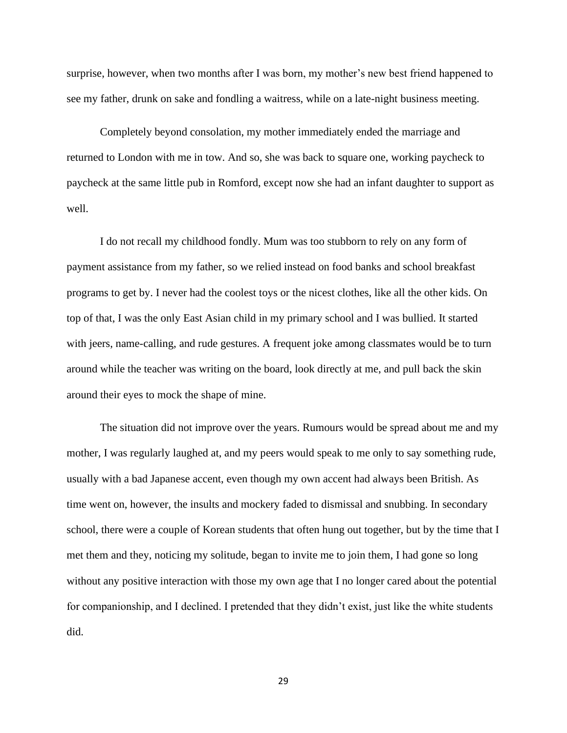surprise, however, when two months after I was born, my mother's new best friend happened to see my father, drunk on sake and fondling a waitress, while on a late-night business meeting.

Completely beyond consolation, my mother immediately ended the marriage and returned to London with me in tow. And so, she was back to square one, working paycheck to paycheck at the same little pub in Romford, except now she had an infant daughter to support as well.

I do not recall my childhood fondly. Mum was too stubborn to rely on any form of payment assistance from my father, so we relied instead on food banks and school breakfast programs to get by. I never had the coolest toys or the nicest clothes, like all the other kids. On top of that, I was the only East Asian child in my primary school and I was bullied. It started with jeers, name-calling, and rude gestures. A frequent joke among classmates would be to turn around while the teacher was writing on the board, look directly at me, and pull back the skin around their eyes to mock the shape of mine.

The situation did not improve over the years. Rumours would be spread about me and my mother, I was regularly laughed at, and my peers would speak to me only to say something rude, usually with a bad Japanese accent, even though my own accent had always been British. As time went on, however, the insults and mockery faded to dismissal and snubbing. In secondary school, there were a couple of Korean students that often hung out together, but by the time that I met them and they, noticing my solitude, began to invite me to join them, I had gone so long without any positive interaction with those my own age that I no longer cared about the potential for companionship, and I declined. I pretended that they didn't exist, just like the white students did.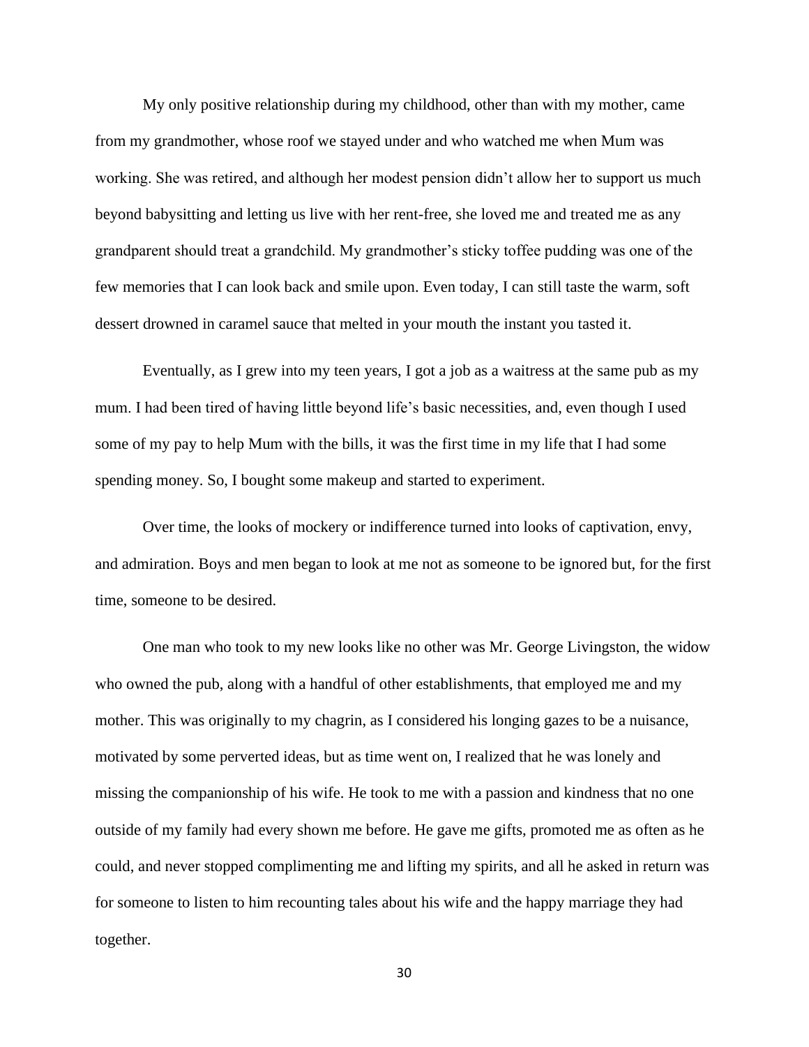My only positive relationship during my childhood, other than with my mother, came from my grandmother, whose roof we stayed under and who watched me when Mum was working. She was retired, and although her modest pension didn't allow her to support us much beyond babysitting and letting us live with her rent-free, she loved me and treated me as any grandparent should treat a grandchild. My grandmother's sticky toffee pudding was one of the few memories that I can look back and smile upon. Even today, I can still taste the warm, soft dessert drowned in caramel sauce that melted in your mouth the instant you tasted it.

Eventually, as I grew into my teen years, I got a job as a waitress at the same pub as my mum. I had been tired of having little beyond life's basic necessities, and, even though I used some of my pay to help Mum with the bills, it was the first time in my life that I had some spending money. So, I bought some makeup and started to experiment.

Over time, the looks of mockery or indifference turned into looks of captivation, envy, and admiration. Boys and men began to look at me not as someone to be ignored but, for the first time, someone to be desired.

One man who took to my new looks like no other was Mr. George Livingston, the widow who owned the pub, along with a handful of other establishments, that employed me and my mother. This was originally to my chagrin, as I considered his longing gazes to be a nuisance, motivated by some perverted ideas, but as time went on, I realized that he was lonely and missing the companionship of his wife. He took to me with a passion and kindness that no one outside of my family had every shown me before. He gave me gifts, promoted me as often as he could, and never stopped complimenting me and lifting my spirits, and all he asked in return was for someone to listen to him recounting tales about his wife and the happy marriage they had together.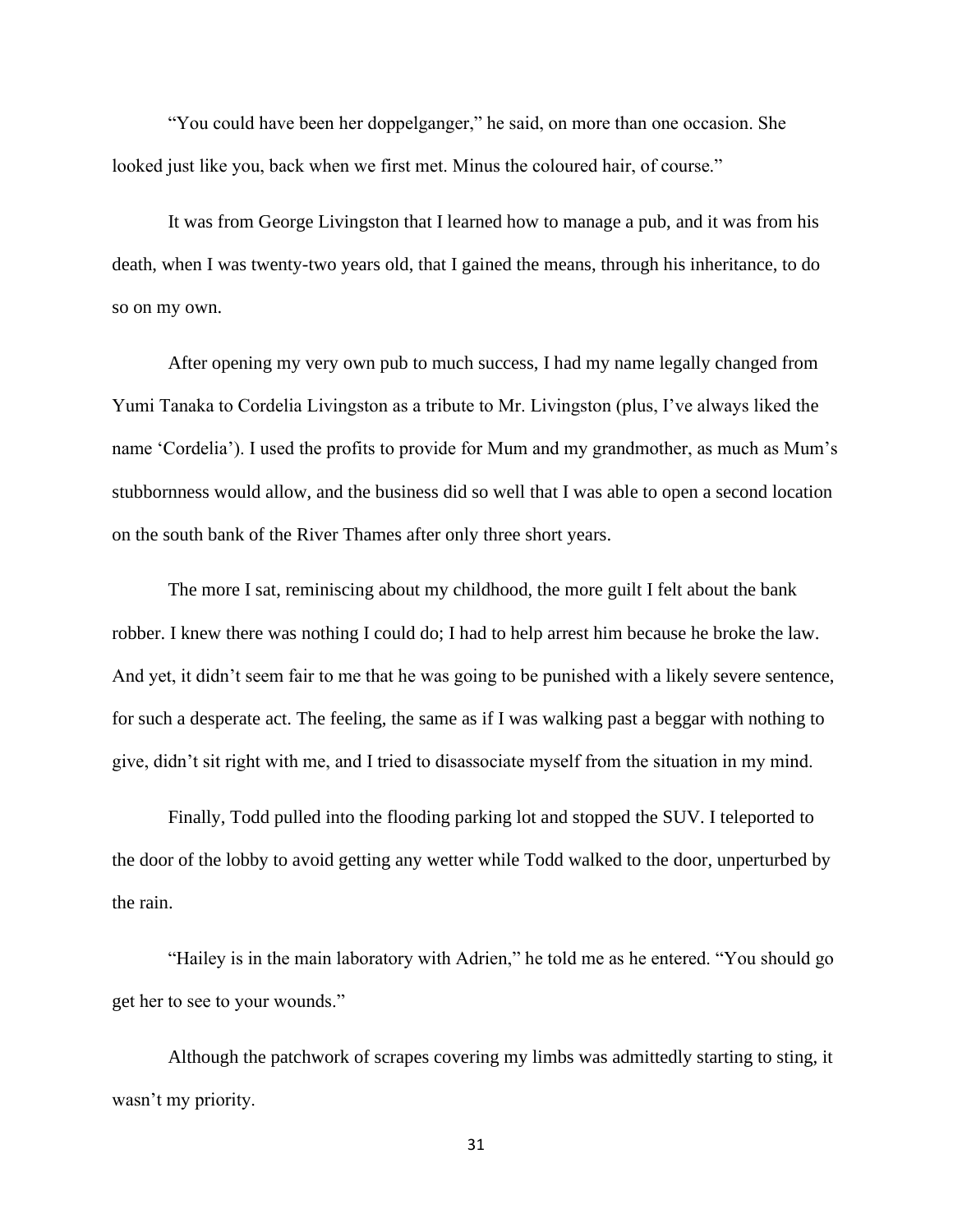"You could have been her doppelganger," he said, on more than one occasion. She looked just like you, back when we first met. Minus the coloured hair, of course."

It was from George Livingston that I learned how to manage a pub, and it was from his death, when I was twenty-two years old, that I gained the means, through his inheritance, to do so on my own.

After opening my very own pub to much success, I had my name legally changed from Yumi Tanaka to Cordelia Livingston as a tribute to Mr. Livingston (plus, I've always liked the name 'Cordelia'). I used the profits to provide for Mum and my grandmother, as much as Mum's stubbornness would allow, and the business did so well that I was able to open a second location on the south bank of the River Thames after only three short years.

The more I sat, reminiscing about my childhood, the more guilt I felt about the bank robber. I knew there was nothing I could do; I had to help arrest him because he broke the law. And yet, it didn't seem fair to me that he was going to be punished with a likely severe sentence, for such a desperate act. The feeling, the same as if I was walking past a beggar with nothing to give, didn't sit right with me, and I tried to disassociate myself from the situation in my mind.

Finally, Todd pulled into the flooding parking lot and stopped the SUV. I teleported to the door of the lobby to avoid getting any wetter while Todd walked to the door, unperturbed by the rain.

"Hailey is in the main laboratory with Adrien," he told me as he entered. "You should go get her to see to your wounds."

Although the patchwork of scrapes covering my limbs was admittedly starting to sting, it wasn't my priority.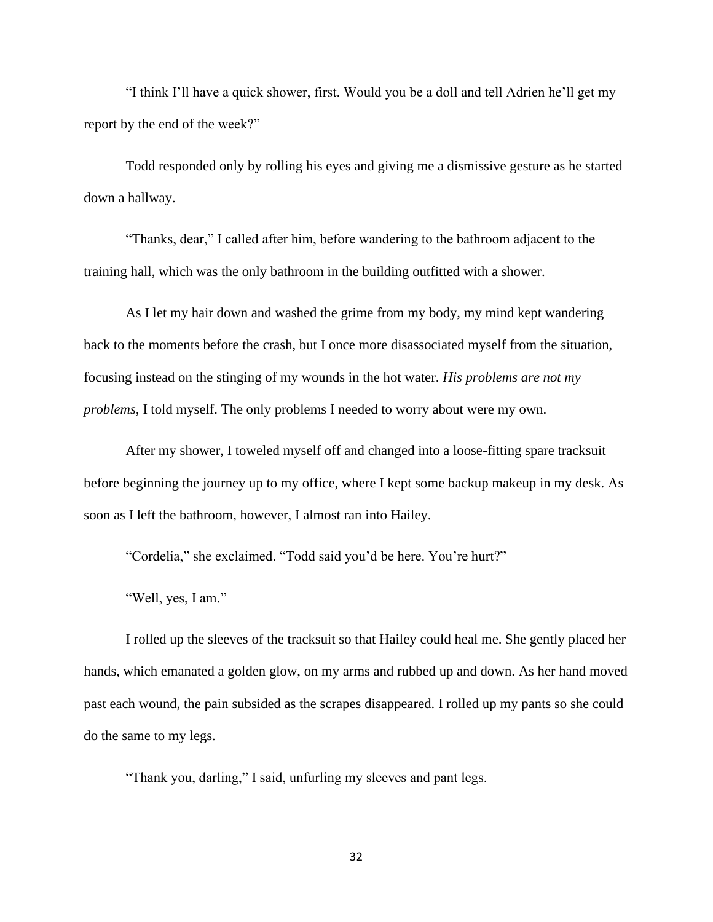"I think I'll have a quick shower, first. Would you be a doll and tell Adrien he'll get my report by the end of the week?"

Todd responded only by rolling his eyes and giving me a dismissive gesture as he started down a hallway.

"Thanks, dear," I called after him, before wandering to the bathroom adjacent to the training hall, which was the only bathroom in the building outfitted with a shower.

As I let my hair down and washed the grime from my body, my mind kept wandering back to the moments before the crash, but I once more disassociated myself from the situation, focusing instead on the stinging of my wounds in the hot water. *His problems are not my problems,* I told myself. The only problems I needed to worry about were my own.

After my shower, I toweled myself off and changed into a loose-fitting spare tracksuit before beginning the journey up to my office, where I kept some backup makeup in my desk. As soon as I left the bathroom, however, I almost ran into Hailey.

"Cordelia," she exclaimed. "Todd said you'd be here. You're hurt?"

"Well, yes, I am."

I rolled up the sleeves of the tracksuit so that Hailey could heal me. She gently placed her hands, which emanated a golden glow, on my arms and rubbed up and down. As her hand moved past each wound, the pain subsided as the scrapes disappeared. I rolled up my pants so she could do the same to my legs.

"Thank you, darling," I said, unfurling my sleeves and pant legs.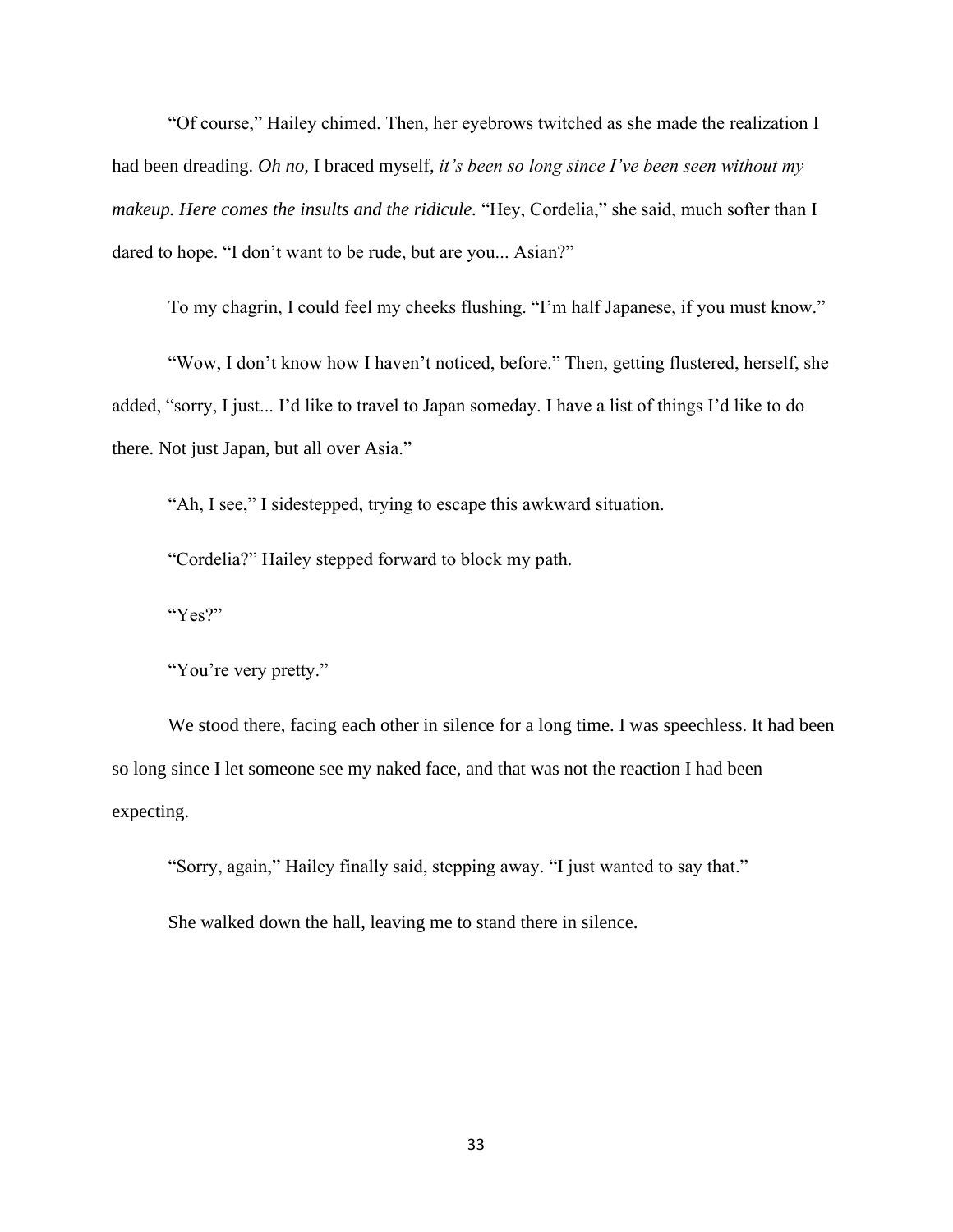"Of course," Hailey chimed. Then, her eyebrows twitched as she made the realization I had been dreading. *Oh no,* I braced myself, *it's been so long since I've been seen without my makeup. Here comes the insults and the ridicule.* "Hey, Cordelia," she said, much softer than I dared to hope. "I don't want to be rude, but are you... Asian?"

To my chagrin, I could feel my cheeks flushing. "I'm half Japanese, if you must know."

"Wow, I don't know how I haven't noticed, before." Then, getting flustered, herself, she added, "sorry, I just... I'd like to travel to Japan someday. I have a list of things I'd like to do there. Not just Japan, but all over Asia."

"Ah, I see," I sidestepped, trying to escape this awkward situation.

"Cordelia?" Hailey stepped forward to block my path.

"Yes?"

"You're very pretty."

We stood there, facing each other in silence for a long time. I was speechless. It had been so long since I let someone see my naked face, and that was not the reaction I had been expecting.

"Sorry, again," Hailey finally said, stepping away. "I just wanted to say that."

She walked down the hall, leaving me to stand there in silence.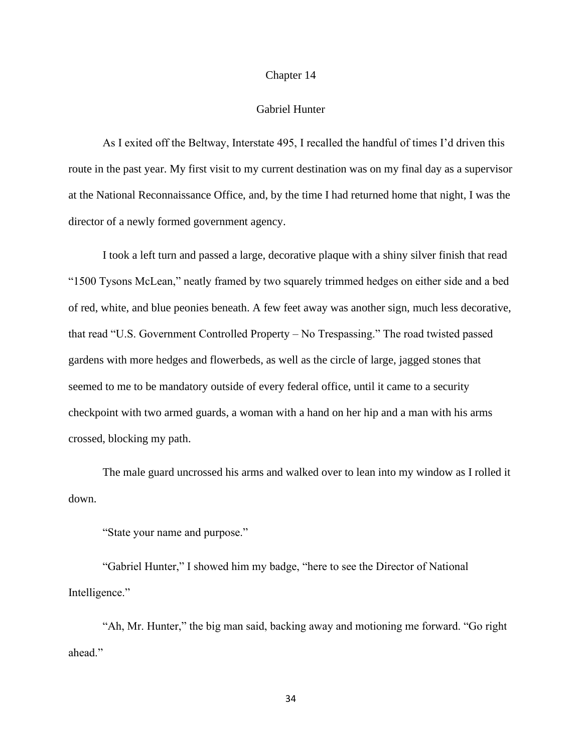# Chapter 14

## Gabriel Hunter

As I exited off the Beltway, Interstate 495, I recalled the handful of times I'd driven this route in the past year. My first visit to my current destination was on my final day as a supervisor at the National Reconnaissance Office, and, by the time I had returned home that night, I was the director of a newly formed government agency.

I took a left turn and passed a large, decorative plaque with a shiny silver finish that read "1500 Tysons McLean," neatly framed by two squarely trimmed hedges on either side and a bed of red, white, and blue peonies beneath. A few feet away was another sign, much less decorative, that read "U.S. Government Controlled Property – No Trespassing." The road twisted passed gardens with more hedges and flowerbeds, as well as the circle of large, jagged stones that seemed to me to be mandatory outside of every federal office, until it came to a security checkpoint with two armed guards, a woman with a hand on her hip and a man with his arms crossed, blocking my path.

The male guard uncrossed his arms and walked over to lean into my window as I rolled it down.

"State your name and purpose."

"Gabriel Hunter," I showed him my badge, "here to see the Director of National Intelligence."

"Ah, Mr. Hunter," the big man said, backing away and motioning me forward. "Go right ahead."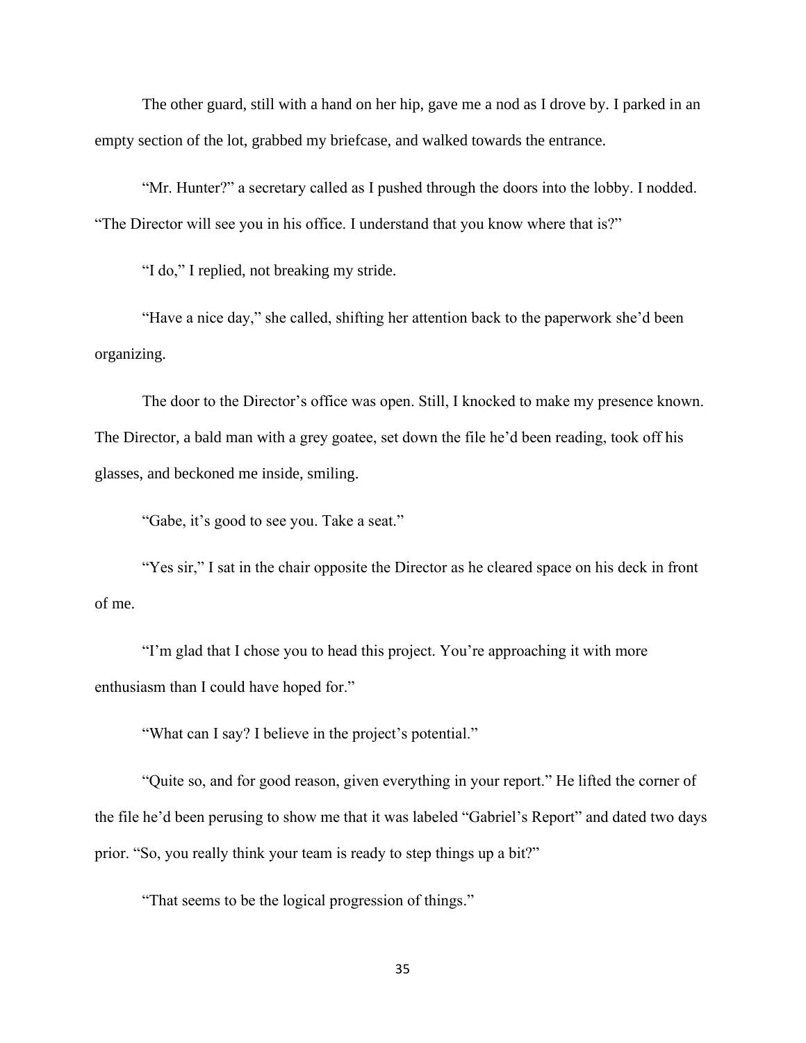The other guard, still with a hand on her hip, gave me a nod as I drove by. I parked in an empty section of the lot, grabbed my briefcase, and walked towards the entrance.

"Mr. Hunter?" a secretary called as I pushed through the doors into the lobby. I nodded. "The Director will see you in his office. I understand that you know where that is?"

"I do," I replied, not breaking my stride.

"Have a nice day," she called, shifting her attention back to the paperwork she'd been organizing.

The door to the Director's office was open. Still, I knocked to make my presence known. The Director, a bald man with a grey goatee, set down the file he'd been reading, took off his glasses, and beckoned me inside, smiling.

"Gabe, it's good to see you. Take a seat."

"Yes sir," I sat in the chair opposite the Director as he cleared space on his deck in front of me.

"I'm glad that I chose you to head this project. You're approaching it with more enthusiasm than I could have hoped for."

"What can I say? I believe in the project's potential."

"Quite so, and for good reason, given everything in your report." He lifted the corner of the file he'd been perusing to show me that it was labeled "Gabriel's Report" and dated two days prior. "So, you really think your team is ready to step things up a bit?"

"That seems to be the logical progression of things."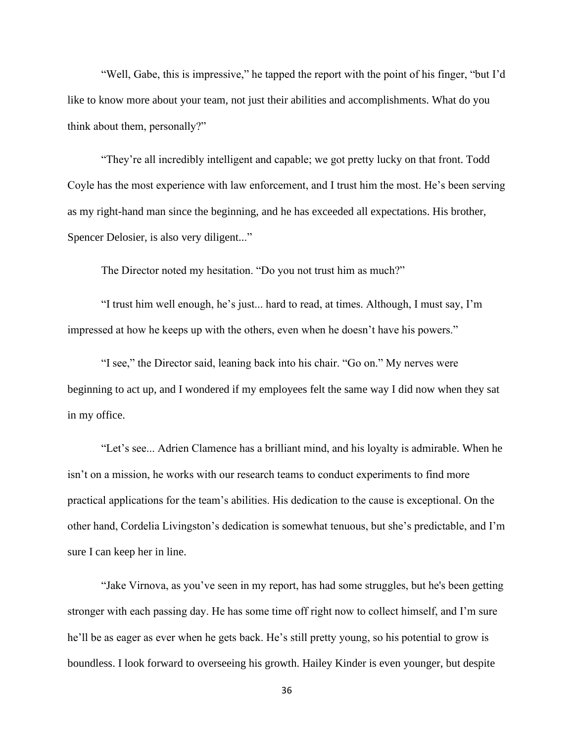"Well, Gabe, this is impressive," he tapped the report with the point of his finger, "but I'd like to know more about your team, not just their abilities and accomplishments. What do you think about them, personally?"

"They're all incredibly intelligent and capable; we got pretty lucky on that front. Todd Coyle has the most experience with law enforcement, and I trust him the most. He's been serving as my right-hand man since the beginning, and he has exceeded all expectations. His brother, Spencer Delosier, is also very diligent..."

The Director noted my hesitation. "Do you not trust him as much?"

"I trust him well enough, he's just... hard to read, at times. Although, I must say, I'm impressed at how he keeps up with the others, even when he doesn't have his powers."

"I see," the Director said, leaning back into his chair. "Go on." My nerves were beginning to act up, and I wondered if my employees felt the same way I did now when they sat in my office.

"Let's see... Adrien Clamence has a brilliant mind, and his loyalty is admirable. When he isn't on a mission, he works with our research teams to conduct experiments to find more practical applications for the team's abilities. His dedication to the cause is exceptional. On the other hand, Cordelia Livingston's dedication is somewhat tenuous, but she's predictable, and I'm sure I can keep her in line.

"Jake Virnova, as you've seen in my report, has had some struggles, but he's been getting stronger with each passing day. He has some time off right now to collect himself, and I'm sure he'll be as eager as ever when he gets back. He's still pretty young, so his potential to grow is boundless. I look forward to overseeing his growth. Hailey Kinder is even younger, but despite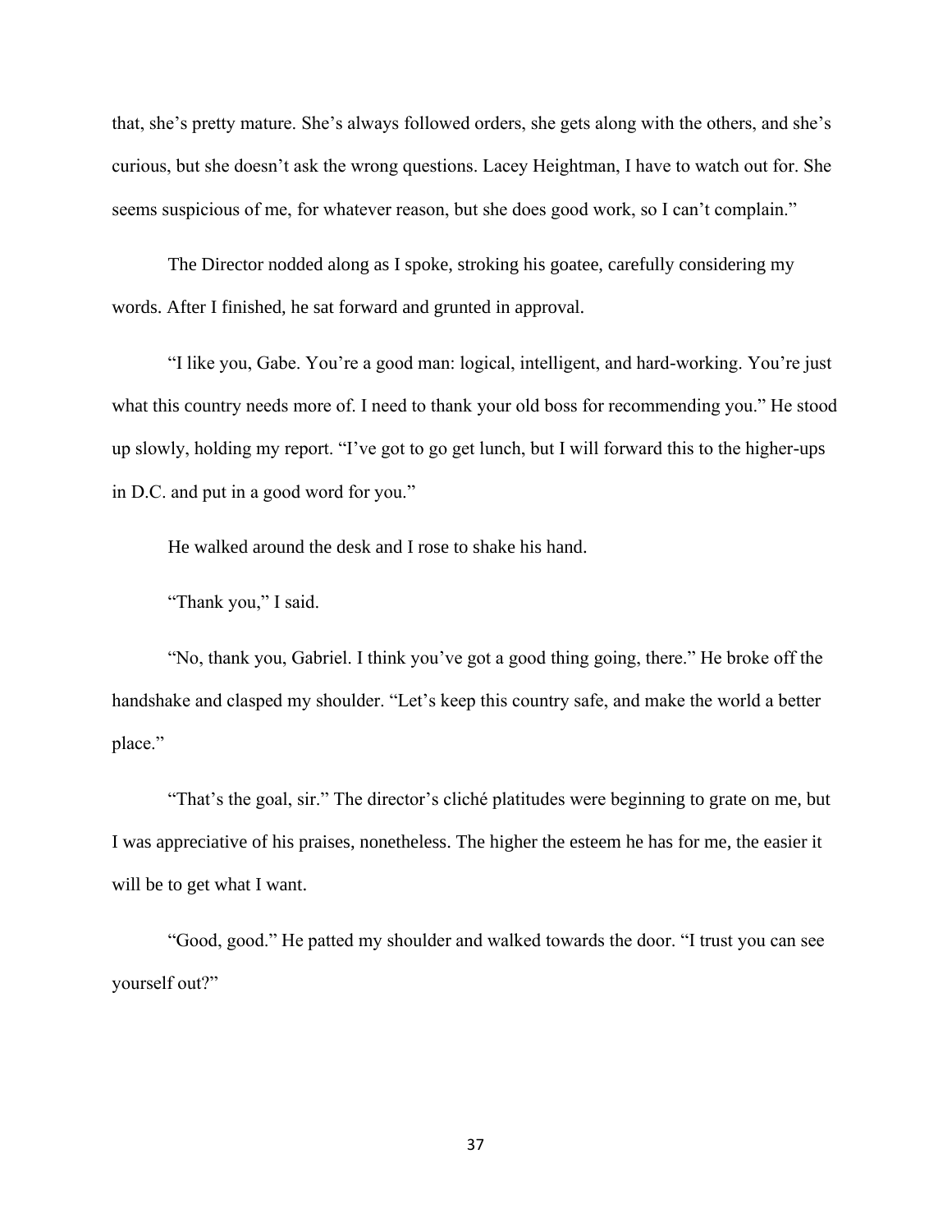that, she's pretty mature. She's always followed orders, she gets along with the others, and she's curious, but she doesn't ask the wrong questions. Lacey Heightman, I have to watch out for. She seems suspicious of me, for whatever reason, but she does good work, so I can't complain."

The Director nodded along as I spoke, stroking his goatee, carefully considering my words. After I finished, he sat forward and grunted in approval.

"I like you, Gabe. You're a good man: logical, intelligent, and hard-working. You're just what this country needs more of. I need to thank your old boss for recommending you." He stood up slowly, holding my report. "I've got to go get lunch, but I will forward this to the higher-ups in D.C. and put in a good word for you."

He walked around the desk and I rose to shake his hand.

"Thank you," I said.

"No, thank you, Gabriel. I think you've got a good thing going, there." He broke off the handshake and clasped my shoulder. "Let's keep this country safe, and make the world a better place."

"That's the goal, sir." The director's cliché platitudes were beginning to grate on me, but I was appreciative of his praises, nonetheless. The higher the esteem he has for me, the easier it will be to get what I want.

"Good, good." He patted my shoulder and walked towards the door. "I trust you can see yourself out?"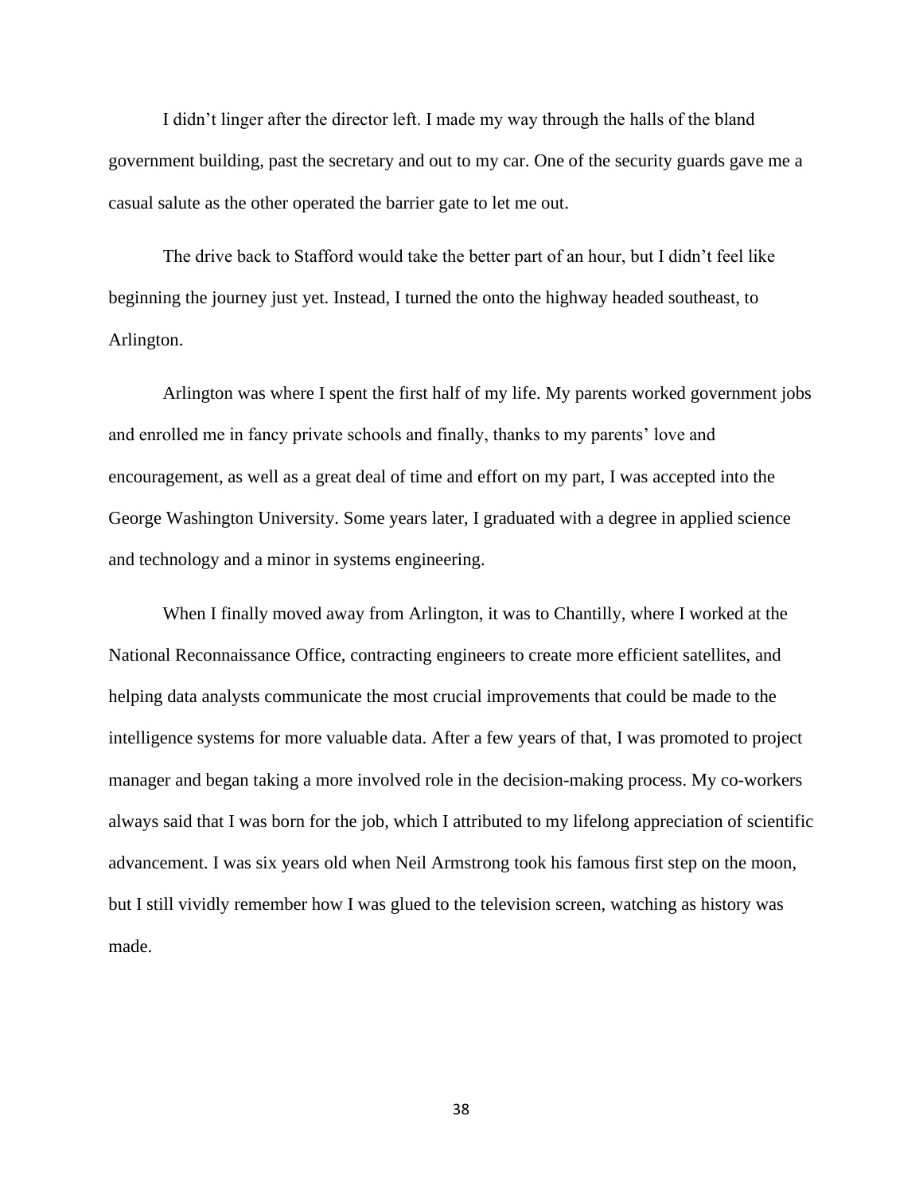I didn't linger after the director left. I made my way through the halls of the bland government building, past the secretary and out to my car. One of the security guards gave me a casual salute as the other operated the barrier gate to let me out.

The drive back to Stafford would take the better part of an hour, but I didn't feel like beginning the journey just yet. Instead, I turned the onto the highway headed southeast, to Arlington.

Arlington was where I spent the first half of my life. My parents worked government jobs and enrolled me in fancy private schools and finally, thanks to my parents' love and encouragement, as well as a great deal of time and effort on my part, I was accepted into the George Washington University. Some years later, I graduated with a degree in applied science and technology and a minor in systems engineering.

When I finally moved away from Arlington, it was to Chantilly, where I worked at the National Reconnaissance Office, contracting engineers to create more efficient satellites, and helping data analysts communicate the most crucial improvements that could be made to the intelligence systems for more valuable data. After a few years of that, I was promoted to project manager and began taking a more involved role in the decision-making process. My co-workers always said that I was born for the job, which I attributed to my lifelong appreciation of scientific advancement. I was six years old when Neil Armstrong took his famous first step on the moon, but I still vividly remember how I was glued to the television screen, watching as history was made.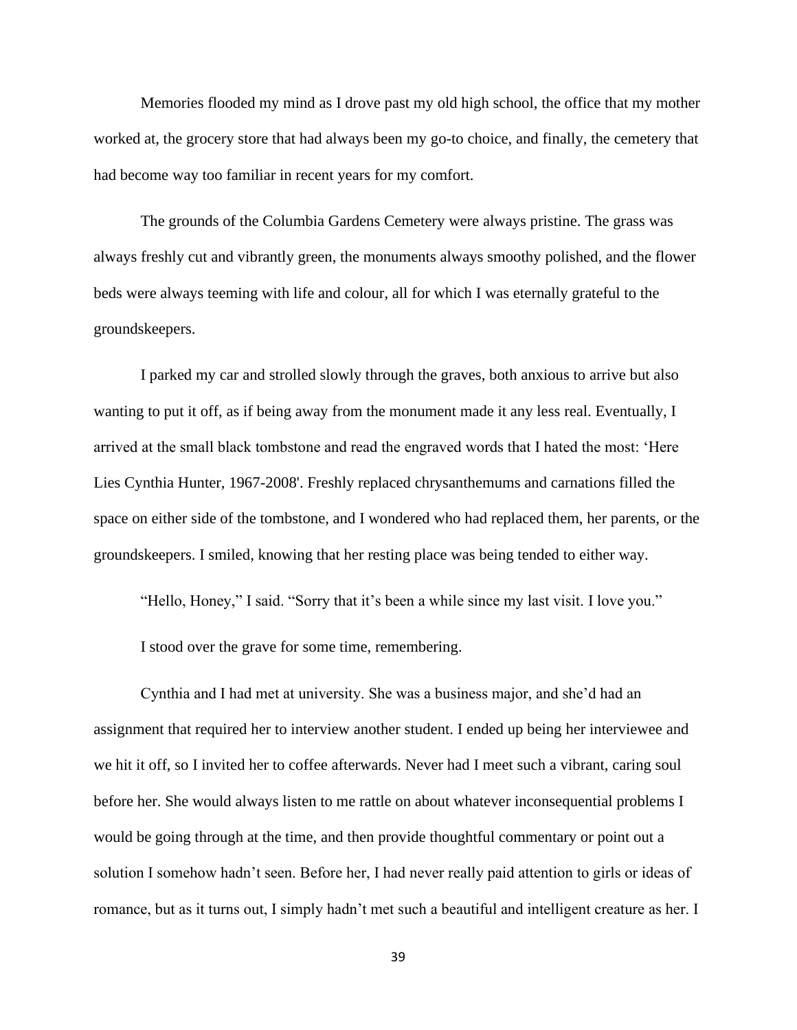Memories flooded my mind as I drove past my old high school, the office that my mother worked at, the grocery store that had always been my go-to choice, and finally, the cemetery that had become way too familiar in recent years for my comfort.

The grounds of the Columbia Gardens Cemetery were always pristine. The grass was always freshly cut and vibrantly green, the monuments always smoothy polished, and the flower beds were always teeming with life and colour, all for which I was eternally grateful to the groundskeepers.

I parked my car and strolled slowly through the graves, both anxious to arrive but also wanting to put it off, as if being away from the monument made it any less real. Eventually, I arrived at the small black tombstone and read the engraved words that I hated the most: 'Here Lies Cynthia Hunter, 1967-2008'. Freshly replaced chrysanthemums and carnations filled the space on either side of the tombstone, and I wondered who had replaced them, her parents, or the groundskeepers. I smiled, knowing that her resting place was being tended to either way.

"Hello, Honey," I said. "Sorry that it's been a while since my last visit. I love you."

I stood over the grave for some time, remembering.

Cynthia and I had met at university. She was a business major, and she'd had an assignment that required her to interview another student. I ended up being her interviewee and we hit it off, so I invited her to coffee afterwards. Never had I meet such a vibrant, caring soul before her. She would always listen to me rattle on about whatever inconsequential problems I would be going through at the time, and then provide thoughtful commentary or point out a solution I somehow hadn't seen. Before her, I had never really paid attention to girls or ideas of romance, but as it turns out, I simply hadn't met such a beautiful and intelligent creature as her. I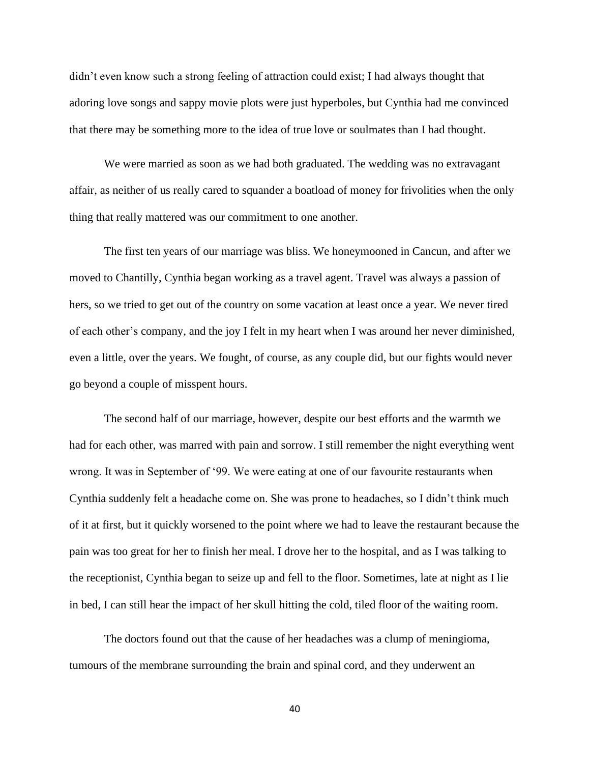didn't even know such a strong feeling of attraction could exist; I had always thought that adoring love songs and sappy movie plots were just hyperboles, but Cynthia had me convinced that there may be something more to the idea of true love or soulmates than I had thought.

We were married as soon as we had both graduated. The wedding was no extravagant affair, as neither of us really cared to squander a boatload of money for frivolities when the only thing that really mattered was our commitment to one another.

The first ten years of our marriage was bliss. We honeymooned in Cancun, and after we moved to Chantilly, Cynthia began working as a travel agent. Travel was always a passion of hers, so we tried to get out of the country on some vacation at least once a year. We never tired of each other's company, and the joy I felt in my heart when I was around her never diminished, even a little, over the years. We fought, of course, as any couple did, but our fights would never go beyond a couple of misspent hours.

The second half of our marriage, however, despite our best efforts and the warmth we had for each other, was marred with pain and sorrow. I still remember the night everything went wrong. It was in September of '99. We were eating at one of our favourite restaurants when Cynthia suddenly felt a headache come on. She was prone to headaches, so I didn't think much of it at first, but it quickly worsened to the point where we had to leave the restaurant because the pain was too great for her to finish her meal. I drove her to the hospital, and as I was talking to the receptionist, Cynthia began to seize up and fell to the floor. Sometimes, late at night as I lie in bed, I can still hear the impact of her skull hitting the cold, tiled floor of the waiting room.

The doctors found out that the cause of her headaches was a clump of meningioma, tumours of the membrane surrounding the brain and spinal cord, and they underwent an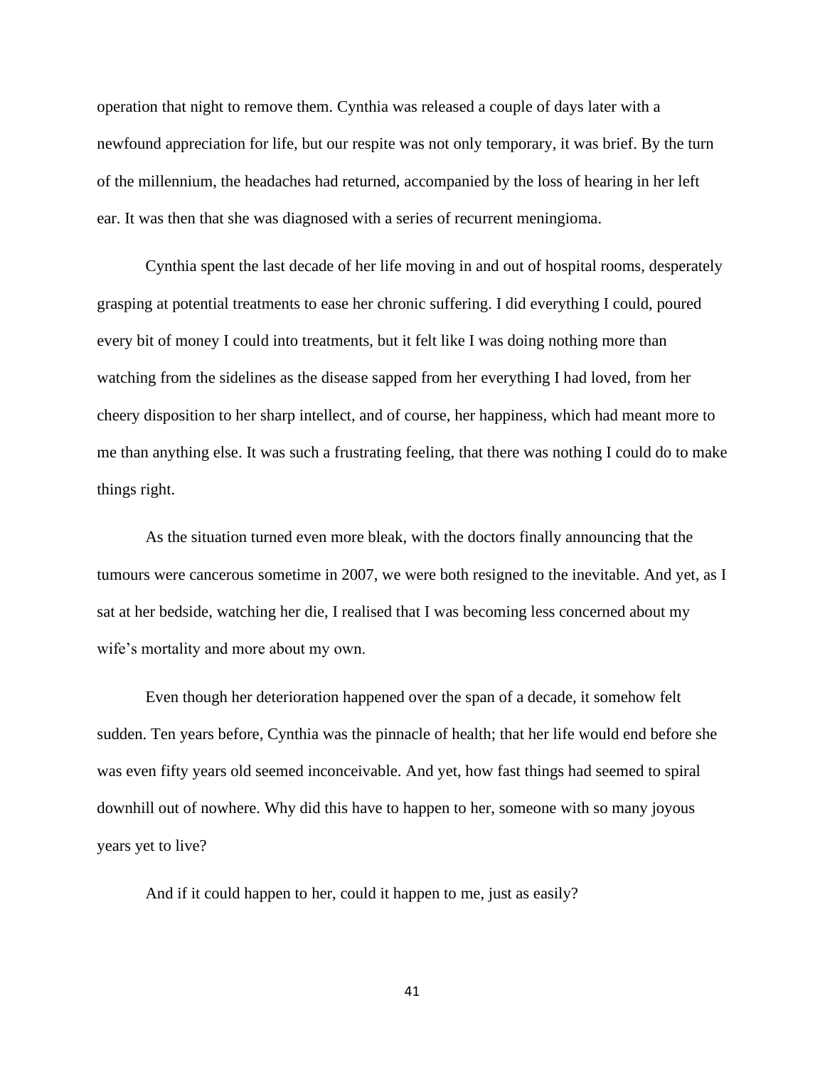operation that night to remove them. Cynthia was released a couple of days later with a newfound appreciation for life, but our respite was not only temporary, it was brief. By the turn of the millennium, the headaches had returned, accompanied by the loss of hearing in her left ear. It was then that she was diagnosed with a series of recurrent meningioma.

Cynthia spent the last decade of her life moving in and out of hospital rooms, desperately grasping at potential treatments to ease her chronic suffering. I did everything I could, poured every bit of money I could into treatments, but it felt like I was doing nothing more than watching from the sidelines as the disease sapped from her everything I had loved, from her cheery disposition to her sharp intellect, and of course, her happiness, which had meant more to me than anything else. It was such a frustrating feeling, that there was nothing I could do to make things right.

As the situation turned even more bleak, with the doctors finally announcing that the tumours were cancerous sometime in 2007, we were both resigned to the inevitable. And yet, as I sat at her bedside, watching her die, I realised that I was becoming less concerned about my wife's mortality and more about my own.

Even though her deterioration happened over the span of a decade, it somehow felt sudden. Ten years before, Cynthia was the pinnacle of health; that her life would end before she was even fifty years old seemed inconceivable. And yet, how fast things had seemed to spiral downhill out of nowhere. Why did this have to happen to her, someone with so many joyous years yet to live?

And if it could happen to her, could it happen to me, just as easily?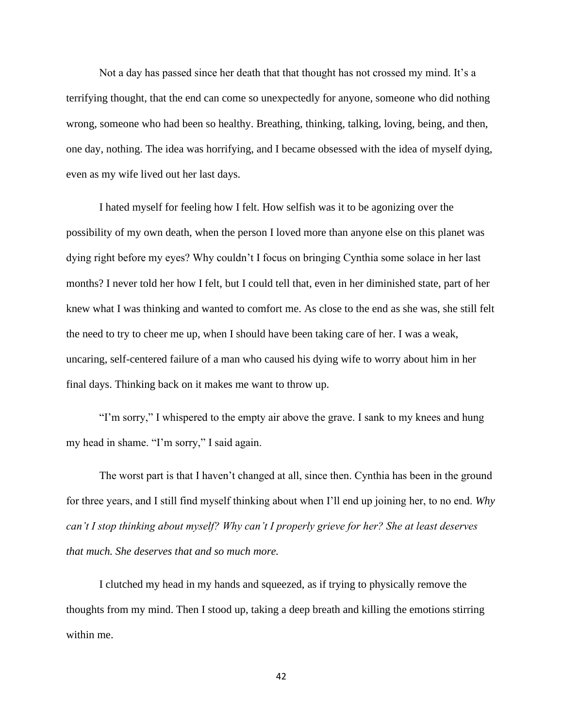Not a day has passed since her death that that thought has not crossed my mind. It's a terrifying thought, that the end can come so unexpectedly for anyone, someone who did nothing wrong, someone who had been so healthy. Breathing, thinking, talking, loving, being, and then, one day, nothing. The idea was horrifying, and I became obsessed with the idea of myself dying, even as my wife lived out her last days.

I hated myself for feeling how I felt. How selfish was it to be agonizing over the possibility of my own death, when the person I loved more than anyone else on this planet was dying right before my eyes? Why couldn't I focus on bringing Cynthia some solace in her last months? I never told her how I felt, but I could tell that, even in her diminished state, part of her knew what I was thinking and wanted to comfort me. As close to the end as she was, she still felt the need to try to cheer me up, when I should have been taking care of her. I was a weak, uncaring, self-centered failure of a man who caused his dying wife to worry about him in her final days. Thinking back on it makes me want to throw up.

"I'm sorry," I whispered to the empty air above the grave. I sank to my knees and hung my head in shame. "I'm sorry," I said again.

The worst part is that I haven't changed at all, since then. Cynthia has been in the ground for three years, and I still find myself thinking about when I'll end up joining her, to no end. *Why can't I stop thinking about myself? Why can't I properly grieve for her? She at least deserves that much. She deserves that and so much more.*

I clutched my head in my hands and squeezed, as if trying to physically remove the thoughts from my mind. Then I stood up, taking a deep breath and killing the emotions stirring within me.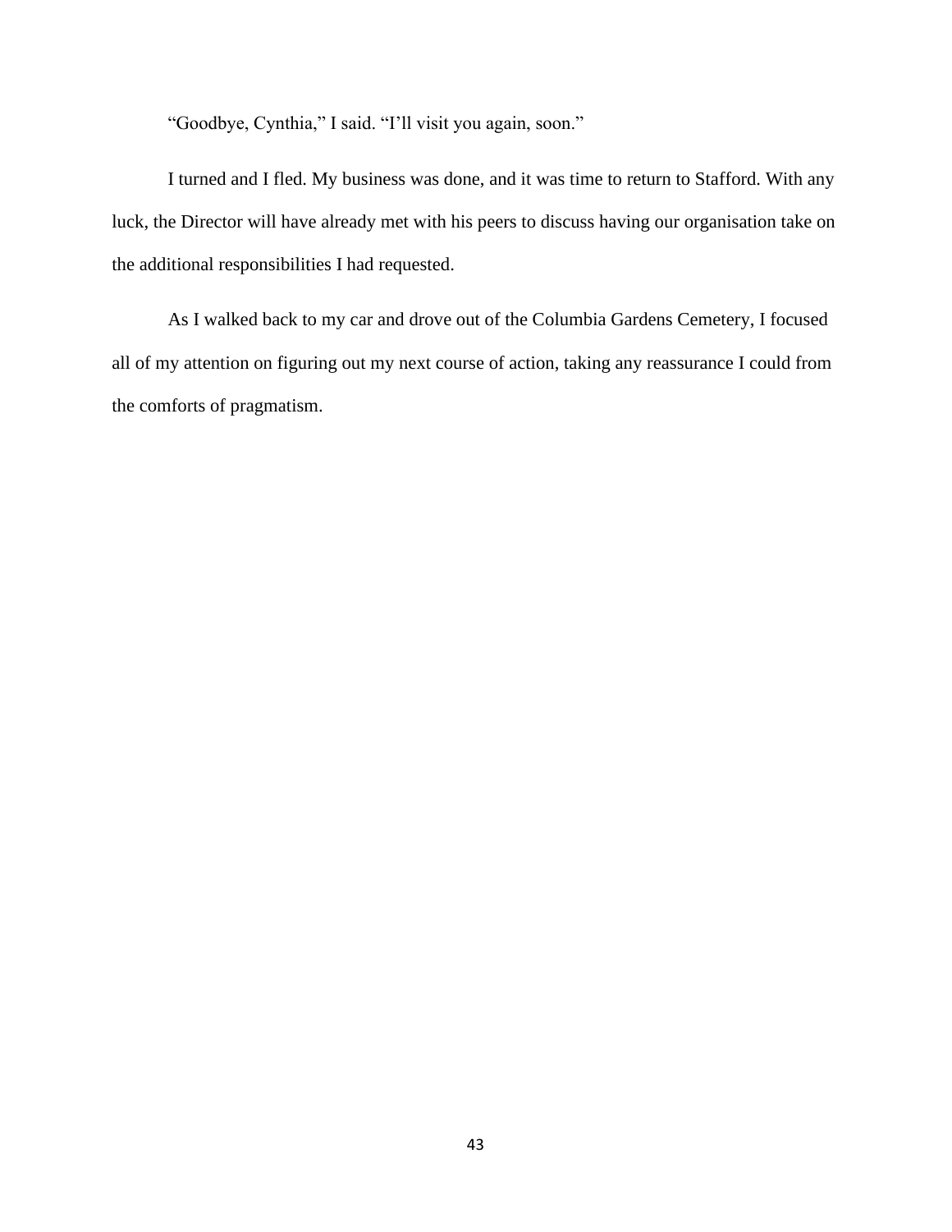"Goodbye, Cynthia," I said. "I'll visit you again, soon."

I turned and I fled. My business was done, and it was time to return to Stafford. With any luck, the Director will have already met with his peers to discuss having our organisation take on the additional responsibilities I had requested.

As I walked back to my car and drove out of the Columbia Gardens Cemetery, I focused all of my attention on figuring out my next course of action, taking any reassurance I could from the comforts of pragmatism.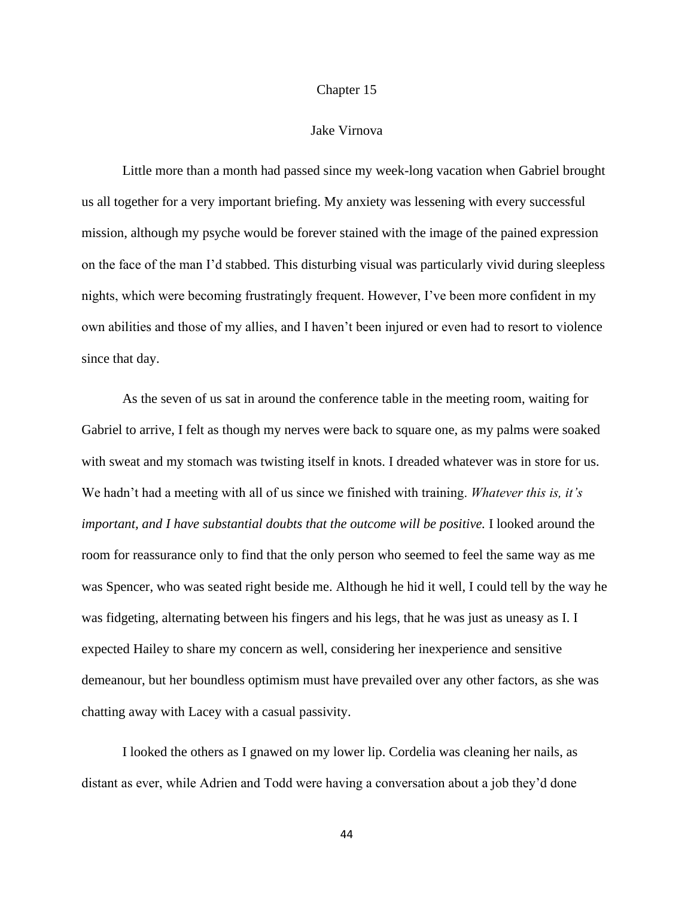# Chapter 15

## Jake Virnova

Little more than a month had passed since my week-long vacation when Gabriel brought us all together for a very important briefing. My anxiety was lessening with every successful mission, although my psyche would be forever stained with the image of the pained expression on the face of the man I'd stabbed. This disturbing visual was particularly vivid during sleepless nights, which were becoming frustratingly frequent. However, I've been more confident in my own abilities and those of my allies, and I haven't been injured or even had to resort to violence since that day.

As the seven of us sat in around the conference table in the meeting room, waiting for Gabriel to arrive, I felt as though my nerves were back to square one, as my palms were soaked with sweat and my stomach was twisting itself in knots. I dreaded whatever was in store for us. We hadn't had a meeting with all of us since we finished with training. *Whatever this is, it's important, and I have substantial doubts that the outcome will be positive.* I looked around the room for reassurance only to find that the only person who seemed to feel the same way as me was Spencer, who was seated right beside me. Although he hid it well, I could tell by the way he was fidgeting, alternating between his fingers and his legs, that he was just as uneasy as I. I expected Hailey to share my concern as well, considering her inexperience and sensitive demeanour, but her boundless optimism must have prevailed over any other factors, as she was chatting away with Lacey with a casual passivity.

I looked the others as I gnawed on my lower lip. Cordelia was cleaning her nails, as distant as ever, while Adrien and Todd were having a conversation about a job they'd done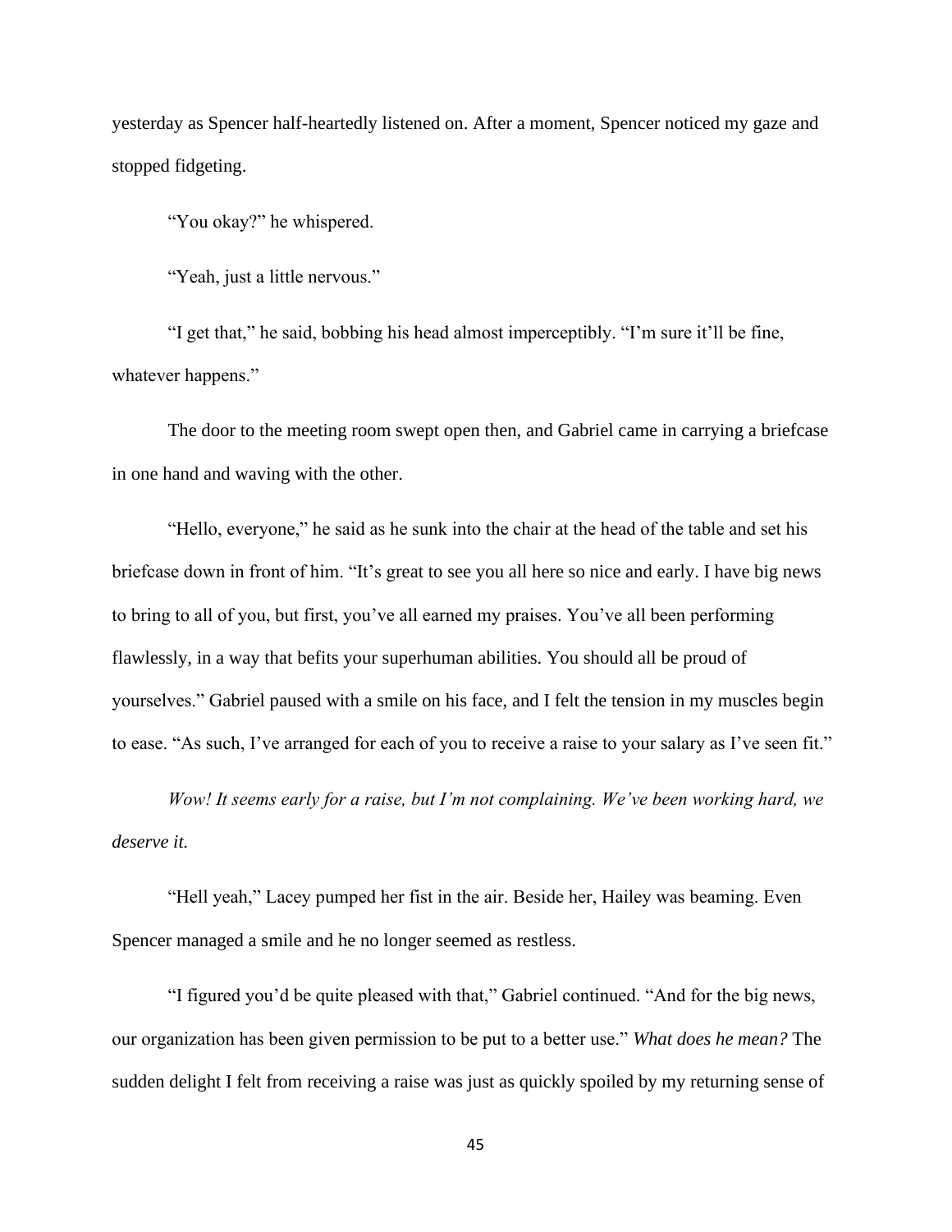yesterday as Spencer half-heartedly listened on. After a moment, Spencer noticed my gaze and stopped fidgeting.

"You okay?" he whispered.

"Yeah, just a little nervous."

"I get that," he said, bobbing his head almost imperceptibly. "I'm sure it'll be fine, whatever happens."

The door to the meeting room swept open then, and Gabriel came in carrying a briefcase in one hand and waving with the other.

"Hello, everyone," he said as he sunk into the chair at the head of the table and set his briefcase down in front of him. "It's great to see you all here so nice and early. I have big news to bring to all of you, but first, you've all earned my praises. You've all been performing flawlessly, in a way that befits your superhuman abilities. You should all be proud of yourselves." Gabriel paused with a smile on his face, and I felt the tension in my muscles begin to ease. "As such, I've arranged for each of you to receive a raise to your salary as I've seen fit."

*Wow! It seems early for a raise, but I'm not complaining. We've been working hard, we deserve it.*

"Hell yeah," Lacey pumped her fist in the air. Beside her, Hailey was beaming. Even Spencer managed a smile and he no longer seemed as restless.

"I figured you'd be quite pleased with that," Gabriel continued. "And for the big news, our organization has been given permission to be put to a better use." *What does he mean?* The sudden delight I felt from receiving a raise was just as quickly spoiled by my returning sense of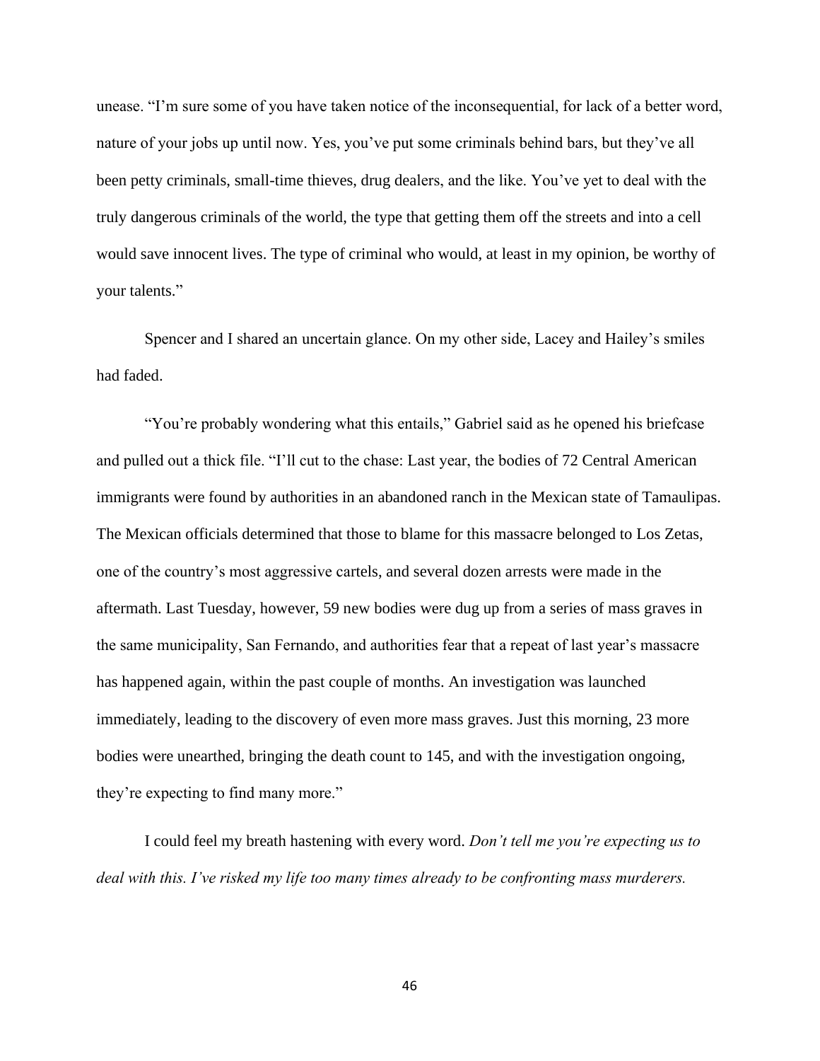unease. "I'm sure some of you have taken notice of the inconsequential, for lack of a better word, nature of your jobs up until now. Yes, you've put some criminals behind bars, but they've all been petty criminals, small-time thieves, drug dealers, and the like. You've yet to deal with the truly dangerous criminals of the world, the type that getting them off the streets and into a cell would save innocent lives. The type of criminal who would, at least in my opinion, be worthy of your talents."

Spencer and I shared an uncertain glance. On my other side, Lacey and Hailey's smiles had faded.

"You're probably wondering what this entails," Gabriel said as he opened his briefcase and pulled out a thick file. "I'll cut to the chase: Last year, the bodies of 72 Central American immigrants were found by authorities in an abandoned ranch in the Mexican state of Tamaulipas. The Mexican officials determined that those to blame for this massacre belonged to Los Zetas, one of the country's most aggressive cartels, and several dozen arrests were made in the aftermath. Last Tuesday, however, 59 new bodies were dug up from a series of mass graves in the same municipality, San Fernando, and authorities fear that a repeat of last year's massacre has happened again, within the past couple of months. An investigation was launched immediately, leading to the discovery of even more mass graves. Just this morning, 23 more bodies were unearthed, bringing the death count to 145, and with the investigation ongoing, they're expecting to find many more."

I could feel my breath hastening with every word. *Don't tell me you're expecting us to deal with this. I've risked my life too many times already to be confronting mass murderers.*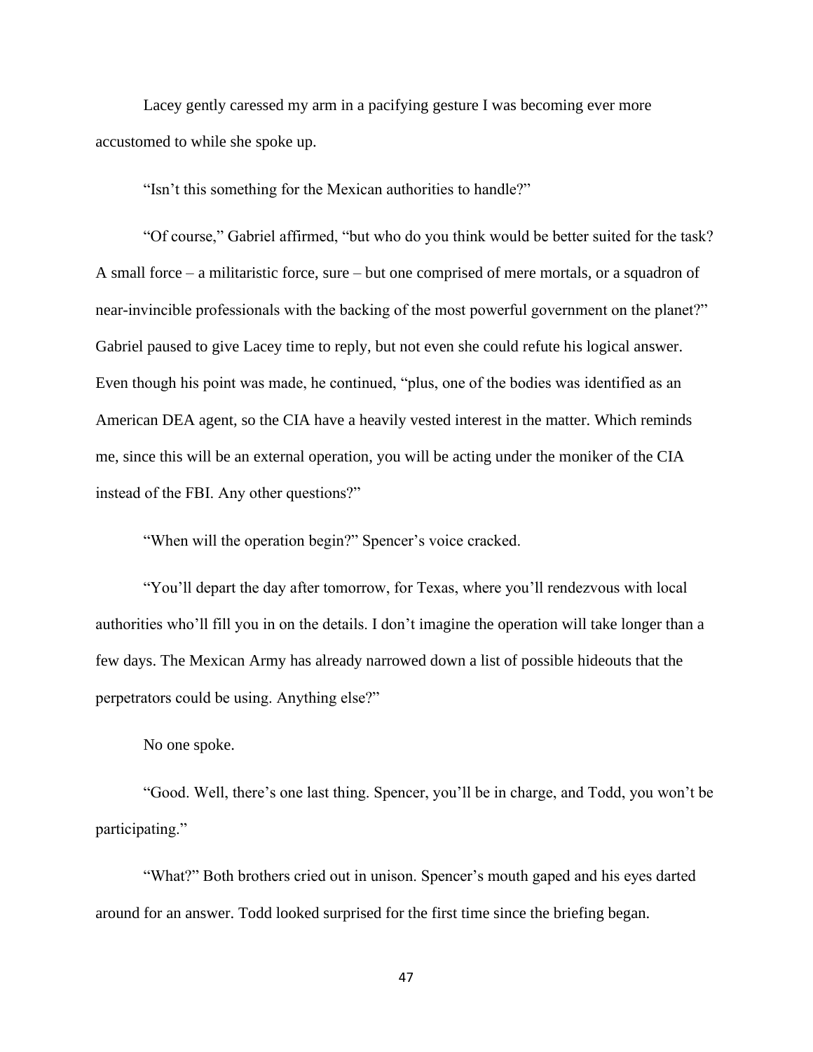Lacey gently caressed my arm in a pacifying gesture I was becoming ever more accustomed to while she spoke up.

"Isn't this something for the Mexican authorities to handle?"

"Of course," Gabriel affirmed, "but who do you think would be better suited for the task? A small force – a militaristic force, sure – but one comprised of mere mortals, or a squadron of near-invincible professionals with the backing of the most powerful government on the planet?" Gabriel paused to give Lacey time to reply, but not even she could refute his logical answer. Even though his point was made, he continued, "plus, one of the bodies was identified as an American DEA agent, so the CIA have a heavily vested interest in the matter. Which reminds me, since this will be an external operation, you will be acting under the moniker of the CIA instead of the FBI. Any other questions?"

"When will the operation begin?" Spencer's voice cracked.

"You'll depart the day after tomorrow, for Texas, where you'll rendezvous with local authorities who'll fill you in on the details. I don't imagine the operation will take longer than a few days. The Mexican Army has already narrowed down a list of possible hideouts that the perpetrators could be using. Anything else?"

No one spoke.

"Good. Well, there's one last thing. Spencer, you'll be in charge, and Todd, you won't be participating."

"What?" Both brothers cried out in unison. Spencer's mouth gaped and his eyes darted around for an answer. Todd looked surprised for the first time since the briefing began.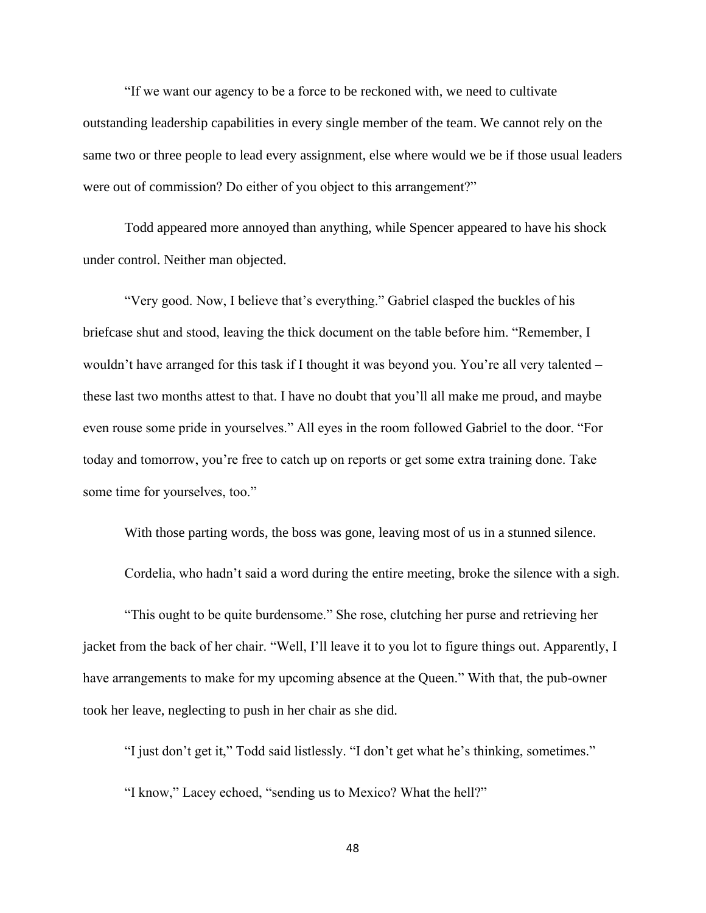"If we want our agency to be a force to be reckoned with, we need to cultivate outstanding leadership capabilities in every single member of the team. We cannot rely on the same two or three people to lead every assignment, else where would we be if those usual leaders were out of commission? Do either of you object to this arrangement?"

Todd appeared more annoyed than anything, while Spencer appeared to have his shock under control. Neither man objected.

"Very good. Now, I believe that's everything." Gabriel clasped the buckles of his briefcase shut and stood, leaving the thick document on the table before him. "Remember, I wouldn't have arranged for this task if I thought it was beyond you. You're all very talented – these last two months attest to that. I have no doubt that you'll all make me proud, and maybe even rouse some pride in yourselves." All eyes in the room followed Gabriel to the door. "For today and tomorrow, you're free to catch up on reports or get some extra training done. Take some time for yourselves, too."

With those parting words, the boss was gone, leaving most of us in a stunned silence.

Cordelia, who hadn't said a word during the entire meeting, broke the silence with a sigh.

"This ought to be quite burdensome." She rose, clutching her purse and retrieving her jacket from the back of her chair. "Well, I'll leave it to you lot to figure things out. Apparently, I have arrangements to make for my upcoming absence at the Queen." With that, the pub-owner took her leave, neglecting to push in her chair as she did.

"I just don't get it," Todd said listlessly. "I don't get what he's thinking, sometimes."

"I know," Lacey echoed, "sending us to Mexico? What the hell?"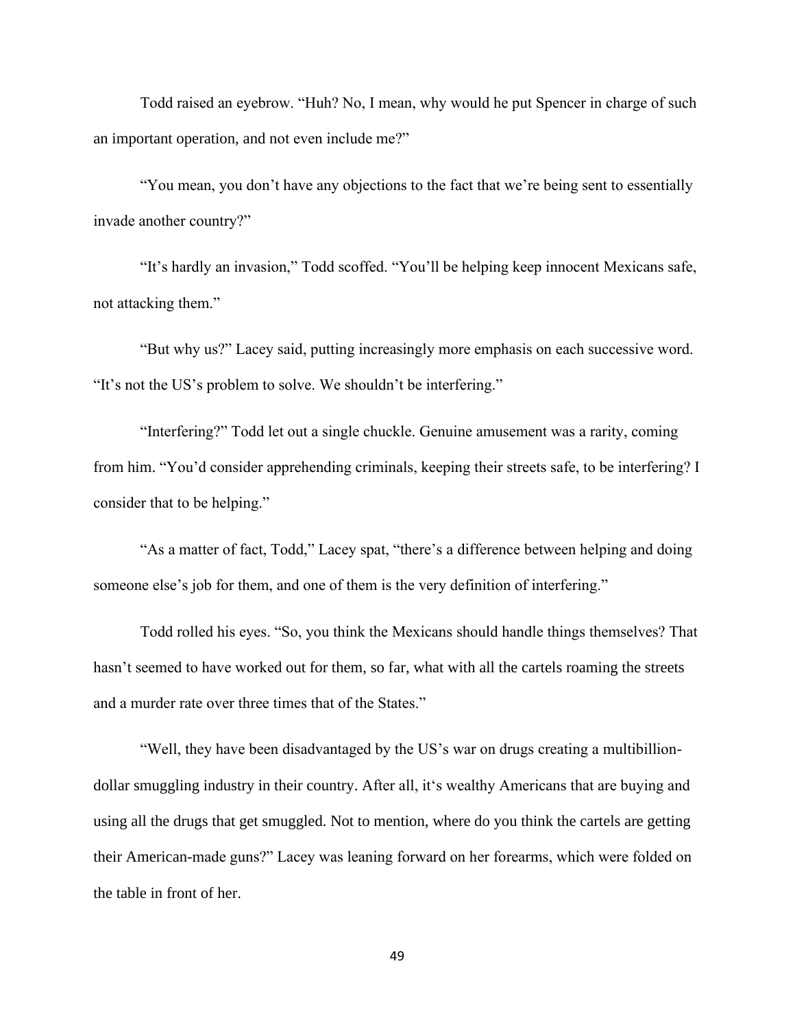Todd raised an eyebrow. "Huh? No, I mean, why would he put Spencer in charge of such an important operation, and not even include me?"

"You mean, you don't have any objections to the fact that we're being sent to essentially invade another country?"

"It's hardly an invasion," Todd scoffed. "You'll be helping keep innocent Mexicans safe, not attacking them."

"But why us?" Lacey said, putting increasingly more emphasis on each successive word. "It's not the US's problem to solve. We shouldn't be interfering."

"Interfering?" Todd let out a single chuckle. Genuine amusement was a rarity, coming from him. "You'd consider apprehending criminals, keeping their streets safe, to be interfering? I consider that to be helping."

"As a matter of fact, Todd," Lacey spat, "there's a difference between helping and doing someone else's job for them, and one of them is the very definition of interfering."

Todd rolled his eyes. "So, you think the Mexicans should handle things themselves? That hasn't seemed to have worked out for them, so far, what with all the cartels roaming the streets and a murder rate over three times that of the States."

"Well, they have been disadvantaged by the US's war on drugs creating a multibillion-dollar smuggling industry in their country. After all, it's wealthy Americans that are buying and using all the drugs that get smuggled. Not to mention, where do you think the cartels are getting their American-made guns?" Lacey was leaning forward on her forearms, which were folded on the table in front of her.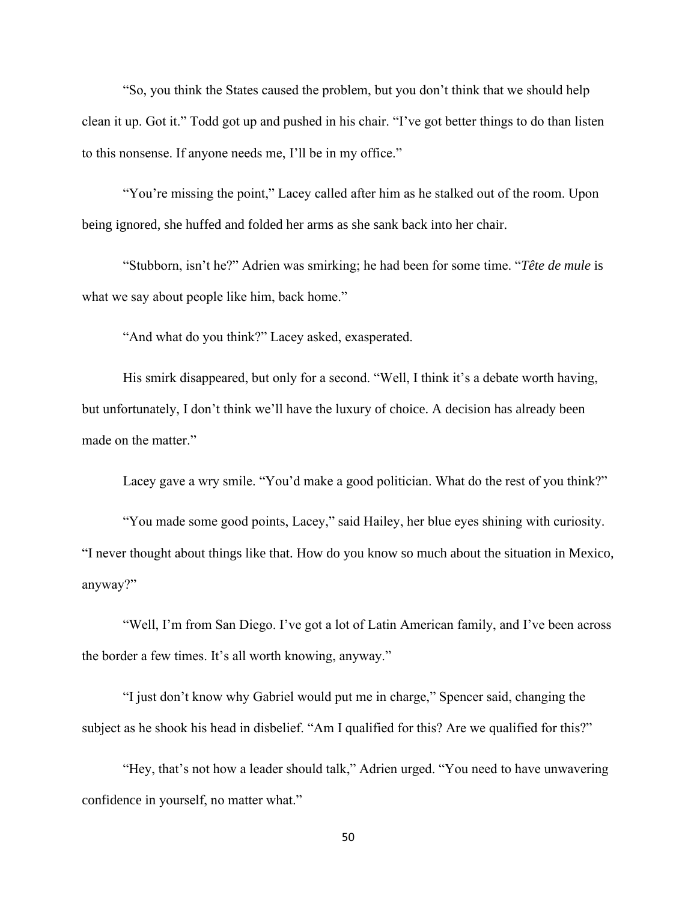"So, you think the States caused the problem, but you don't think that we should help clean it up. Got it." Todd got up and pushed in his chair. "I've got better things to do than listen to this nonsense. If anyone needs me, I'll be in my office."

"You're missing the point," Lacey called after him as he stalked out of the room. Upon being ignored, she huffed and folded her arms as she sank back into her chair.

"Stubborn, isn't he?" Adrien was smirking; he had been for some time. "*Tête de mule* is what we say about people like him, back home."

"And what do you think?" Lacey asked, exasperated.

His smirk disappeared, but only for a second. "Well, I think it's a debate worth having, but unfortunately, I don't think we'll have the luxury of choice. A decision has already been made on the matter."

Lacey gave a wry smile. "You'd make a good politician. What do the rest of you think?"

"You made some good points, Lacey," said Hailey, her blue eyes shining with curiosity. "I never thought about things like that. How do you know so much about the situation in Mexico, anyway?"

"Well, I'm from San Diego. I've got a lot of Latin American family, and I've been across the border a few times. It's all worth knowing, anyway."

"I just don't know why Gabriel would put me in charge," Spencer said, changing the subject as he shook his head in disbelief. "Am I qualified for this? Are we qualified for this?"

"Hey, that's not how a leader should talk," Adrien urged. "You need to have unwavering confidence in yourself, no matter what."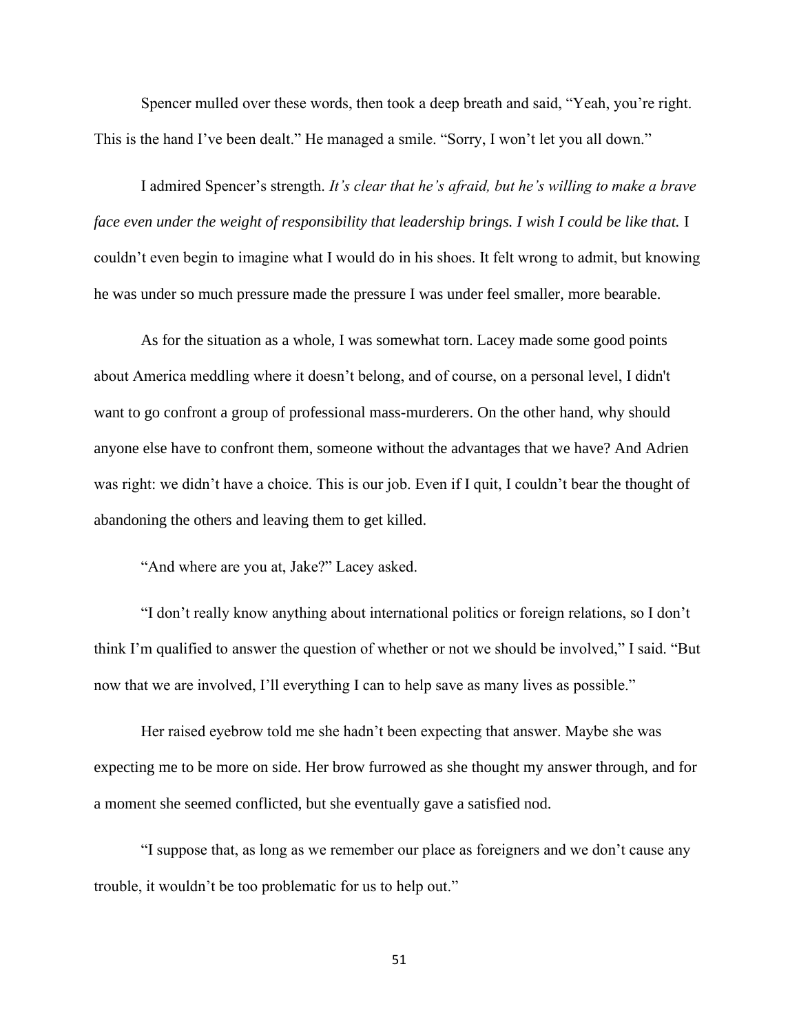Spencer mulled over these words, then took a deep breath and said, "Yeah, you're right. This is the hand I've been dealt." He managed a smile. "Sorry, I won't let you all down."

I admired Spencer's strength. *It's clear that he's afraid, but he's willing to make a brave face even under the weight of responsibility that leadership brings. I wish I could be like that.* I couldn't even begin to imagine what I would do in his shoes. It felt wrong to admit, but knowing he was under so much pressure made the pressure I was under feel smaller, more bearable.

As for the situation as a whole, I was somewhat torn. Lacey made some good points about America meddling where it doesn't belong, and of course, on a personal level, I didn't want to go confront a group of professional mass-murderers. On the other hand, why should anyone else have to confront them, someone without the advantages that we have? And Adrien was right: we didn't have a choice. This is our job. Even if I quit, I couldn't bear the thought of abandoning the others and leaving them to get killed.

"And where are you at, Jake?" Lacey asked.

"I don't really know anything about international politics or foreign relations, so I don't think I'm qualified to answer the question of whether or not we should be involved," I said. "But now that we are involved, I'll everything I can to help save as many lives as possible."

Her raised eyebrow told me she hadn't been expecting that answer. Maybe she was expecting me to be more on side. Her brow furrowed as she thought my answer through, and for a moment she seemed conflicted, but she eventually gave a satisfied nod.

"I suppose that, as long as we remember our place as foreigners and we don't cause any trouble, it wouldn't be too problematic for us to help out."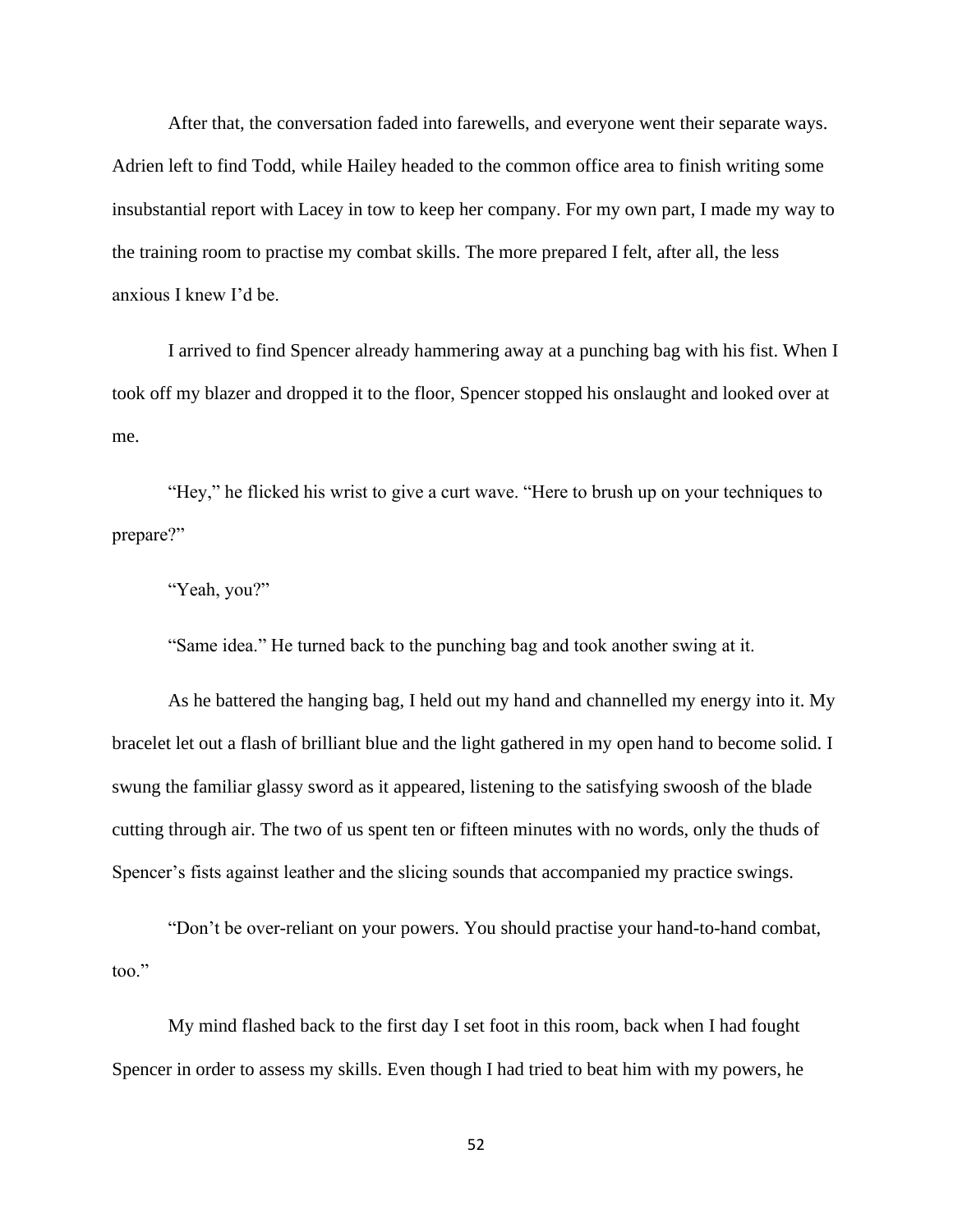After that, the conversation faded into farewells, and everyone went their separate ways. Adrien left to find Todd, while Hailey headed to the common office area to finish writing some insubstantial report with Lacey in tow to keep her company. For my own part, I made my way to the training room to practise my combat skills. The more prepared I felt, after all, the less anxious I knew I'd be.

I arrived to find Spencer already hammering away at a punching bag with his fist. When I took off my blazer and dropped it to the floor, Spencer stopped his onslaught and looked over at me.

"Hey," he flicked his wrist to give a curt wave. "Here to brush up on your techniques to prepare?"

"Yeah, you?"

"Same idea." He turned back to the punching bag and took another swing at it.

As he battered the hanging bag, I held out my hand and channelled my energy into it. My bracelet let out a flash of brilliant blue and the light gathered in my open hand to become solid. I swung the familiar glassy sword as it appeared, listening to the satisfying swoosh of the blade cutting through air. The two of us spent ten or fifteen minutes with no words, only the thuds of Spencer's fists against leather and the slicing sounds that accompanied my practice swings.

"Don't be over-reliant on your powers. You should practise your hand-to-hand combat, too."

My mind flashed back to the first day I set foot in this room, back when I had fought Spencer in order to assess my skills. Even though I had tried to beat him with my powers, he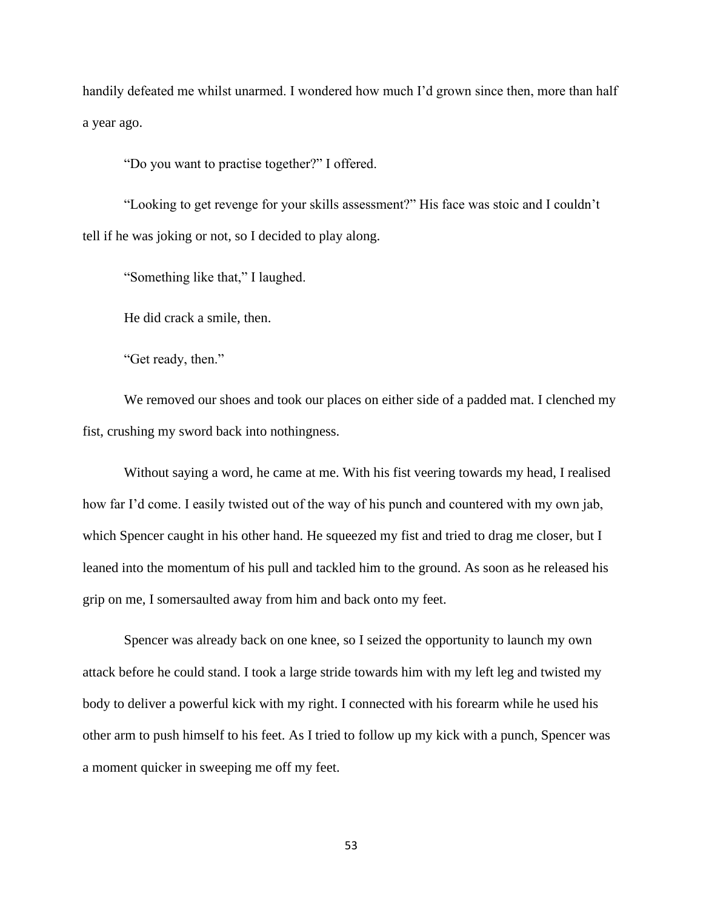handily defeated me whilst unarmed. I wondered how much I'd grown since then, more than half a year ago.

"Do you want to practise together?" I offered.

"Looking to get revenge for your skills assessment?" His face was stoic and I couldn't tell if he was joking or not, so I decided to play along.

"Something like that," I laughed.

He did crack a smile, then.

"Get ready, then."

We removed our shoes and took our places on either side of a padded mat. I clenched my fist, crushing my sword back into nothingness.

Without saying a word, he came at me. With his fist veering towards my head, I realised how far I'd come. I easily twisted out of the way of his punch and countered with my own jab, which Spencer caught in his other hand. He squeezed my fist and tried to drag me closer, but I leaned into the momentum of his pull and tackled him to the ground. As soon as he released his grip on me, I somersaulted away from him and back onto my feet.

Spencer was already back on one knee, so I seized the opportunity to launch my own attack before he could stand. I took a large stride towards him with my left leg and twisted my body to deliver a powerful kick with my right. I connected with his forearm while he used his other arm to push himself to his feet. As I tried to follow up my kick with a punch, Spencer was a moment quicker in sweeping me off my feet.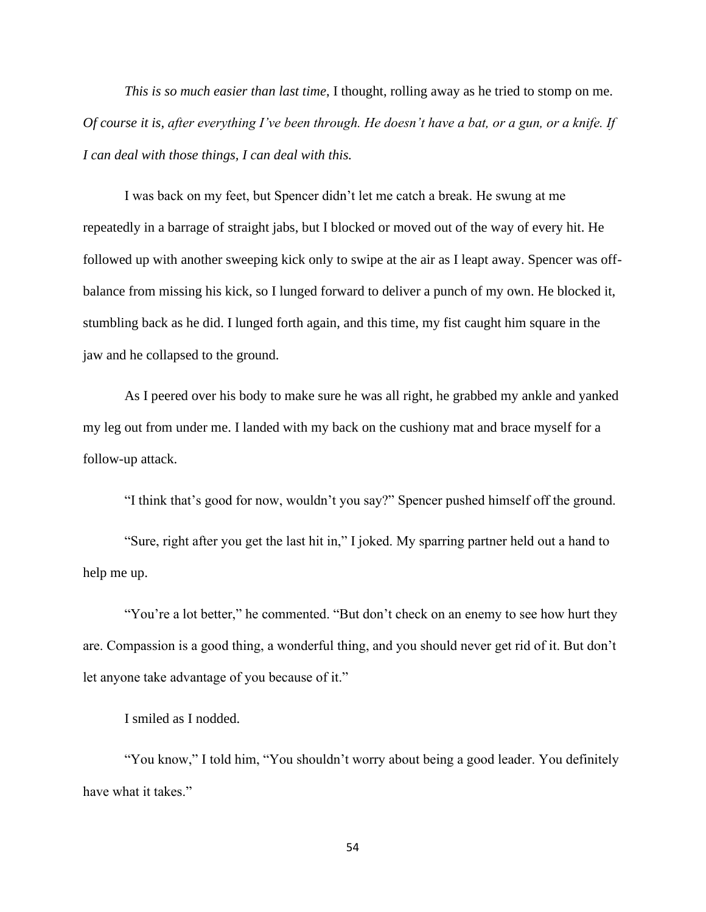*This is so much easier than last time*, I thought, rolling away as he tried to stomp on me. *Of course it is, after everything I've been through. He doesn't have a bat, or a gun, or a knife. If I can deal with those things, I can deal with this.*

I was back on my feet, but Spencer didn't let me catch a break. He swung at me repeatedly in a barrage of straight jabs, but I blocked or moved out of the way of every hit. He followed up with another sweeping kick only to swipe at the air as I leapt away. Spencer was off-balance from missing his kick, so I lunged forward to deliver a punch of my own. He blocked it, stumbling back as he did. I lunged forth again, and this time, my fist caught him square in the jaw and he collapsed to the ground.

As I peered over his body to make sure he was all right, he grabbed my ankle and yanked my leg out from under me. I landed with my back on the cushiony mat and brace myself for a follow-up attack.

"I think that's good for now, wouldn't you say?" Spencer pushed himself off the ground.

"Sure, right after you get the last hit in," I joked. My sparring partner held out a hand to help me up.

"You're a lot better," he commented. "But don't check on an enemy to see how hurt they are. Compassion is a good thing, a wonderful thing, and you should never get rid of it. But don't let anyone take advantage of you because of it."

I smiled as I nodded.

"You know," I told him, "You shouldn't worry about being a good leader. You definitely have what it takes."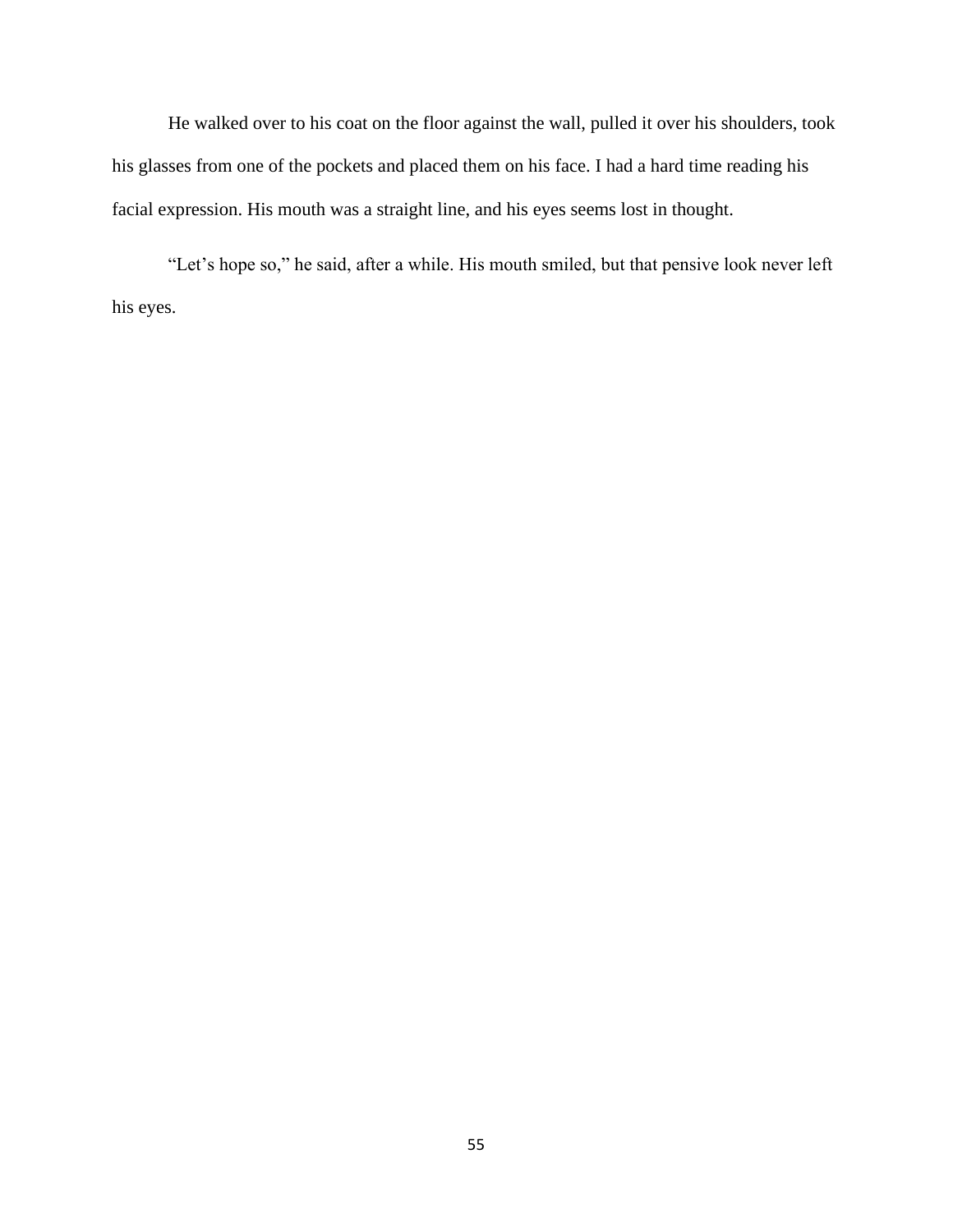He walked over to his coat on the floor against the wall, pulled it over his shoulders, took his glasses from one of the pockets and placed them on his face. I had a hard time reading his facial expression. His mouth was a straight line, and his eyes seems lost in thought.

“Let’s hope so,” he said, after a while. His mouth smiled, but that pensive look never left his eyes.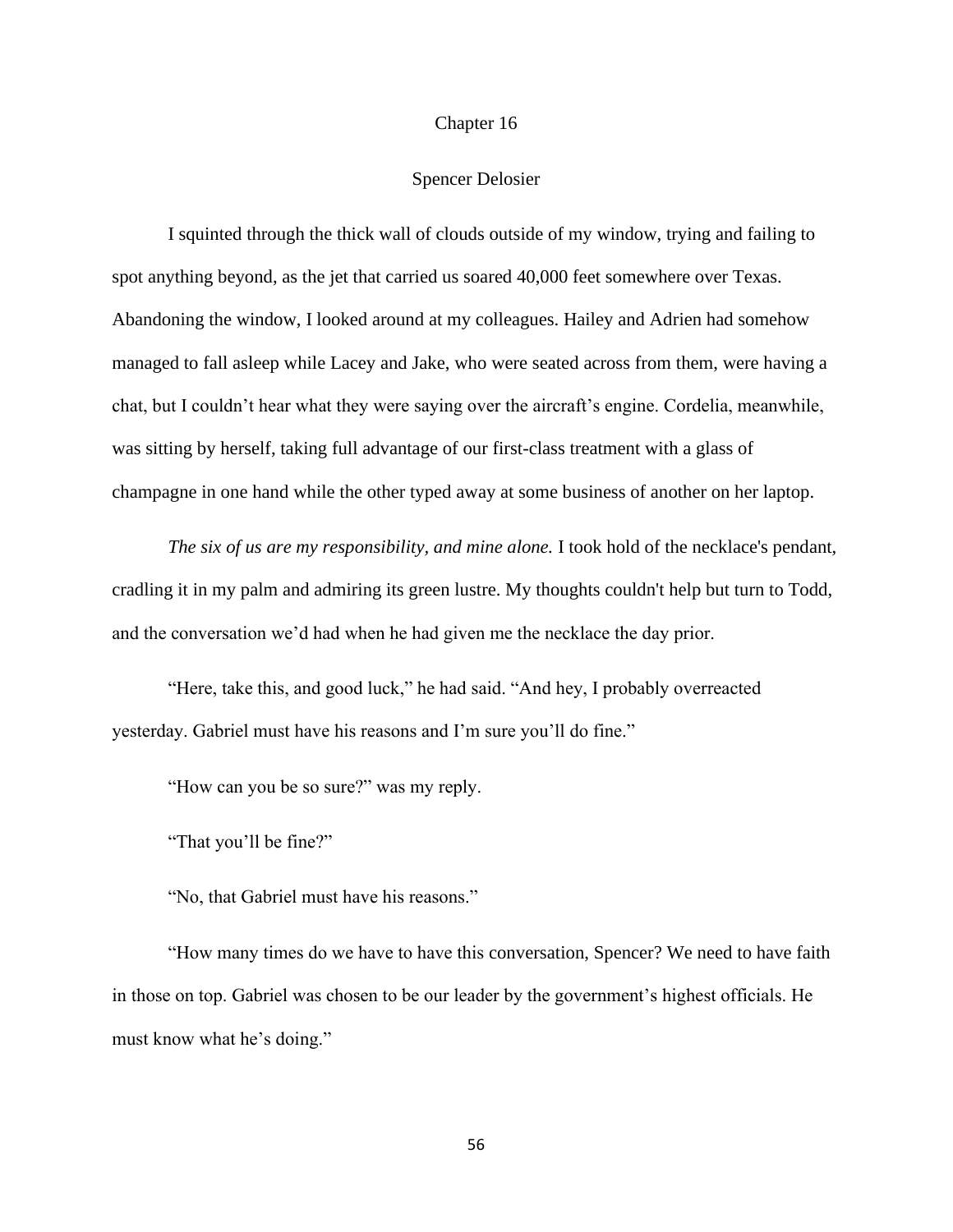# Chapter 16

## Spencer Delosier

I squinted through the thick wall of clouds outside of my window, trying and failing to spot anything beyond, as the jet that carried us soared 40,000 feet somewhere over Texas. Abandoning the window, I looked around at my colleagues. Hailey and Adrien had somehow managed to fall asleep while Lacey and Jake, who were seated across from them, were having a chat, but I couldn't hear what they were saying over the aircraft's engine. Cordelia, meanwhile, was sitting by herself, taking full advantage of our first-class treatment with a glass of champagne in one hand while the other typed away at some business of another on her laptop.

*The six of us are my responsibility, and mine alone.* I took hold of the necklace's pendant, cradling it in my palm and admiring its green lustre. My thoughts couldn't help but turn to Todd, and the conversation we'd had when he had given me the necklace the day prior.

"Here, take this, and good luck," he had said. "And hey, I probably overreacted yesterday. Gabriel must have his reasons and I'm sure you'll do fine."

"How can you be so sure?" was my reply.

"That you'll be fine?"

"No, that Gabriel must have his reasons."

"How many times do we have to have this conversation, Spencer? We need to have faith in those on top. Gabriel was chosen to be our leader by the government's highest officials. He must know what he's doing."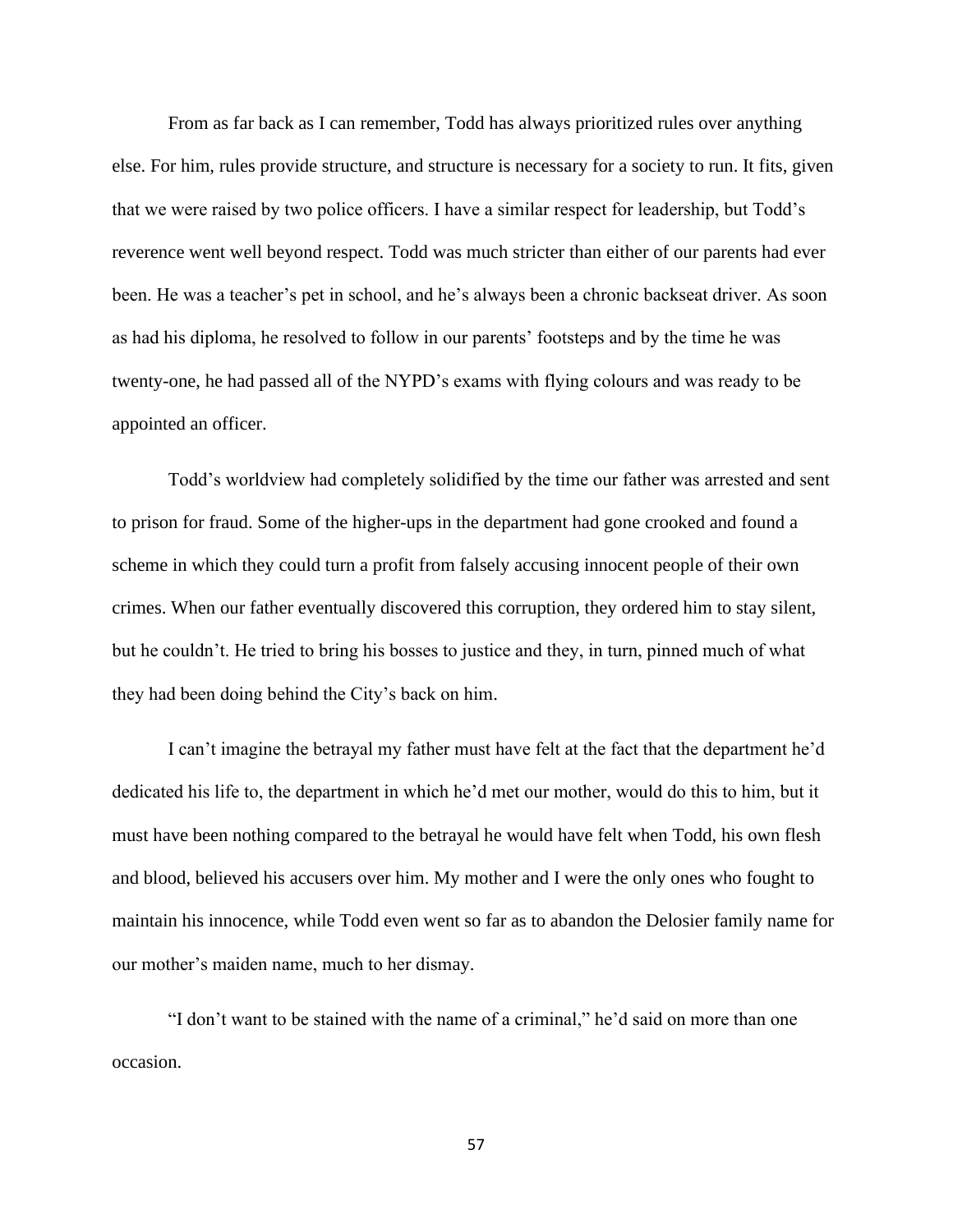From as far back as I can remember, Todd has always prioritized rules over anything else. For him, rules provide structure, and structure is necessary for a society to run. It fits, given that we were raised by two police officers. I have a similar respect for leadership, but Todd's reverence went well beyond respect. Todd was much stricter than either of our parents had ever been. He was a teacher's pet in school, and he's always been a chronic backseat driver. As soon as had his diploma, he resolved to follow in our parents' footsteps and by the time he was twenty-one, he had passed all of the NYPD's exams with flying colours and was ready to be appointed an officer.

Todd's worldview had completely solidified by the time our father was arrested and sent to prison for fraud. Some of the higher-ups in the department had gone crooked and found a scheme in which they could turn a profit from falsely accusing innocent people of their own crimes. When our father eventually discovered this corruption, they ordered him to stay silent, but he couldn't. He tried to bring his bosses to justice and they, in turn, pinned much of what they had been doing behind the City's back on him.

I can't imagine the betrayal my father must have felt at the fact that the department he'd dedicated his life to, the department in which he'd met our mother, would do this to him, but it must have been nothing compared to the betrayal he would have felt when Todd, his own flesh and blood, believed his accusers over him. My mother and I were the only ones who fought to maintain his innocence, while Todd even went so far as to abandon the Delosier family name for our mother's maiden name, much to her dismay.

"I don't want to be stained with the name of a criminal," he'd said on more than one occasion.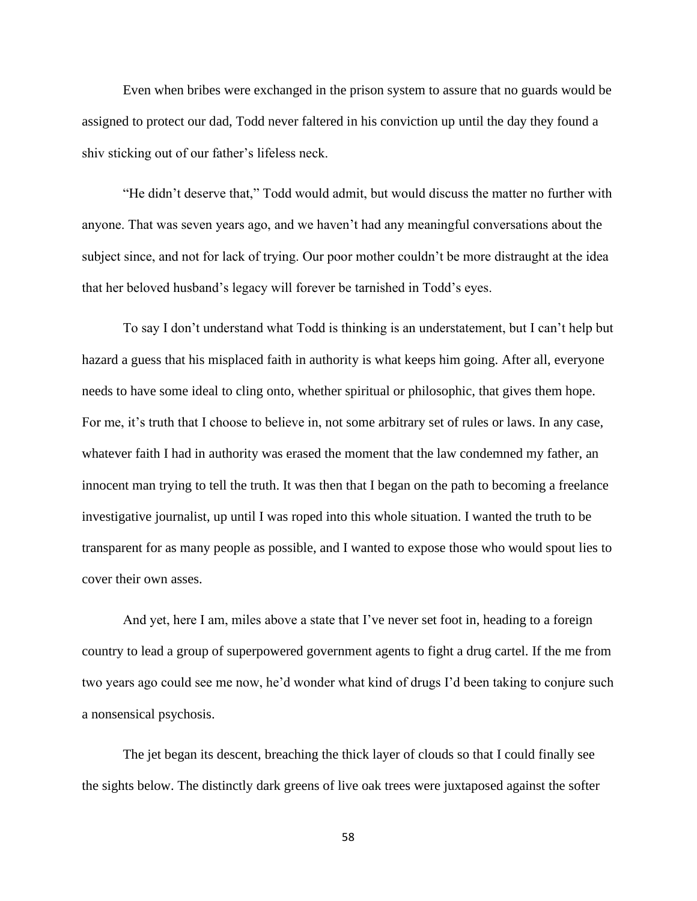Even when bribes were exchanged in the prison system to assure that no guards would be assigned to protect our dad, Todd never faltered in his conviction up until the day they found a shiv sticking out of our father's lifeless neck.

"He didn't deserve that," Todd would admit, but would discuss the matter no further with anyone. That was seven years ago, and we haven't had any meaningful conversations about the subject since, and not for lack of trying. Our poor mother couldn't be more distraught at the idea that her beloved husband's legacy will forever be tarnished in Todd's eyes.

To say I don't understand what Todd is thinking is an understatement, but I can't help but hazard a guess that his misplaced faith in authority is what keeps him going. After all, everyone needs to have some ideal to cling onto, whether spiritual or philosophic, that gives them hope. For me, it's truth that I choose to believe in, not some arbitrary set of rules or laws. In any case, whatever faith I had in authority was erased the moment that the law condemned my father, an innocent man trying to tell the truth. It was then that I began on the path to becoming a freelance investigative journalist, up until I was roped into this whole situation. I wanted the truth to be transparent for as many people as possible, and I wanted to expose those who would spout lies to cover their own asses.

And yet, here I am, miles above a state that I've never set foot in, heading to a foreign country to lead a group of superpowered government agents to fight a drug cartel. If the me from two years ago could see me now, he'd wonder what kind of drugs I'd been taking to conjure such a nonsensical psychosis.

The jet began its descent, breaching the thick layer of clouds so that I could finally see the sights below. The distinctly dark greens of live oak trees were juxtaposed against the softer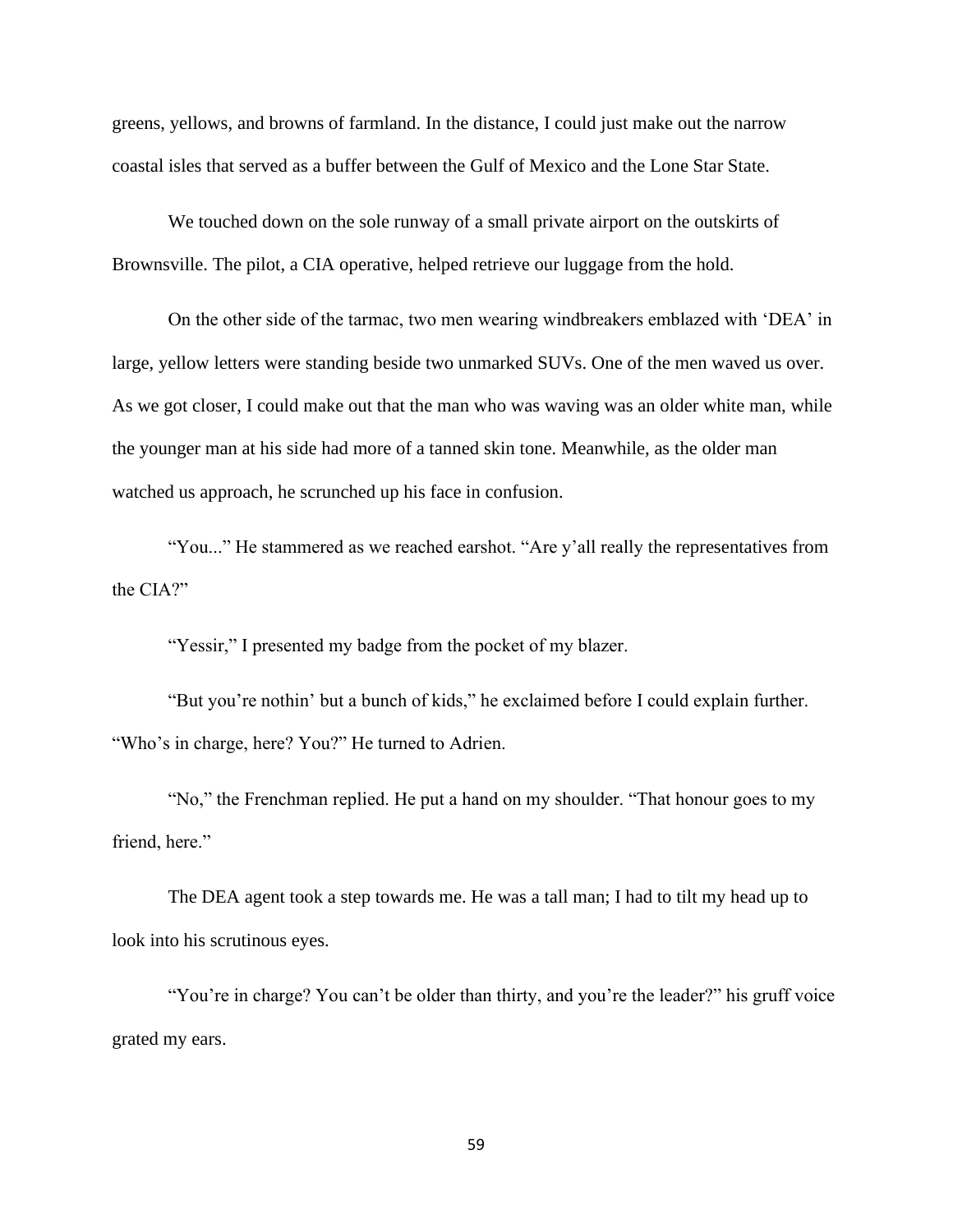greens, yellows, and browns of farmland. In the distance, I could just make out the narrow coastal isles that served as a buffer between the Gulf of Mexico and the Lone Star State.

We touched down on the sole runway of a small private airport on the outskirts of Brownsville. The pilot, a CIA operative, helped retrieve our luggage from the hold.

On the other side of the tarmac, two men wearing windbreakers emblazoned with 'DEA' in large, yellow letters were standing beside two unmarked SUVs. One of the men waved us over. As we got closer, I could make out that the man who was waving was an older white man, while the younger man at his side had more of a tanned skin tone. Meanwhile, as the older man watched us approach, he scrunched up his face in confusion.

"You..." He stammered as we reached earshot. "Are y'all really the representatives from the CIA?"

"Yessir," I presented my badge from the pocket of my blazer.

"But you're nothin' but a bunch of kids," he exclaimed before I could explain further. "Who's in charge, here? You?" He turned to Adrien.

"No," the Frenchman replied. He put a hand on my shoulder. "That honour goes to my friend, here."

The DEA agent took a step towards me. He was a tall man; I had to tilt my head up to look into his scrutinous eyes.

"You're in charge? You can't be older than thirty, and you're the leader?" his gruff voice grated my ears.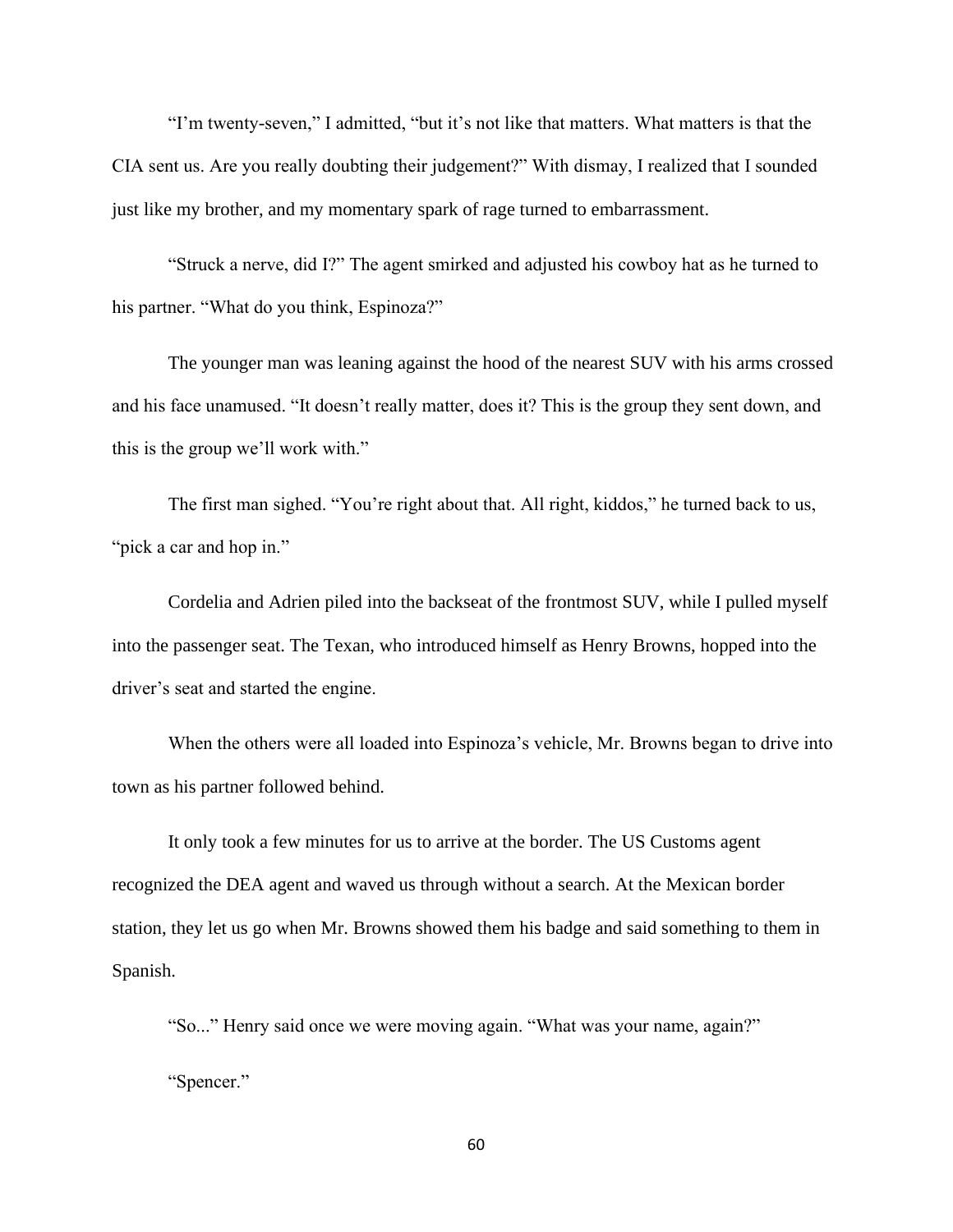"I'm twenty-seven," I admitted, "but it's not like that matters. What matters is that the CIA sent us. Are you really doubting their judgement?" With dismay, I realized that I sounded just like my brother, and my momentary spark of rage turned to embarrassment.

"Struck a nerve, did I?" The agent smirked and adjusted his cowboy hat as he turned to his partner. "What do you think, Espinoza?"

The younger man was leaning against the hood of the nearest SUV with his arms crossed and his face unamused. "It doesn't really matter, does it? This is the group they sent down, and this is the group we'll work with."

The first man sighed. "You're right about that. All right, kiddos," he turned back to us, "pick a car and hop in."

Cordelia and Adrien piled into the backseat of the frontmost SUV, while I pulled myself into the passenger seat. The Texan, who introduced himself as Henry Browns, hopped into the driver's seat and started the engine.

When the others were all loaded into Espinoza's vehicle, Mr. Browns began to drive into town as his partner followed behind.

It only took a few minutes for us to arrive at the border. The US Customs agent recognized the DEA agent and waved us through without a search. At the Mexican border station, they let us go when Mr. Browns showed them his badge and said something to them in Spanish.

"So..." Henry said once we were moving again. "What was your name, again?"

"Spencer."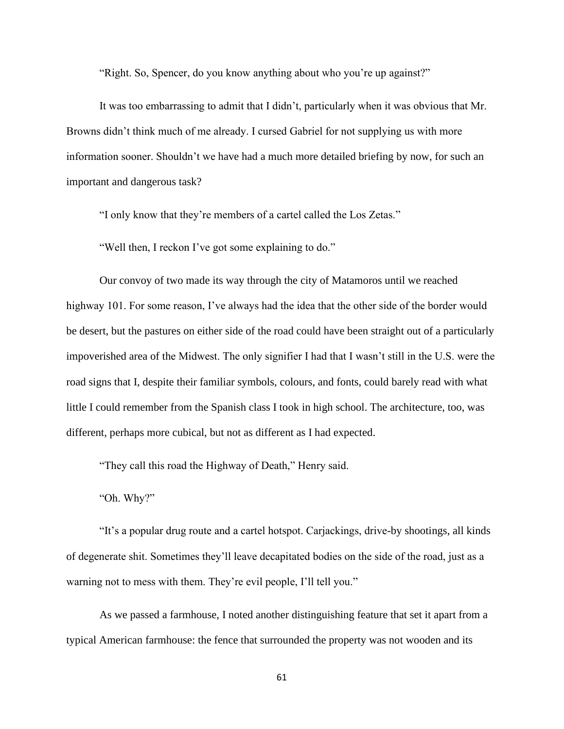"Right. So, Spencer, do you know anything about who you're up against?"

It was too embarrassing to admit that I didn't, particularly when it was obvious that Mr. Browns didn't think much of me already. I cursed Gabriel for not supplying us with more information sooner. Shouldn't we have had a much more detailed briefing by now, for such an important and dangerous task?

"I only know that they're members of a cartel called the Los Zetas."

"Well then, I reckon I've got some explaining to do."

Our convoy of two made its way through the city of Matamoros until we reached highway 101. For some reason, I've always had the idea that the other side of the border would be desert, but the pastures on either side of the road could have been straight out of a particularly impoverished area of the Midwest. The only signifier I had that I wasn't still in the U.S. were the road signs that I, despite their familiar symbols, colours, and fonts, could barely read with what little I could remember from the Spanish class I took in high school. The architecture, too, was different, perhaps more cubical, but not as different as I had expected.

"They call this road the Highway of Death," Henry said.

"Oh. Why?"

"It's a popular drug route and a cartel hotspot. Carjackings, drive-by shootings, all kinds of degenerate shit. Sometimes they'll leave decapitated bodies on the side of the road, just as a warning not to mess with them. They're evil people, I'll tell you."

As we passed a farmhouse, I noted another distinguishing feature that set it apart from a typical American farmhouse: the fence that surrounded the property was not wooden and its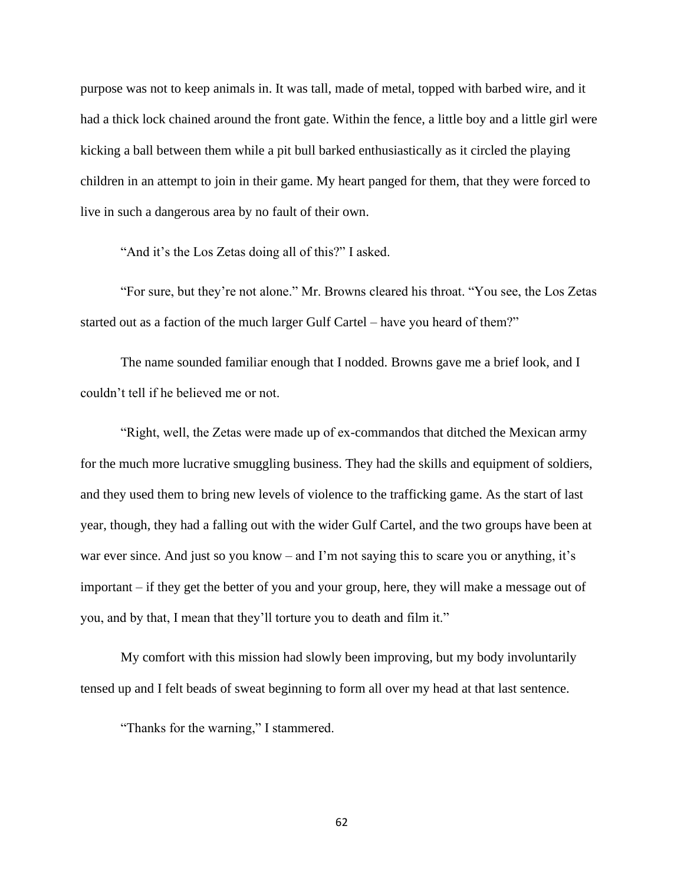purpose was not to keep animals in. It was tall, made of metal, topped with barbed wire, and it had a thick lock chained around the front gate. Within the fence, a little boy and a little girl were kicking a ball between them while a pit bull barked enthusiastically as it circled the playing children in an attempt to join in their game. My heart panged for them, that they were forced to live in such a dangerous area by no fault of their own.

"And it's the Los Zetas doing all of this?" I asked.

"For sure, but they're not alone." Mr. Browns cleared his throat. "You see, the Los Zetas started out as a faction of the much larger Gulf Cartel – have you heard of them?"

The name sounded familiar enough that I nodded. Browns gave me a brief look, and I couldn't tell if he believed me or not.

"Right, well, the Zetas were made up of ex-commandos that ditched the Mexican army for the much more lucrative smuggling business. They had the skills and equipment of soldiers, and they used them to bring new levels of violence to the trafficking game. As the start of last year, though, they had a falling out with the wider Gulf Cartel, and the two groups have been at war ever since. And just so you know – and I'm not saying this to scare you or anything, it's important – if they get the better of you and your group, here, they will make a message out of you, and by that, I mean that they'll torture you to death and film it."

My comfort with this mission had slowly been improving, but my body involuntarily tensed up and I felt beads of sweat beginning to form all over my head at that last sentence.

"Thanks for the warning," I stammered.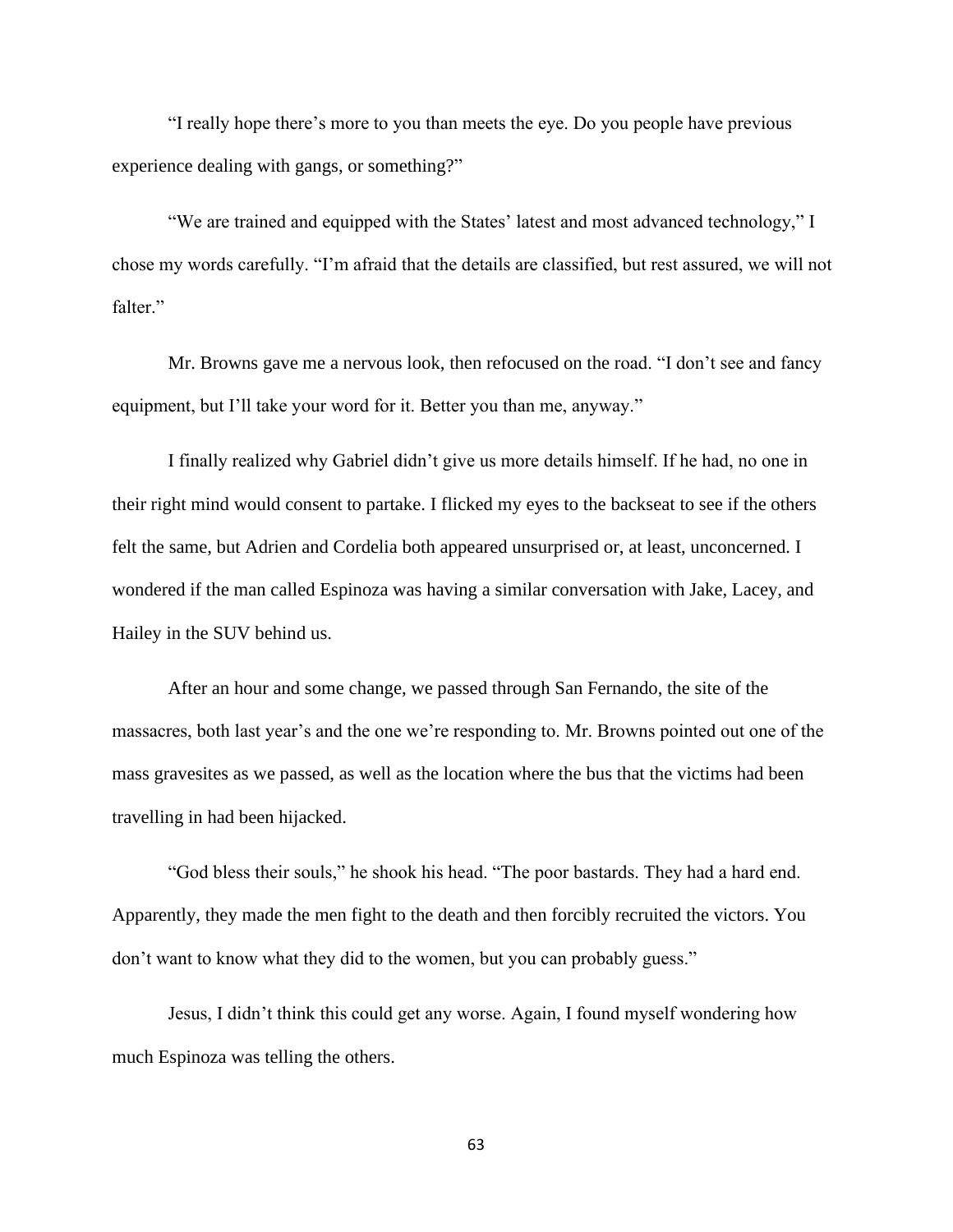"I really hope there's more to you than meets the eye. Do you people have previous experience dealing with gangs, or something?"

"We are trained and equipped with the States' latest and most advanced technology," I chose my words carefully. "I'm afraid that the details are classified, but rest assured, we will not falter."

Mr. Browns gave me a nervous look, then refocused on the road. "I don't see and fancy equipment, but I'll take your word for it. Better you than me, anyway."

I finally realized why Gabriel didn't give us more details himself. If he had, no one in their right mind would consent to partake. I flicked my eyes to the backseat to see if the others felt the same, but Adrien and Cordelia both appeared unsurprised or, at least, unconcerned. I wondered if the man called Espinoza was having a similar conversation with Jake, Lacey, and Hailey in the SUV behind us.

After an hour and some change, we passed through San Fernando, the site of the massacres, both last year's and the one we're responding to. Mr. Browns pointed out one of the mass gravesites as we passed, as well as the location where the bus that the victims had been travelling in had been hijacked.

"God bless their souls," he shook his head. "The poor bastards. They had a hard end. Apparently, they made the men fight to the death and then forcibly recruited the victors. You don't want to know what they did to the women, but you can probably guess."

Jesus, I didn't think this could get any worse. Again, I found myself wondering how much Espinoza was telling the others.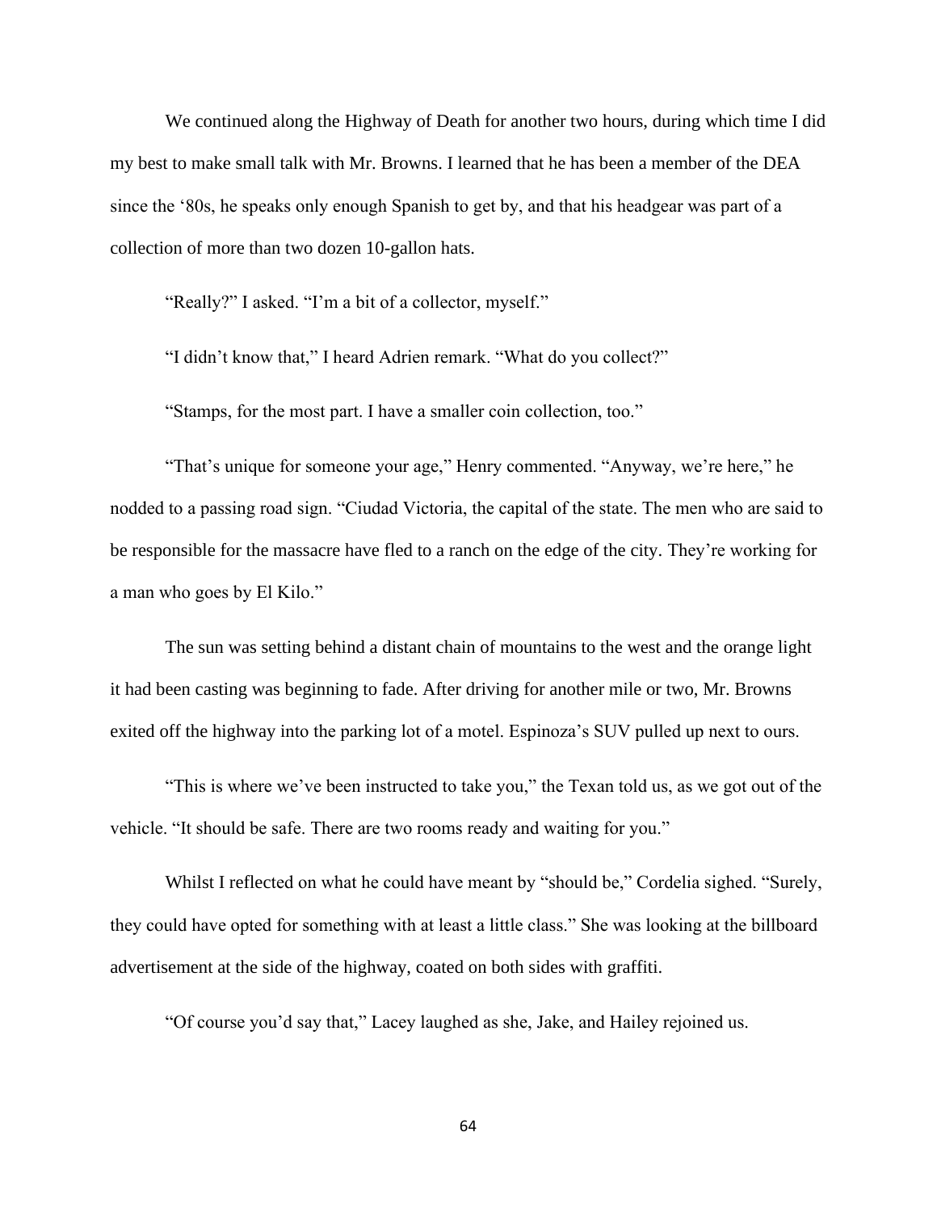We continued along the Highway of Death for another two hours, during which time I did my best to make small talk with Mr. Browns. I learned that he has been a member of the DEA since the '80s, he speaks only enough Spanish to get by, and that his headgear was part of a collection of more than two dozen 10-gallon hats.

"Really?" I asked. "I'm a bit of a collector, myself."

"I didn't know that," I heard Adrien remark. "What do you collect?"

"Stamps, for the most part. I have a smaller coin collection, too."

"That's unique for someone your age," Henry commented. "Anyway, we're here," he nodded to a passing road sign. "Ciudad Victoria, the capital of the state. The men who are said to be responsible for the massacre have fled to a ranch on the edge of the city. They're working for a man who goes by El Kilo."

The sun was setting behind a distant chain of mountains to the west and the orange light it had been casting was beginning to fade. After driving for another mile or two, Mr. Browns exited off the highway into the parking lot of a motel. Espinoza's SUV pulled up next to ours.

"This is where we've been instructed to take you," the Texan told us, as we got out of the vehicle. "It should be safe. There are two rooms ready and waiting for you."

Whilst I reflected on what he could have meant by "should be," Cordelia sighed. "Surely, they could have opted for something with at least a little class." She was looking at the billboard advertisement at the side of the highway, coated on both sides with graffiti.

"Of course you'd say that," Lacey laughed as she, Jake, and Hailey rejoined us.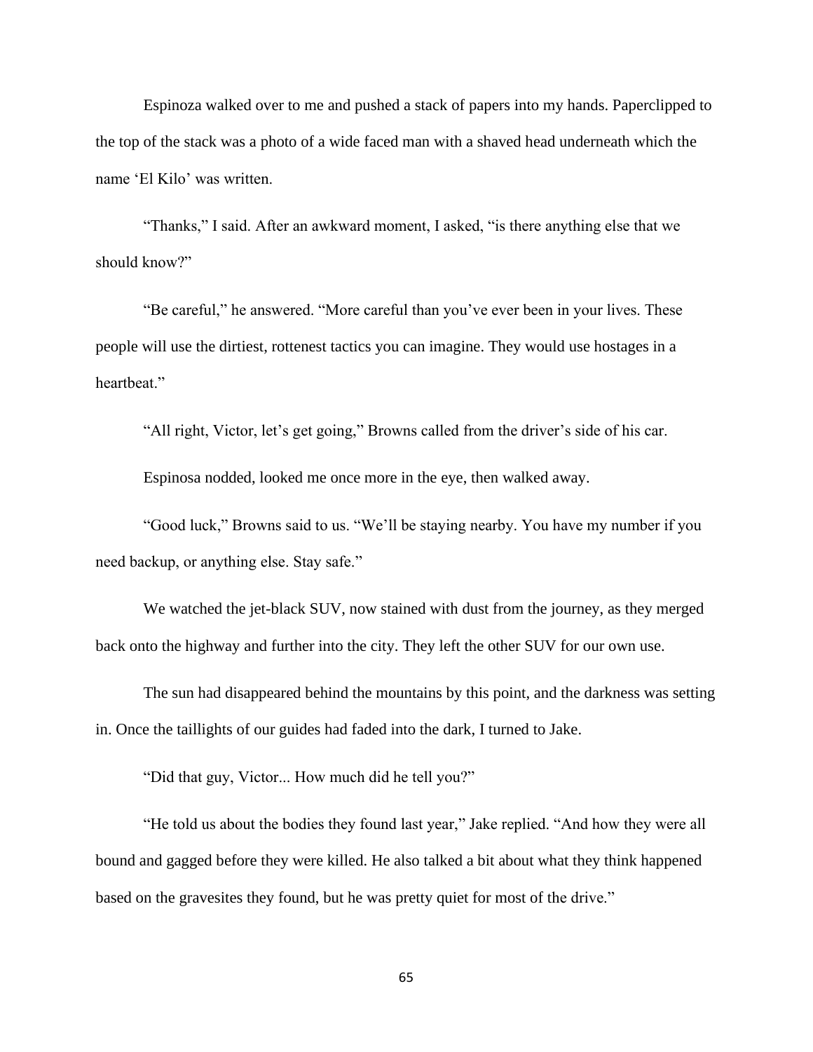Espinoza walked over to me and pushed a stack of papers into my hands. Paperclipped to the top of the stack was a photo of a wide faced man with a shaved head underneath which the name 'El Kilo' was written.

"Thanks," I said. After an awkward moment, I asked, "is there anything else that we should know?"

"Be careful," he answered. "More careful than you've ever been in your lives. These people will use the dirtiest, rottenest tactics you can imagine. They would use hostages in a heartbeat."

"All right, Victor, let's get going," Browns called from the driver's side of his car.

Espinosa nodded, looked me once more in the eye, then walked away.

"Good luck," Browns said to us. "We'll be staying nearby. You have my number if you need backup, or anything else. Stay safe."

We watched the jet-black SUV, now stained with dust from the journey, as they merged back onto the highway and further into the city. They left the other SUV for our own use.

The sun had disappeared behind the mountains by this point, and the darkness was setting in. Once the taillights of our guides had faded into the dark, I turned to Jake.

"Did that guy, Victor... How much did he tell you?"

"He told us about the bodies they found last year," Jake replied. "And how they were all bound and gagged before they were killed. He also talked a bit about what they think happened based on the gravesites they found, but he was pretty quiet for most of the drive."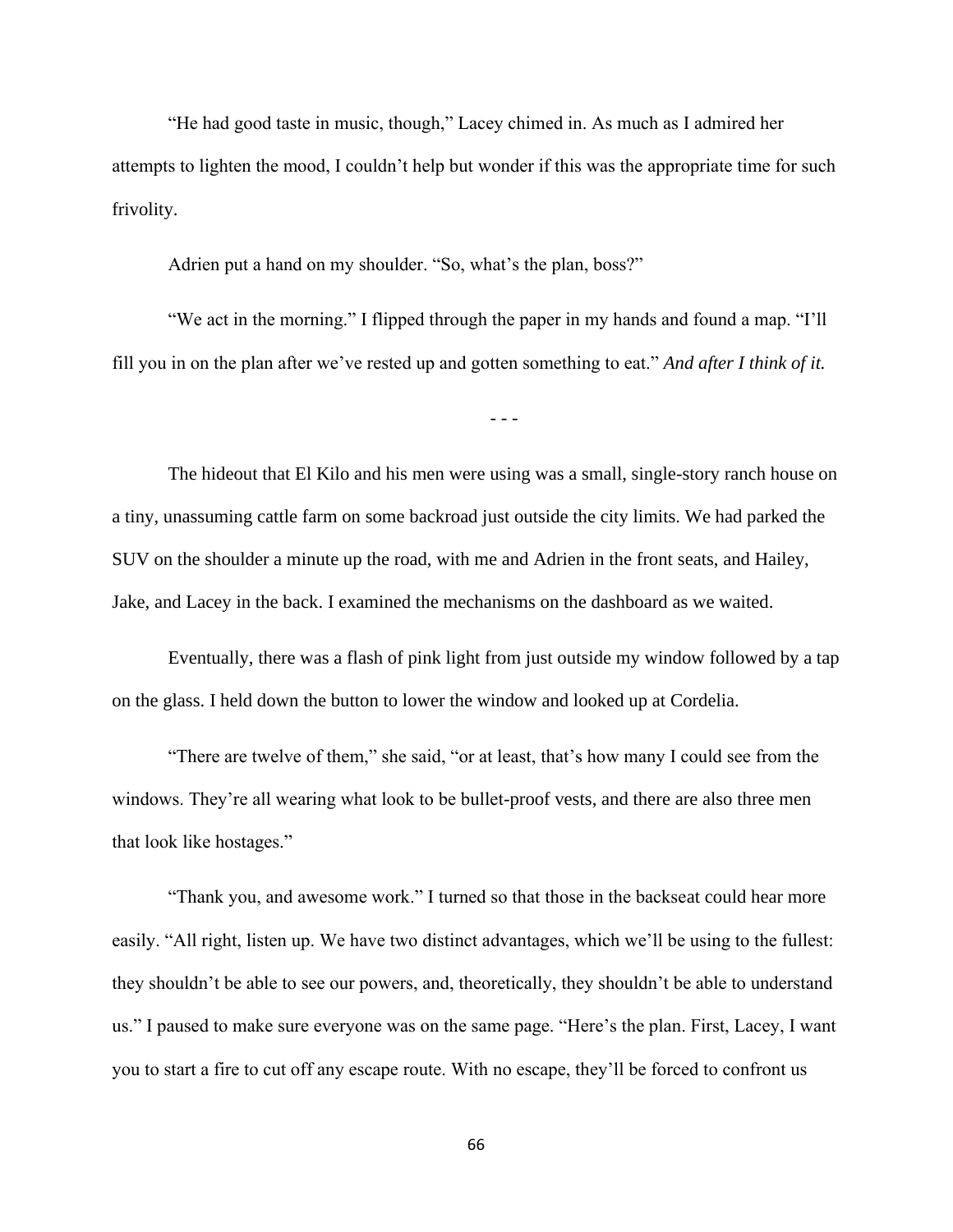"He had good taste in music, though," Lacey chimed in. As much as I admired her attempts to lighten the mood, I couldn't help but wonder if this was the appropriate time for such frivolity.

Adrien put a hand on my shoulder. "So, what's the plan, boss?"

"We act in the morning." I flipped through the paper in my hands and found a map. "I'll fill you in on the plan after we've rested up and gotten something to eat." *And after I think of it.*

- - -

The hideout that El Kilo and his men were using was a small, single-story ranch house on a tiny, unassuming cattle farm on some backroad just outside the city limits. We had parked the SUV on the shoulder a minute up the road, with me and Adrien in the front seats, and Hailey, Jake, and Lacey in the back. I examined the mechanisms on the dashboard as we waited.

Eventually, there was a flash of pink light from just outside my window followed by a tap on the glass. I held down the button to lower the window and looked up at Cordelia.

"There are twelve of them," she said, "or at least, that's how many I could see from the windows. They're all wearing what look to be bullet-proof vests, and there are also three men that look like hostages."

"Thank you, and awesome work." I turned so that those in the backseat could hear more easily. "All right, listen up. We have two distinct advantages, which we'll be using to the fullest: they shouldn't be able to see our powers, and, theoretically, they shouldn't be able to understand us." I paused to make sure everyone was on the same page. "Here's the plan. First, Lacey, I want you to start a fire to cut off any escape route. With no escape, they'll be forced to confront us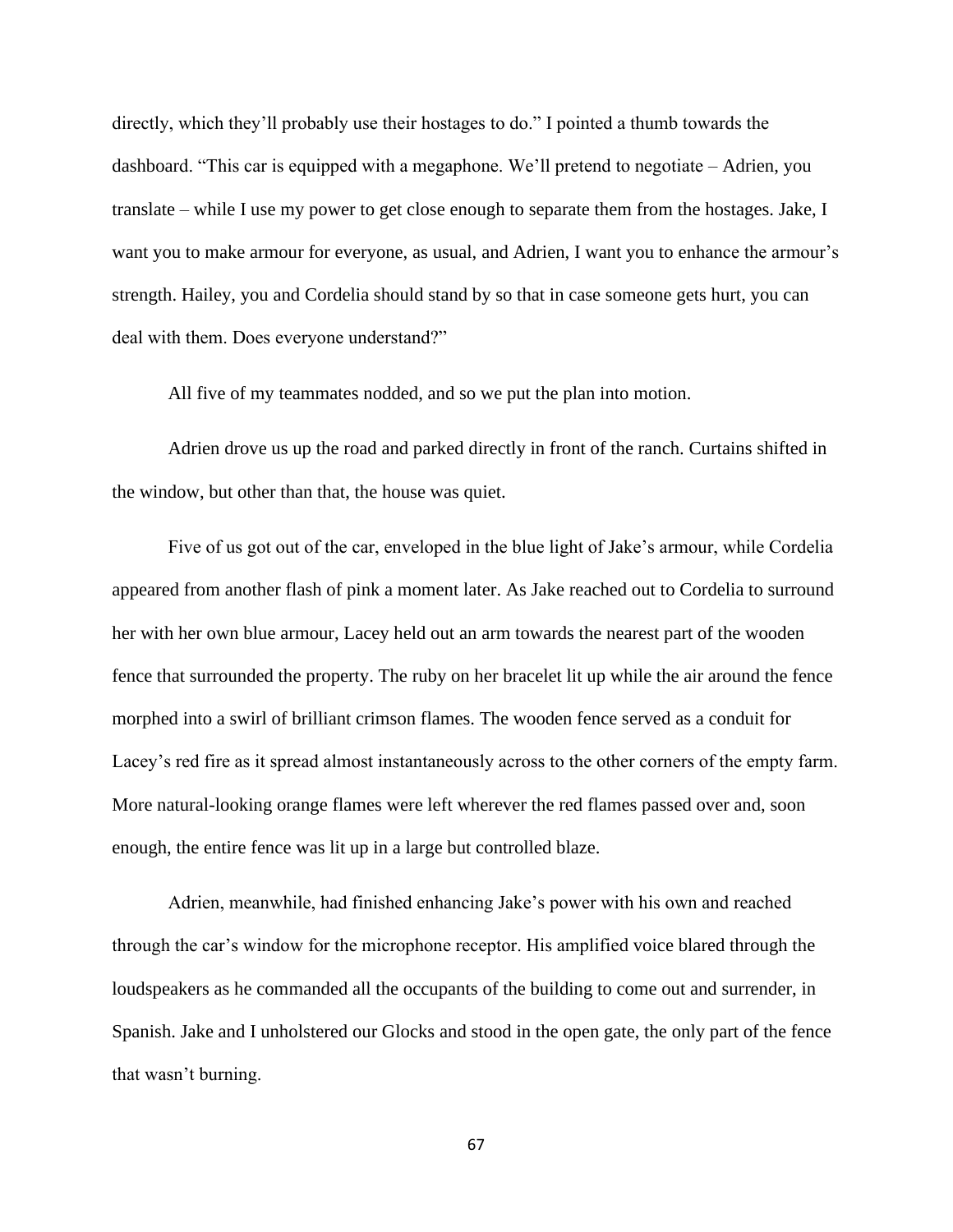directly, which they'll probably use their hostages to do." I pointed a thumb towards the dashboard. "This car is equipped with a megaphone. We'll pretend to negotiate – Adrien, you translate – while I use my power to get close enough to separate them from the hostages. Jake, I want you to make armour for everyone, as usual, and Adrien, I want you to enhance the armour's strength. Hailey, you and Cordelia should stand by so that in case someone gets hurt, you can deal with them. Does everyone understand?"

All five of my teammates nodded, and so we put the plan into motion.

Adrien drove us up the road and parked directly in front of the ranch. Curtains shifted in the window, but other than that, the house was quiet.

Five of us got out of the car, enveloped in the blue light of Jake's armour, while Cordelia appeared from another flash of pink a moment later. As Jake reached out to Cordelia to surround her with her own blue armour, Lacey held out an arm towards the nearest part of the wooden fence that surrounded the property. The ruby on her bracelet lit up while the air around the fence morphed into a swirl of brilliant crimson flames. The wooden fence served as a conduit for Lacey's red fire as it spread almost instantaneously across to the other corners of the empty farm. More natural-looking orange flames were left wherever the red flames passed over and, soon enough, the entire fence was lit up in a large but controlled blaze.

Adrien, meanwhile, had finished enhancing Jake's power with his own and reached through the car's window for the microphone receptor. His amplified voice blared through the loudspeakers as he commanded all the occupants of the building to come out and surrender, in Spanish. Jake and I unholstered our Glocks and stood in the open gate, the only part of the fence that wasn't burning.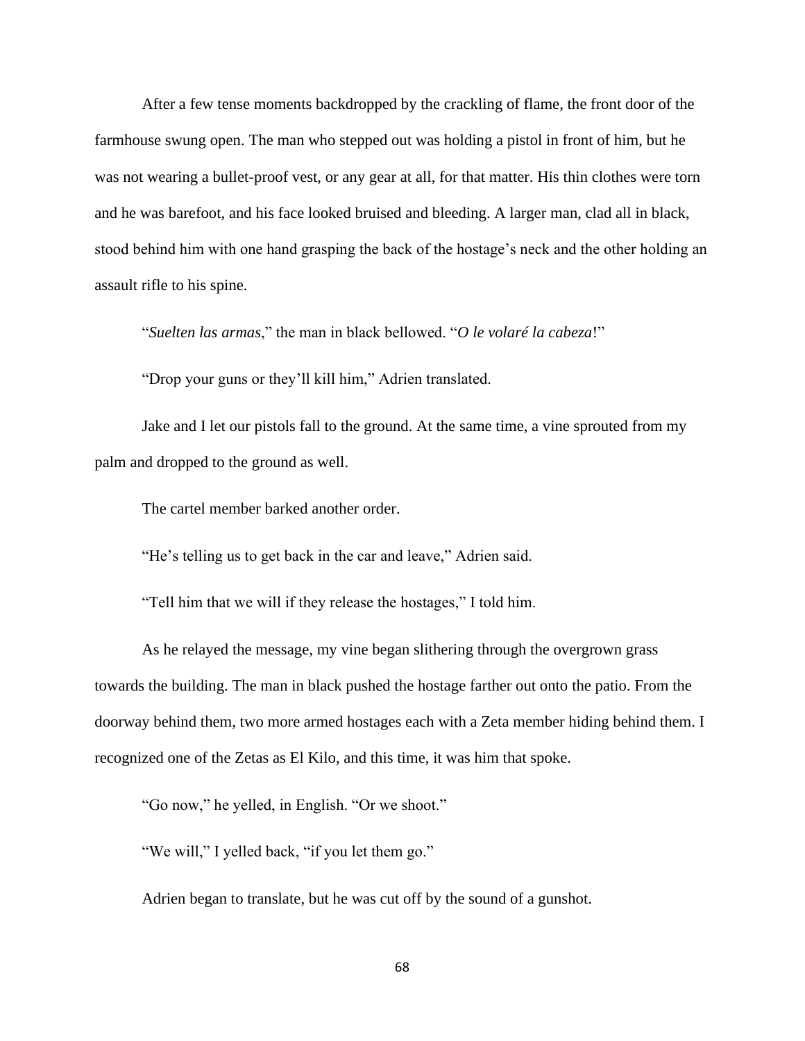After a few tense moments backdropped by the crackling of flame, the front door of the farmhouse swung open. The man who stepped out was holding a pistol in front of him, but he was not wearing a bullet-proof vest, or any gear at all, for that matter. His thin clothes were torn and he was barefoot, and his face looked bruised and bleeding. A larger man, clad all in black, stood behind him with one hand grasping the back of the hostage's neck and the other holding an assault rifle to his spine.

"*Suelten las armas*," the man in black bellowed. "*O le volaré la cabeza*!"

"Drop your guns or they'll kill him," Adrien translated.

Jake and I let our pistols fall to the ground. At the same time, a vine sprouted from my palm and dropped to the ground as well.

The cartel member barked another order.

"He's telling us to get back in the car and leave," Adrien said.

"Tell him that we will if they release the hostages," I told him.

As he relayed the message, my vine began slithering through the overgrown grass towards the building. The man in black pushed the hostage farther out onto the patio. From the doorway behind them, two more armed hostages each with a Zeta member hiding behind them. I recognized one of the Zetas as El Kilo, and this time, it was him that spoke.

"Go now," he yelled, in English. "Or we shoot."

"We will," I yelled back, "if you let them go."

Adrien began to translate, but he was cut off by the sound of a gunshot.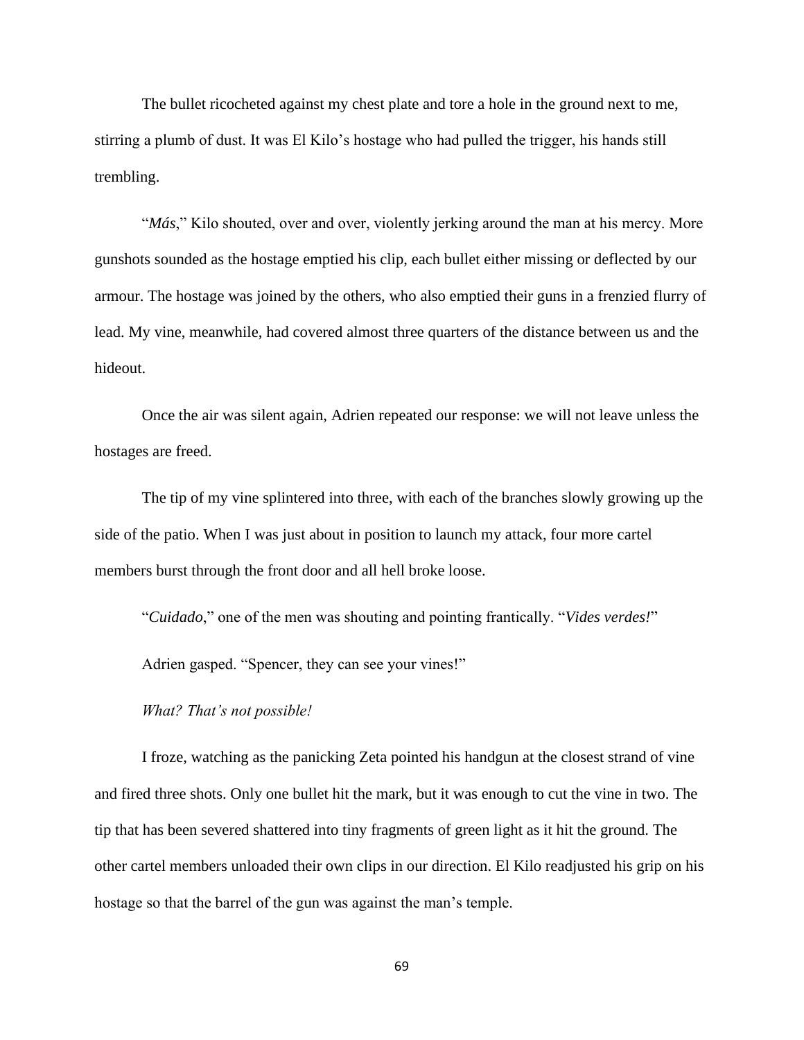The bullet ricocheted against my chest plate and tore a hole in the ground next to me, stirring a plumb of dust. It was El Kilo's hostage who had pulled the trigger, his hands still trembling.

"*Más*," Kilo shouted, over and over, violently jerking around the man at his mercy. More gunshots sounded as the hostage emptied his clip, each bullet either missing or deflected by our armour. The hostage was joined by the others, who also emptied their guns in a frenzied flurry of lead. My vine, meanwhile, had covered almost three quarters of the distance between us and the hideout.

Once the air was silent again, Adrien repeated our response: we will not leave unless the hostages are freed.

The tip of my vine splintered into three, with each of the branches slowly growing up the side of the patio. When I was just about in position to launch my attack, four more cartel members burst through the front door and all hell broke loose.

"*Cuidado*," one of the men was shouting and pointing frantically. "*Vides verdes!*"

Adrien gasped. "Spencer, they can see your vines!"

*What? That's not possible!*

I froze, watching as the panicking Zeta pointed his handgun at the closest strand of vine and fired three shots. Only one bullet hit the mark, but it was enough to cut the vine in two. The tip that has been severed shattered into tiny fragments of green light as it hit the ground. The other cartel members unloaded their own clips in our direction. El Kilo readjusted his grip on his hostage so that the barrel of the gun was against the man's temple.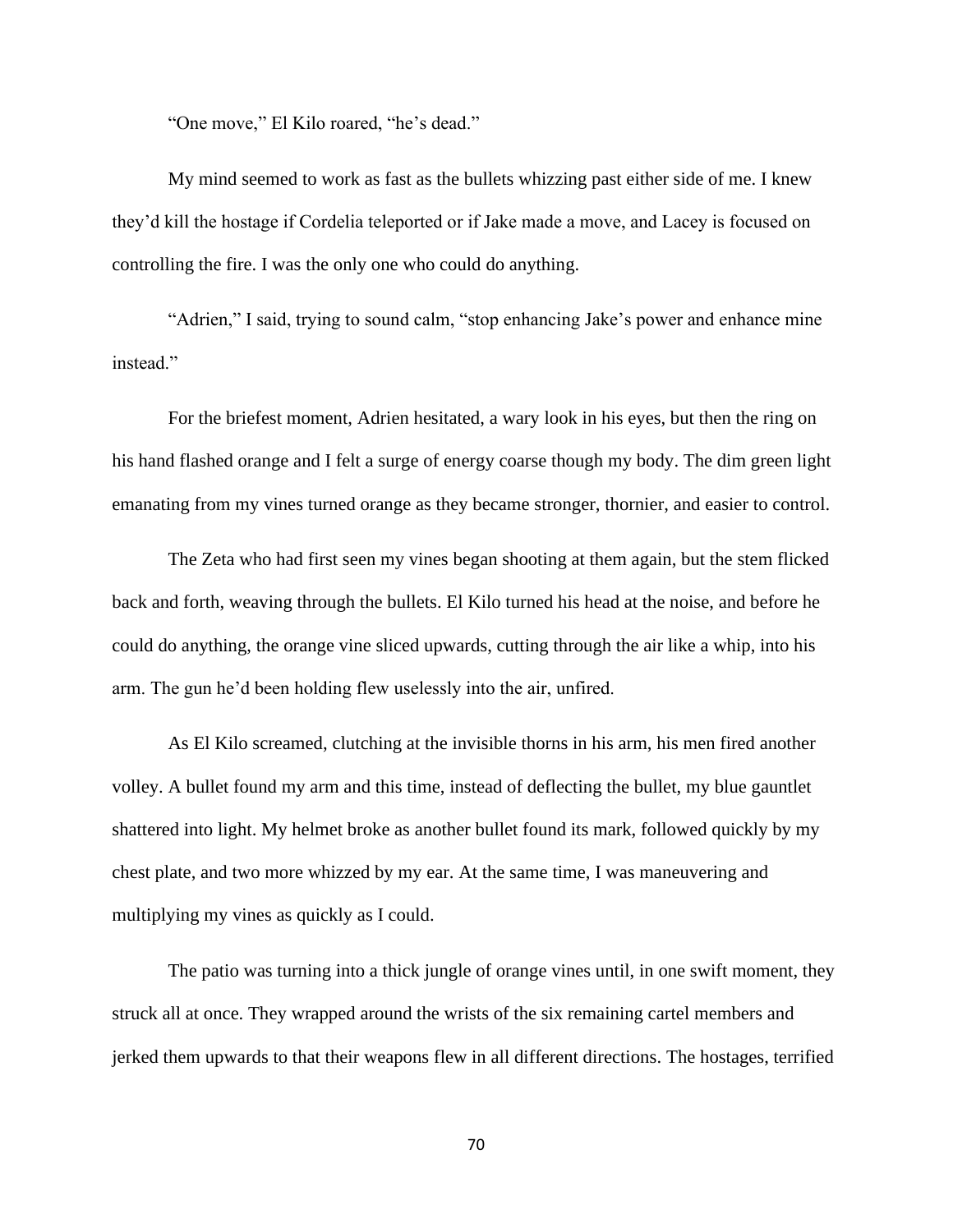"One move," El Kilo roared, "he's dead."

My mind seemed to work as fast as the bullets whizzing past either side of me. I knew they'd kill the hostage if Cordelia teleported or if Jake made a move, and Lacey is focused on controlling the fire. I was the only one who could do anything.

"Adrien," I said, trying to sound calm, "stop enhancing Jake's power and enhance mine instead."

For the briefest moment, Adrien hesitated, a wary look in his eyes, but then the ring on his hand flashed orange and I felt a surge of energy coarse though my body. The dim green light emanating from my vines turned orange as they became stronger, thornier, and easier to control.

The Zeta who had first seen my vines began shooting at them again, but the stem flicked back and forth, weaving through the bullets. El Kilo turned his head at the noise, and before he could do anything, the orange vine sliced upwards, cutting through the air like a whip, into his arm. The gun he'd been holding flew uselessly into the air, unfired.

As El Kilo screamed, clutching at the invisible thorns in his arm, his men fired another volley. A bullet found my arm and this time, instead of deflecting the bullet, my blue gauntlet shattered into light. My helmet broke as another bullet found its mark, followed quickly by my chest plate, and two more whizzed by my ear. At the same time, I was maneuvering and multiplying my vines as quickly as I could.

The patio was turning into a thick jungle of orange vines until, in one swift moment, they struck all at once. They wrapped around the wrists of the six remaining cartel members and jerked them upwards to that their weapons flew in all different directions. The hostages, terrified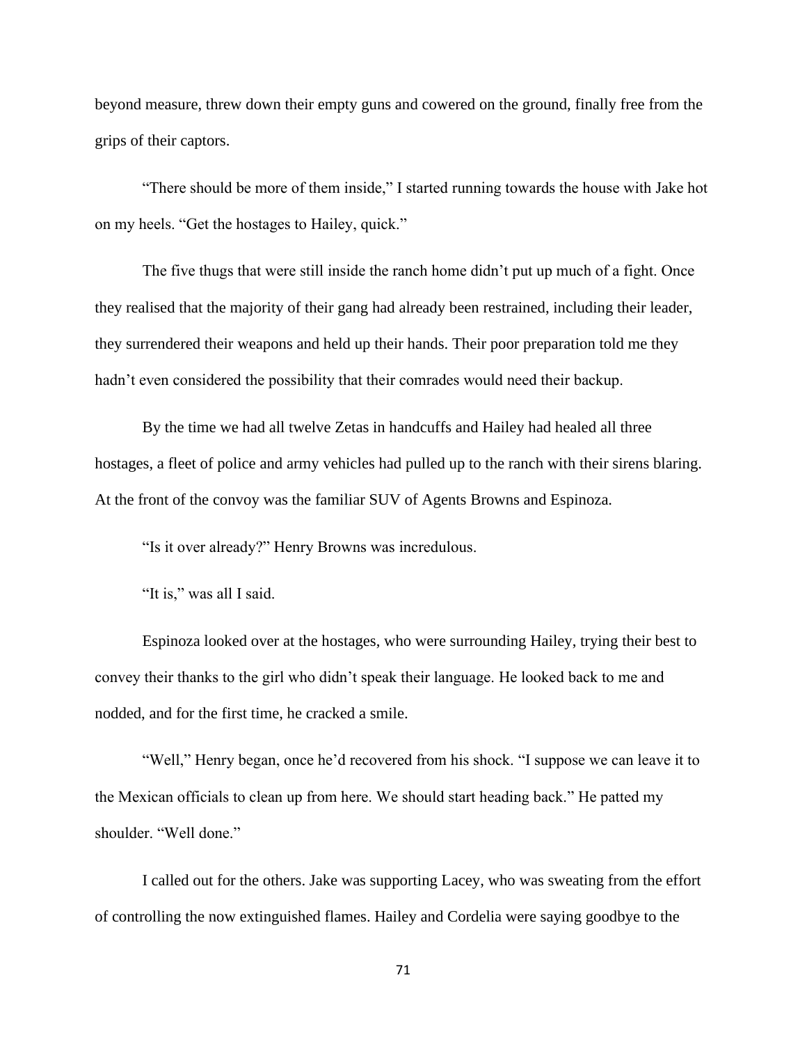beyond measure, threw down their empty guns and cowered on the ground, finally free from the grips of their captors.

"There should be more of them inside," I started running towards the house with Jake hot on my heels. "Get the hostages to Hailey, quick."

The five thugs that were still inside the ranch home didn't put up much of a fight. Once they realised that the majority of their gang had already been restrained, including their leader, they surrendered their weapons and held up their hands. Their poor preparation told me they hadn't even considered the possibility that their comrades would need their backup.

By the time we had all twelve Zetas in handcuffs and Hailey had healed all three hostages, a fleet of police and army vehicles had pulled up to the ranch with their sirens blaring. At the front of the convoy was the familiar SUV of Agents Browns and Espinoza.

"Is it over already?" Henry Browns was incredulous.

"It is," was all I said.

Espinoza looked over at the hostages, who were surrounding Hailey, trying their best to convey their thanks to the girl who didn't speak their language. He looked back to me and nodded, and for the first time, he cracked a smile.

"Well," Henry began, once he'd recovered from his shock. "I suppose we can leave it to the Mexican officials to clean up from here. We should start heading back." He patted my shoulder. "Well done."

I called out for the others. Jake was supporting Lacey, who was sweating from the effort of controlling the now extinguished flames. Hailey and Cordelia were saying goodbye to the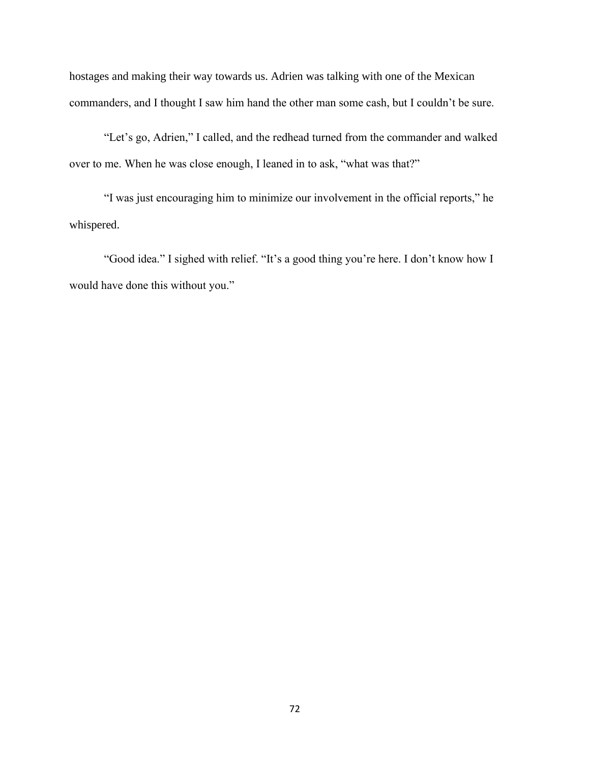hostages and making their way towards us. Adrien was talking with one of the Mexican commanders, and I thought I saw him hand the other man some cash, but I couldn't be sure.

"Let's go, Adrien," I called, and the redhead turned from the commander and walked over to me. When he was close enough, I leaned in to ask, "what was that?"

"I was just encouraging him to minimize our involvement in the official reports," he whispered.

"Good idea." I sighed with relief. "It's a good thing you're here. I don't know how I would have done this without you."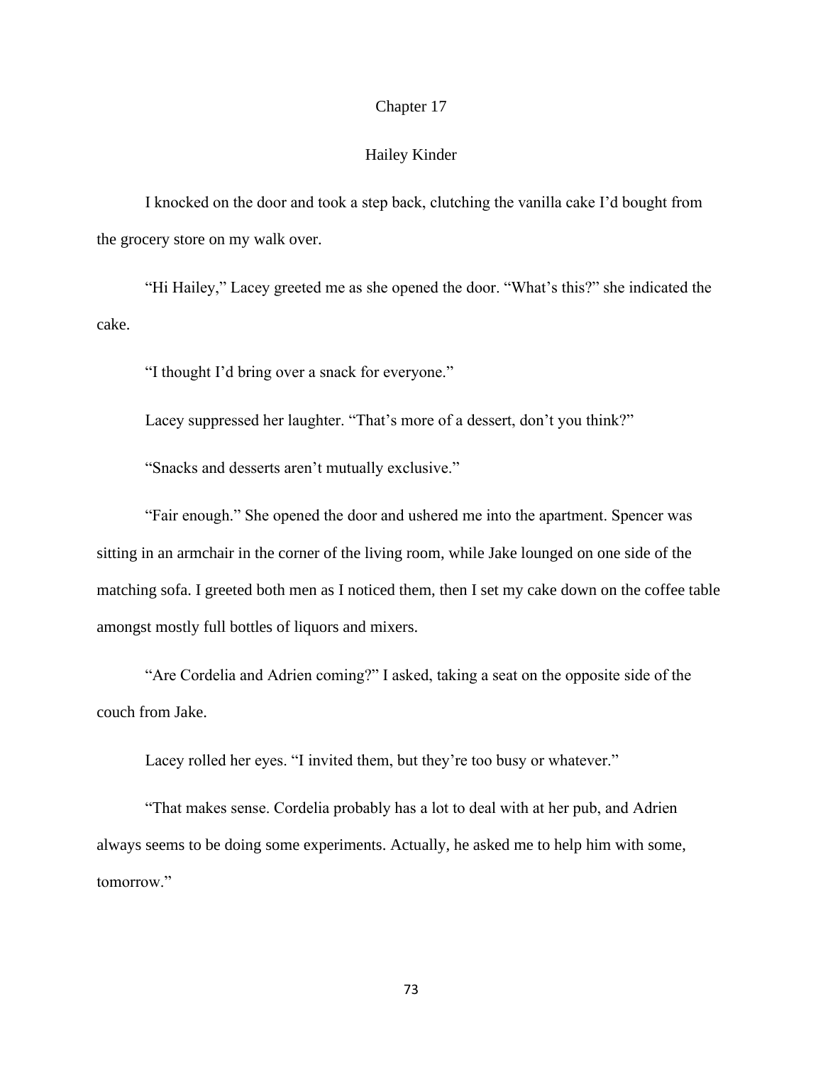# Chapter 17

## Hailey Kinder

I knocked on the door and took a step back, clutching the vanilla cake I'd bought from the grocery store on my walk over.

"Hi Hailey," Lacey greeted me as she opened the door. "What's this?" she indicated the cake.

"I thought I'd bring over a snack for everyone."

Lacey suppressed her laughter. "That's more of a dessert, don't you think?"

"Snacks and desserts aren't mutually exclusive."

"Fair enough." She opened the door and ushered me into the apartment. Spencer was sitting in an armchair in the corner of the living room, while Jake lounged on one side of the matching sofa. I greeted both men as I noticed them, then I set my cake down on the coffee table amongst mostly full bottles of liquors and mixers.

"Are Cordelia and Adrien coming?" I asked, taking a seat on the opposite side of the couch from Jake.

Lacey rolled her eyes. "I invited them, but they're too busy or whatever."

"That makes sense. Cordelia probably has a lot to deal with at her pub, and Adrien always seems to be doing some experiments. Actually, he asked me to help him with some, tomorrow."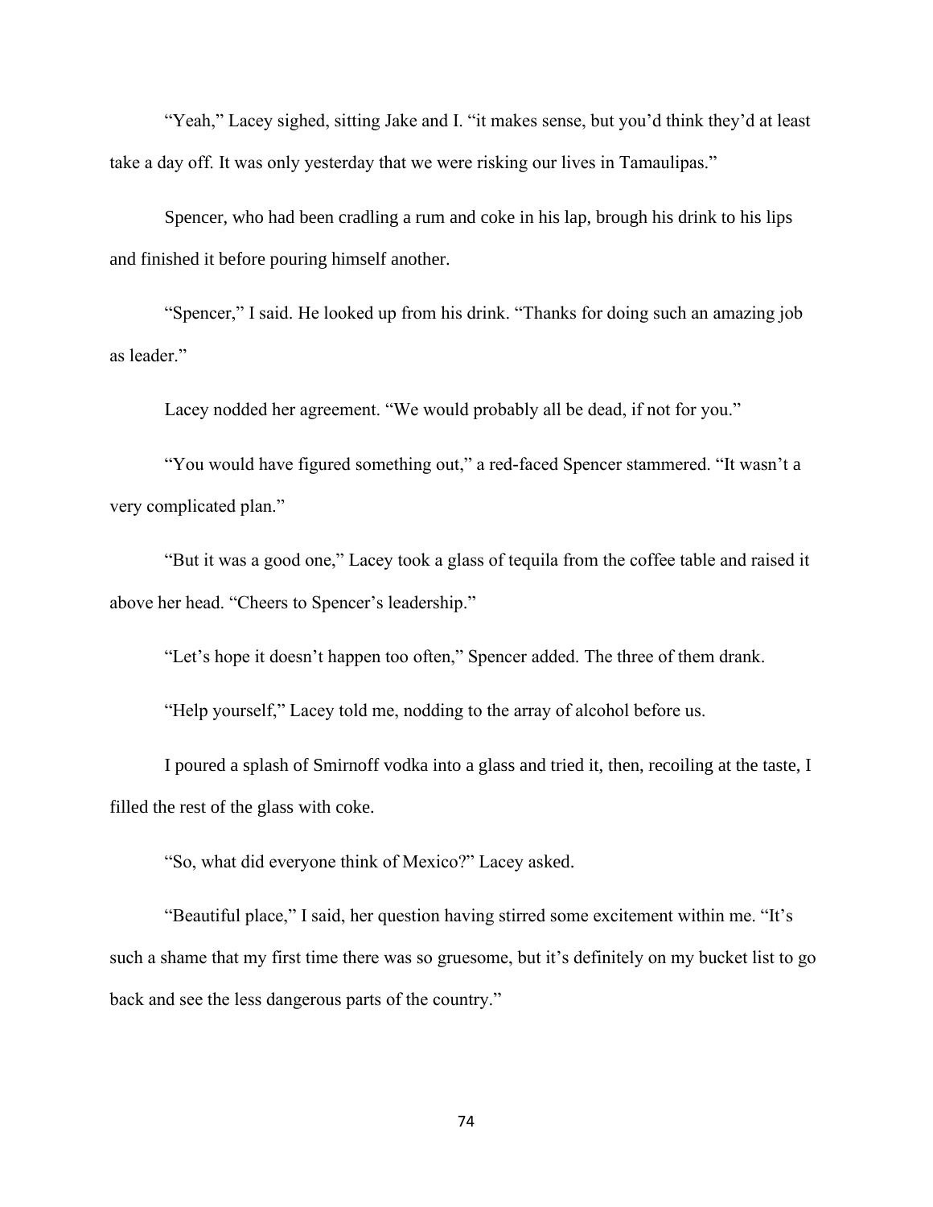“Yeah,” Lacey sighed, sitting Jake and I. “it makes sense, but you’d think they’d at least take a day off. It was only yesterday that we were risking our lives in Tamaulipas.”

Spencer, who had been cradling a rum and coke in his lap, brough his drink to his lips and finished it before pouring himself another.

“Spencer,” I said. He looked up from his drink. “Thanks for doing such an amazing job as leader.”

Lacey nodded her agreement. “We would probably all be dead, if not for you.”

“You would have figured something out,” a red-faced Spencer stammered. “It wasn’t a very complicated plan.”

“But it was a good one,” Lacey took a glass of tequila from the coffee table and raised it above her head. “Cheers to Spencer’s leadership.”

“Let’s hope it doesn’t happen too often,” Spencer added. The three of them drank.

“Help yourself,” Lacey told me, nodding to the array of alcohol before us.

I poured a splash of Smirnoff vodka into a glass and tried it, then, recoiling at the taste, I filled the rest of the glass with coke.

“So, what did everyone think of Mexico?” Lacey asked.

“Beautiful place,” I said, her question having stirred some excitement within me. “It’s such a shame that my first time there was so gruesome, but it’s definitely on my bucket list to go back and see the less dangerous parts of the country.”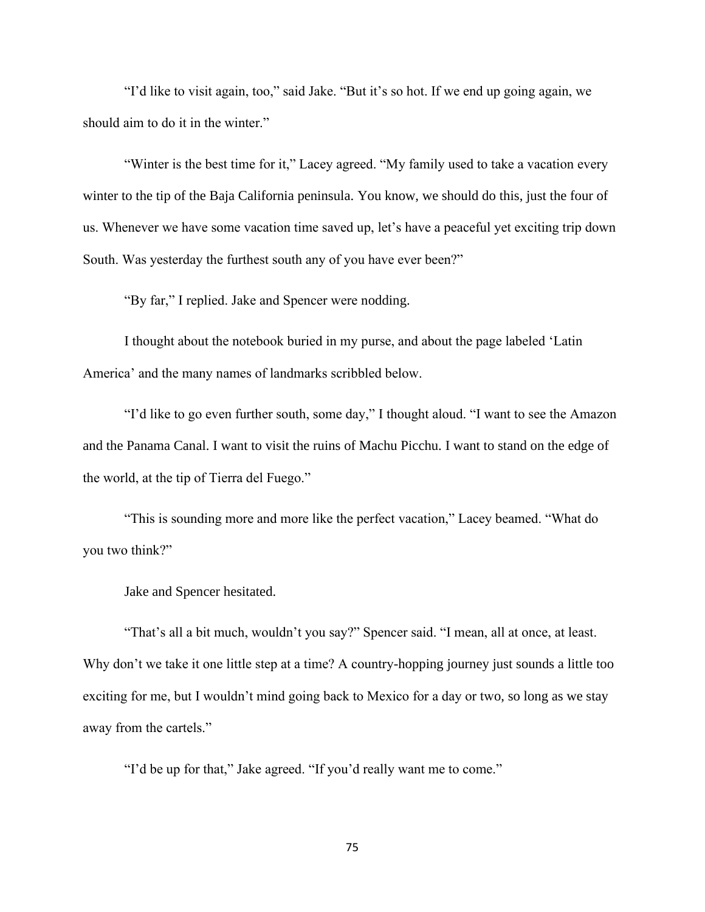"I'd like to visit again, too," said Jake. "But it's so hot. If we end up going again, we should aim to do it in the winter."

"Winter is the best time for it," Lacey agreed. "My family used to take a vacation every winter to the tip of the Baja California peninsula. You know, we should do this, just the four of us. Whenever we have some vacation time saved up, let's have a peaceful yet exciting trip down South. Was yesterday the furthest south any of you have ever been?"

"By far," I replied. Jake and Spencer were nodding.

I thought about the notebook buried in my purse, and about the page labeled 'Latin America' and the many names of landmarks scribbled below.

"I'd like to go even further south, some day," I thought aloud. "I want to see the Amazon and the Panama Canal. I want to visit the ruins of Machu Picchu. I want to stand on the edge of the world, at the tip of Tierra del Fuego."

"This is sounding more and more like the perfect vacation," Lacey beamed. "What do you two think?"

Jake and Spencer hesitated.

"That's all a bit much, wouldn't you say?" Spencer said. "I mean, all at once, at least. Why don't we take it one little step at a time? A country-hopping journey just sounds a little too exciting for me, but I wouldn't mind going back to Mexico for a day or two, so long as we stay away from the cartels."

"I'd be up for that," Jake agreed. "If you'd really want me to come."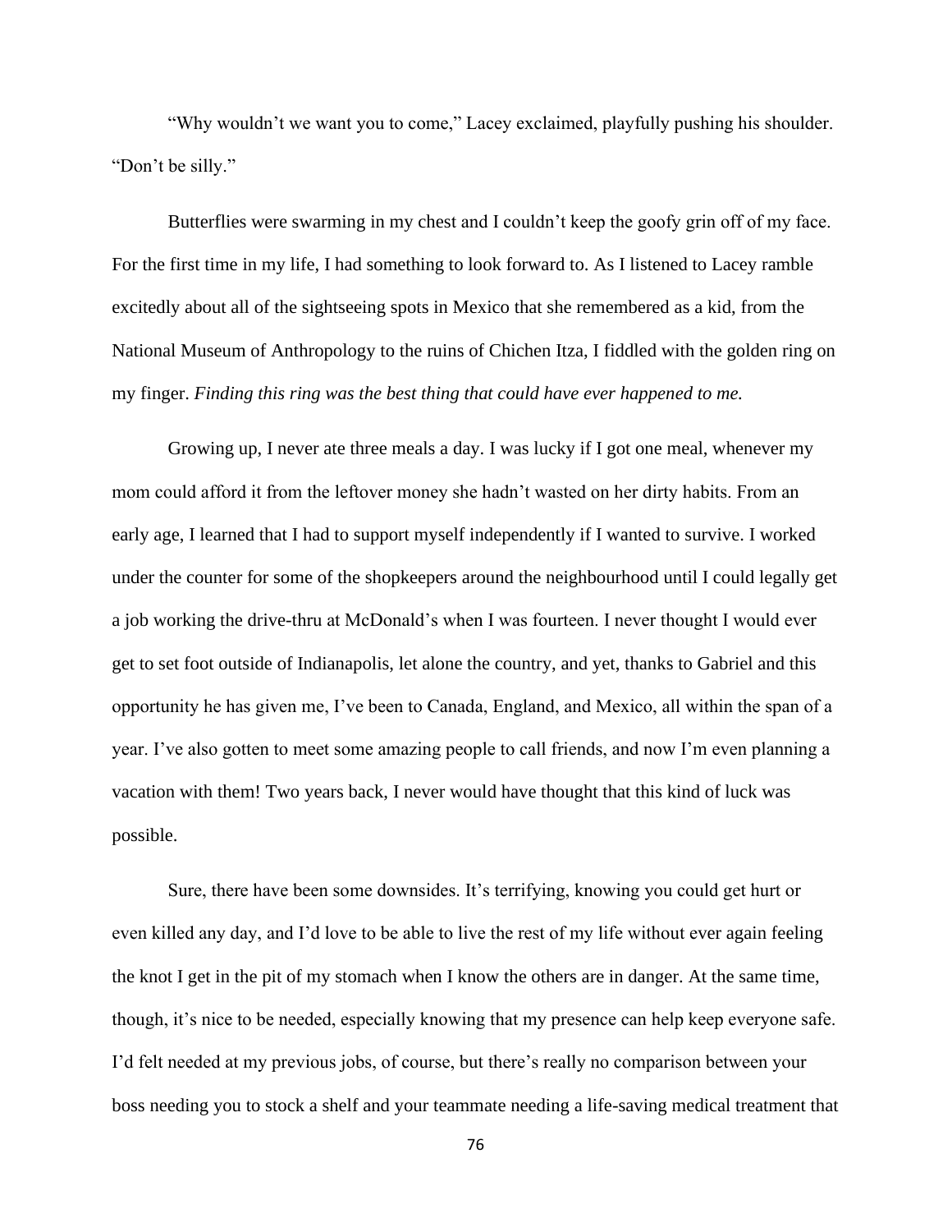"Why wouldn't we want you to come," Lacey exclaimed, playfully pushing his shoulder. "Don't be silly."

Butterflies were swarming in my chest and I couldn't keep the goofy grin off of my face. For the first time in my life, I had something to look forward to. As I listened to Lacey ramble excitedly about all of the sightseeing spots in Mexico that she remembered as a kid, from the National Museum of Anthropology to the ruins of Chichen Itza, I fiddled with the golden ring on my finger. *Finding this ring was the best thing that could have ever happened to me.*

Growing up, I never ate three meals a day. I was lucky if I got one meal, whenever my mom could afford it from the leftover money she hadn't wasted on her dirty habits. From an early age, I learned that I had to support myself independently if I wanted to survive. I worked under the counter for some of the shopkeepers around the neighbourhood until I could legally get a job working the drive-thru at McDonald's when I was fourteen. I never thought I would ever get to set foot outside of Indianapolis, let alone the country, and yet, thanks to Gabriel and this opportunity he has given me, I've been to Canada, England, and Mexico, all within the span of a year. I've also gotten to meet some amazing people to call friends, and now I'm even planning a vacation with them! Two years back, I never would have thought that this kind of luck was possible.

Sure, there have been some downsides. It's terrifying, knowing you could get hurt or even killed any day, and I'd love to be able to live the rest of my life without ever again feeling the knot I get in the pit of my stomach when I know the others are in danger. At the same time, though, it's nice to be needed, especially knowing that my presence can help keep everyone safe. I'd felt needed at my previous jobs, of course, but there's really no comparison between your boss needing you to stock a shelf and your teammate needing a life-saving medical treatment that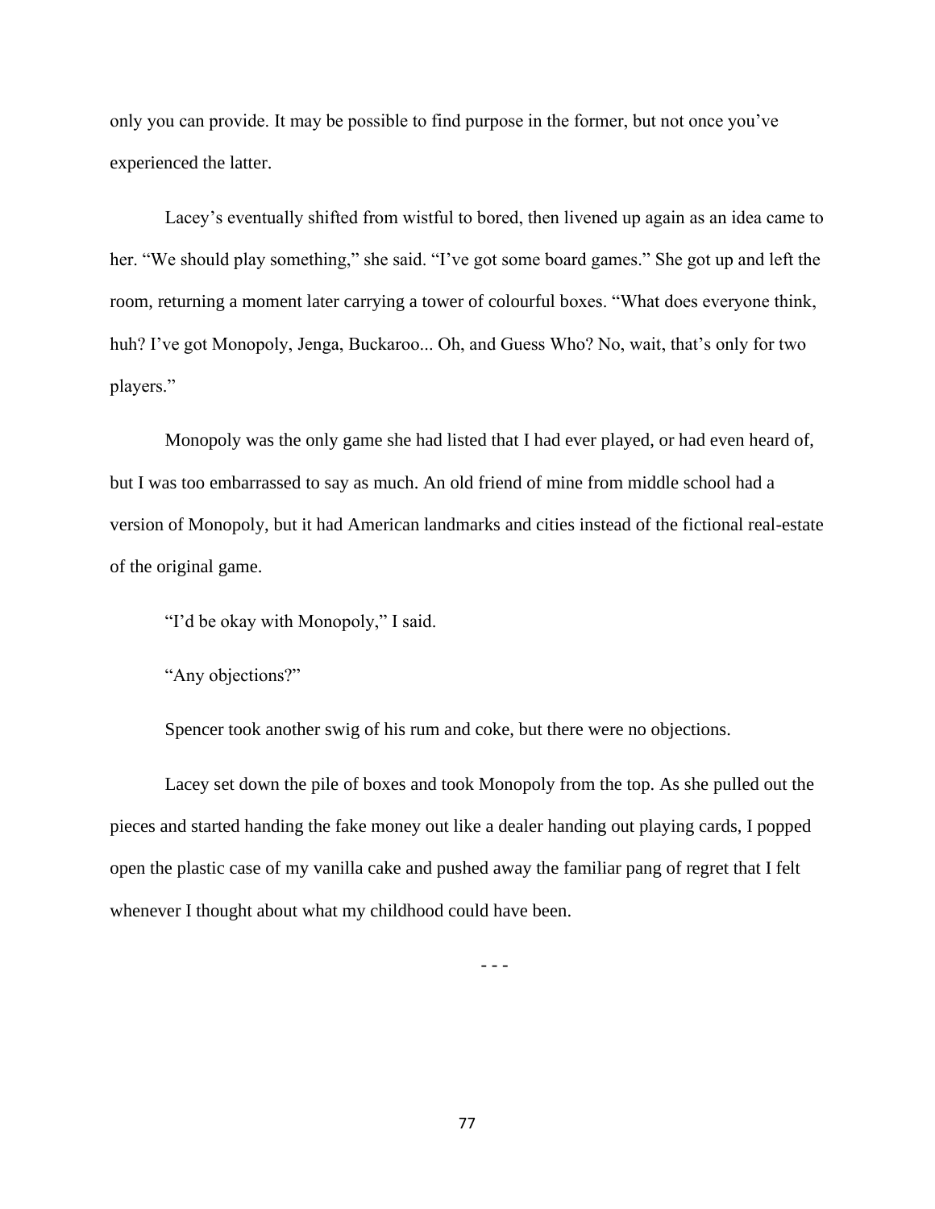only you can provide. It may be possible to find purpose in the former, but not once you've experienced the latter.

Lacey's eventually shifted from wistful to bored, then livened up again as an idea came to her. "We should play something," she said. "I've got some board games." She got up and left the room, returning a moment later carrying a tower of colourful boxes. "What does everyone think, huh? I've got Monopoly, Jenga, Buckaroo... Oh, and Guess Who? No, wait, that's only for two players."

Monopoly was the only game she had listed that I had ever played, or had even heard of, but I was too embarrassed to say as much. An old friend of mine from middle school had a version of Monopoly, but it had American landmarks and cities instead of the fictional real-estate of the original game.

"I'd be okay with Monopoly," I said.

"Any objections?"

Spencer took another swig of his rum and coke, but there were no objections.

Lacey set down the pile of boxes and took Monopoly from the top. As she pulled out the pieces and started handing the fake money out like a dealer handing out playing cards, I popped open the plastic case of my vanilla cake and pushed away the familiar pang of regret that I felt whenever I thought about what my childhood could have been.

- - -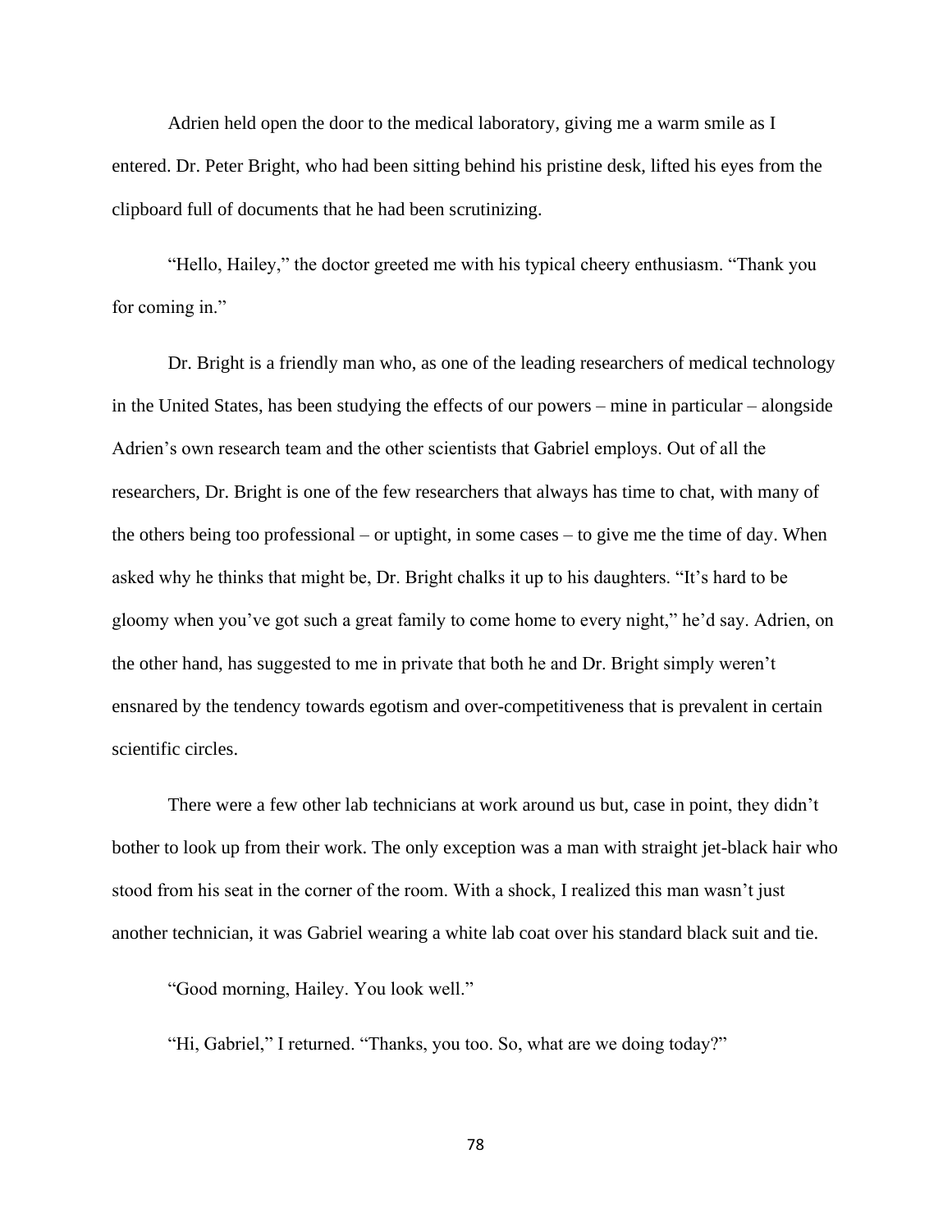Adrien held open the door to the medical laboratory, giving me a warm smile as I entered. Dr. Peter Bright, who had been sitting behind his pristine desk, lifted his eyes from the clipboard full of documents that he had been scrutinizing.

"Hello, Hailey," the doctor greeted me with his typical cheery enthusiasm. "Thank you for coming in."

Dr. Bright is a friendly man who, as one of the leading researchers of medical technology in the United States, has been studying the effects of our powers – mine in particular – alongside Adrien's own research team and the other scientists that Gabriel employs. Out of all the researchers, Dr. Bright is one of the few researchers that always has time to chat, with many of the others being too professional – or uptight, in some cases – to give me the time of day. When asked why he thinks that might be, Dr. Bright chalks it up to his daughters. "It's hard to be gloomy when you've got such a great family to come home to every night," he'd say. Adrien, on the other hand, has suggested to me in private that both he and Dr. Bright simply weren't ensnared by the tendency towards egotism and over-competitiveness that is prevalent in certain scientific circles.

There were a few other lab technicians at work around us but, case in point, they didn't bother to look up from their work. The only exception was a man with straight jet-black hair who stood from his seat in the corner of the room. With a shock, I realized this man wasn't just another technician, it was Gabriel wearing a white lab coat over his standard black suit and tie.

"Good morning, Hailey. You look well."

"Hi, Gabriel," I returned. "Thanks, you too. So, what are we doing today?"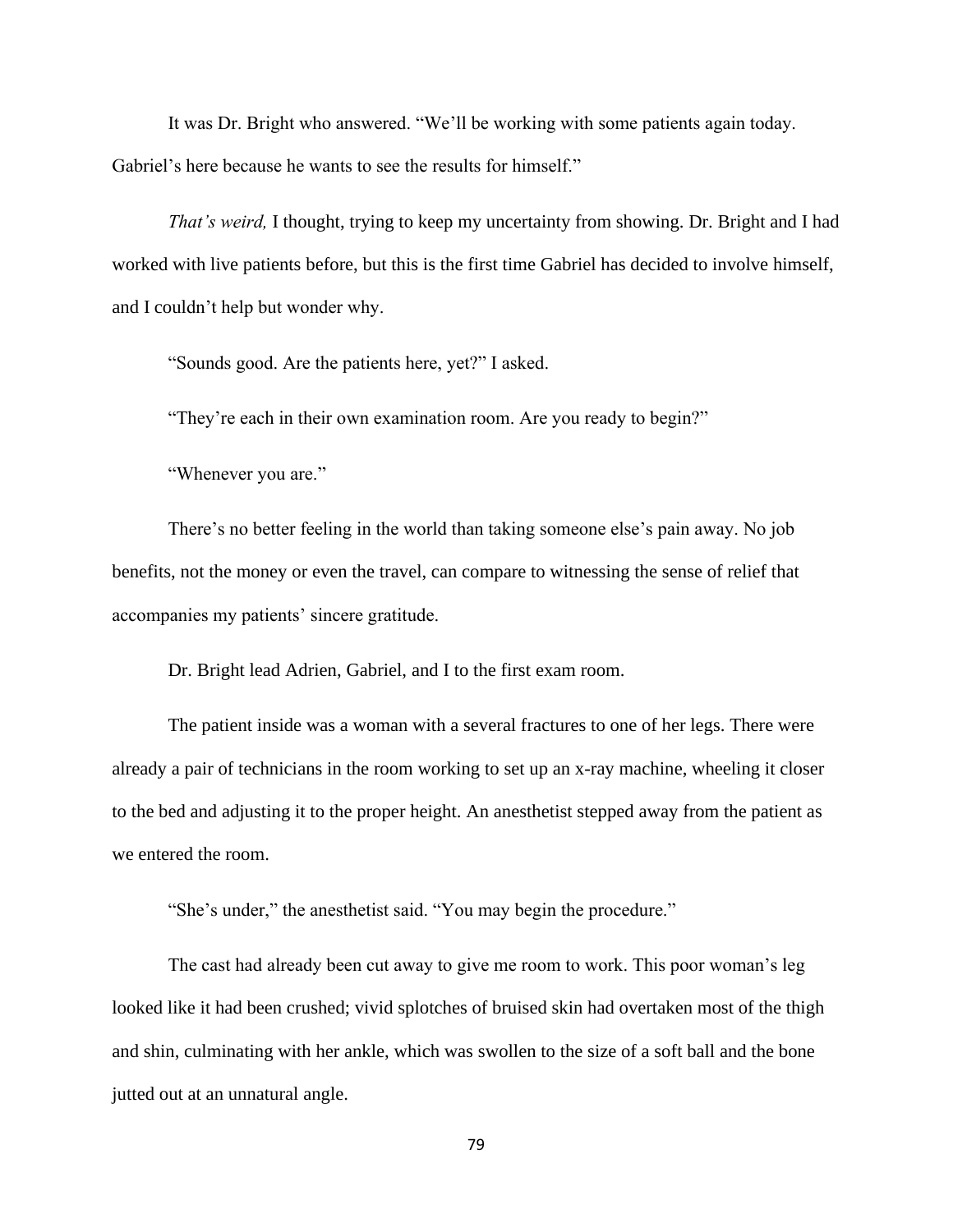It was Dr. Bright who answered. "We'll be working with some patients again today. Gabriel's here because he wants to see the results for himself."

*That's weird,* I thought, trying to keep my uncertainty from showing. Dr. Bright and I had worked with live patients before, but this is the first time Gabriel has decided to involve himself, and I couldn't help but wonder why.

"Sounds good. Are the patients here, yet?" I asked.

"They're each in their own examination room. Are you ready to begin?"

"Whenever you are."

There's no better feeling in the world than taking someone else's pain away. No job benefits, not the money or even the travel, can compare to witnessing the sense of relief that accompanies my patients' sincere gratitude.

Dr. Bright lead Adrien, Gabriel, and I to the first exam room.

The patient inside was a woman with a several fractures to one of her legs. There were already a pair of technicians in the room working to set up an x-ray machine, wheeling it closer to the bed and adjusting it to the proper height. An anesthetist stepped away from the patient as we entered the room.

"She's under," the anesthetist said. "You may begin the procedure."

The cast had already been cut away to give me room to work. This poor woman's leg looked like it had been crushed; vivid splotches of bruised skin had overtaken most of the thigh and shin, culminating with her ankle, which was swollen to the size of a soft ball and the bone jutted out at an unnatural angle.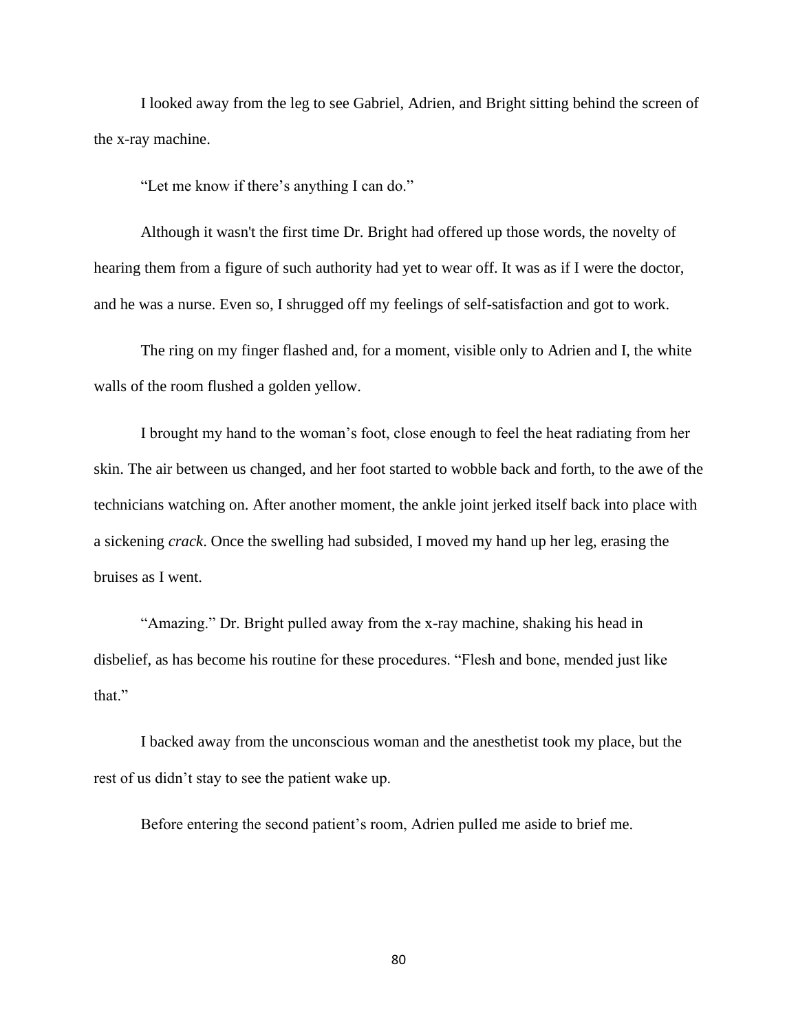I looked away from the leg to see Gabriel, Adrien, and Bright sitting behind the screen of the x-ray machine.

"Let me know if there's anything I can do."

Although it wasn't the first time Dr. Bright had offered up those words, the novelty of hearing them from a figure of such authority had yet to wear off. It was as if I were the doctor, and he was a nurse. Even so, I shrugged off my feelings of self-satisfaction and got to work.

The ring on my finger flashed and, for a moment, visible only to Adrien and I, the white walls of the room flushed a golden yellow.

I brought my hand to the woman's foot, close enough to feel the heat radiating from her skin. The air between us changed, and her foot started to wobble back and forth, to the awe of the technicians watching on. After another moment, the ankle joint jerked itself back into place with a sickening *crack*. Once the swelling had subsided, I moved my hand up her leg, erasing the bruises as I went.

"Amazing." Dr. Bright pulled away from the x-ray machine, shaking his head in disbelief, as has become his routine for these procedures. "Flesh and bone, mended just like that."

I backed away from the unconscious woman and the anesthetist took my place, but the rest of us didn't stay to see the patient wake up.

Before entering the second patient's room, Adrien pulled me aside to brief me.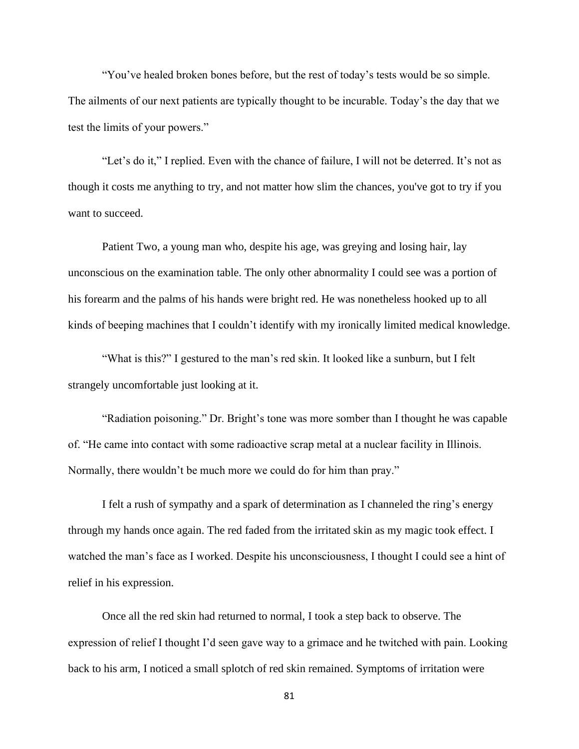"You've healed broken bones before, but the rest of today's tests would be so simple. The ailments of our next patients are typically thought to be incurable. Today's the day that we test the limits of your powers."

"Let's do it," I replied. Even with the chance of failure, I will not be deterred. It's not as though it costs me anything to try, and not matter how slim the chances, you've got to try if you want to succeed.

Patient Two, a young man who, despite his age, was greying and losing hair, lay unconscious on the examination table. The only other abnormality I could see was a portion of his forearm and the palms of his hands were bright red. He was nonetheless hooked up to all kinds of beeping machines that I couldn't identify with my ironically limited medical knowledge.

"What is this?" I gestured to the man's red skin. It looked like a sunburn, but I felt strangely uncomfortable just looking at it.

"Radiation poisoning." Dr. Bright's tone was more somber than I thought he was capable of. "He came into contact with some radioactive scrap metal at a nuclear facility in Illinois. Normally, there wouldn't be much more we could do for him than pray."

I felt a rush of sympathy and a spark of determination as I channeled the ring's energy through my hands once again. The red faded from the irritated skin as my magic took effect. I watched the man's face as I worked. Despite his unconsciousness, I thought I could see a hint of relief in his expression.

Once all the red skin had returned to normal, I took a step back to observe. The expression of relief I thought I'd seen gave way to a grimace and he twitched with pain. Looking back to his arm, I noticed a small splotch of red skin remained. Symptoms of irritation were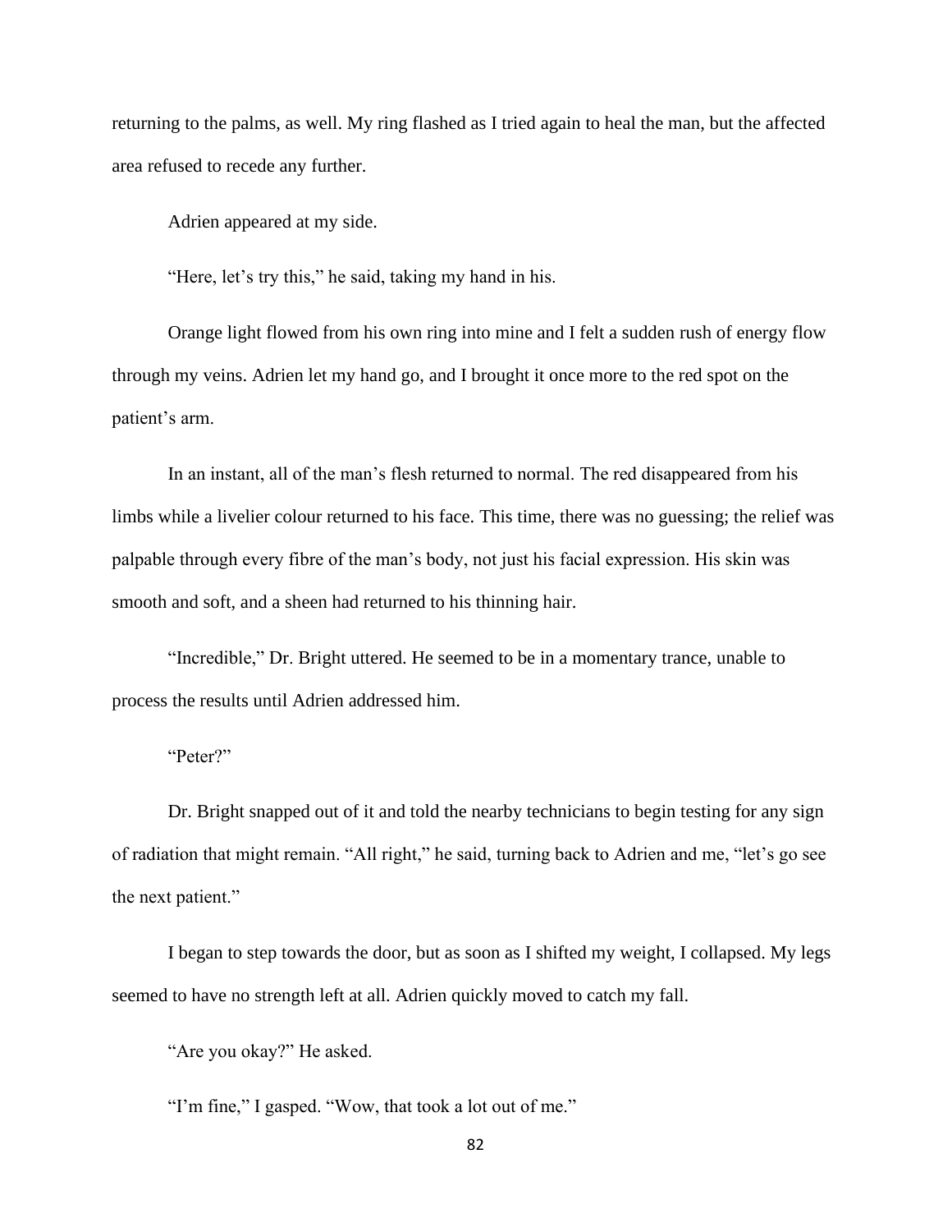returning to the palms, as well. My ring flashed as I tried again to heal the man, but the affected area refused to recede any further.

Adrien appeared at my side.

"Here, let's try this," he said, taking my hand in his.

Orange light flowed from his own ring into mine and I felt a sudden rush of energy flow through my veins. Adrien let my hand go, and I brought it once more to the red spot on the patient's arm.

In an instant, all of the man's flesh returned to normal. The red disappeared from his limbs while a livelier colour returned to his face. This time, there was no guessing; the relief was palpable through every fibre of the man's body, not just his facial expression. His skin was smooth and soft, and a sheen had returned to his thinning hair.

"Incredible," Dr. Bright uttered. He seemed to be in a momentary trance, unable to process the results until Adrien addressed him.

"Peter?"

Dr. Bright snapped out of it and told the nearby technicians to begin testing for any sign of radiation that might remain. "All right," he said, turning back to Adrien and me, "let's go see the next patient."

I began to step towards the door, but as soon as I shifted my weight, I collapsed. My legs seemed to have no strength left at all. Adrien quickly moved to catch my fall.

"Are you okay?" He asked.

"I'm fine," I gasped. "Wow, that took a lot out of me."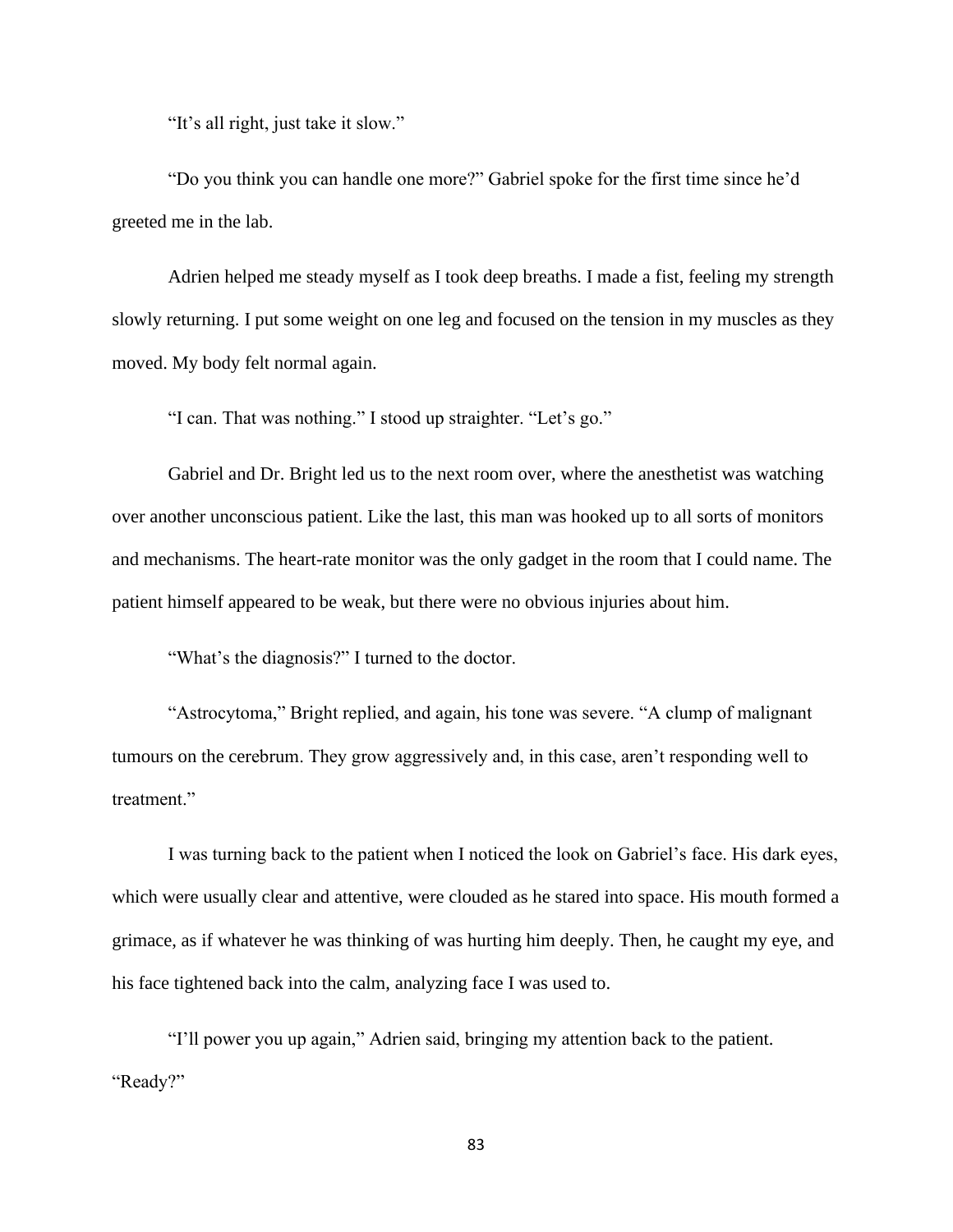"It's all right, just take it slow."

"Do you think you can handle one more?" Gabriel spoke for the first time since he'd greeted me in the lab.

Adrien helped me steady myself as I took deep breaths. I made a fist, feeling my strength slowly returning. I put some weight on one leg and focused on the tension in my muscles as they moved. My body felt normal again.

"I can. That was nothing." I stood up straighter. "Let's go."

Gabriel and Dr. Bright led us to the next room over, where the anesthetist was watching over another unconscious patient. Like the last, this man was hooked up to all sorts of monitors and mechanisms. The heart-rate monitor was the only gadget in the room that I could name. The patient himself appeared to be weak, but there were no obvious injuries about him.

"What's the diagnosis?" I turned to the doctor.

"Astrocytoma," Bright replied, and again, his tone was severe. "A clump of malignant tumours on the cerebrum. They grow aggressively and, in this case, aren't responding well to treatment."

I was turning back to the patient when I noticed the look on Gabriel's face. His dark eyes, which were usually clear and attentive, were clouded as he stared into space. His mouth formed a grimace, as if whatever he was thinking of was hurting him deeply. Then, he caught my eye, and his face tightened back into the calm, analyzing face I was used to.

"I'll power you up again," Adrien said, bringing my attention back to the patient. "Ready?"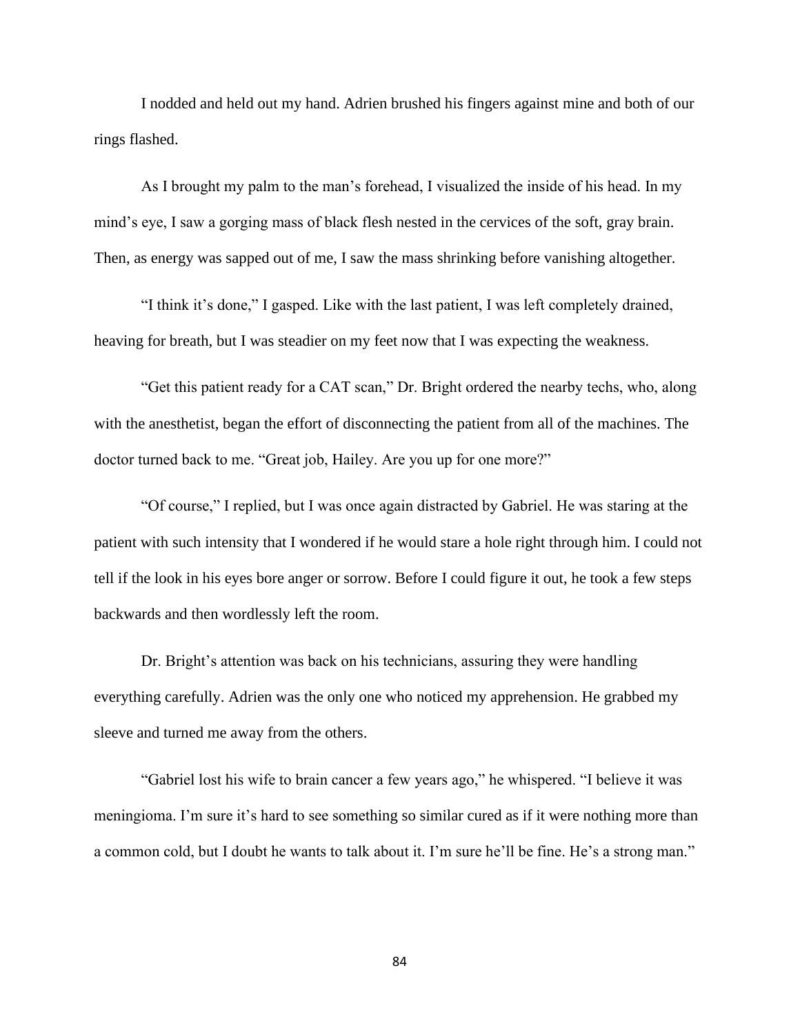I nodded and held out my hand. Adrien brushed his fingers against mine and both of our rings flashed.

As I brought my palm to the man's forehead, I visualized the inside of his head. In my mind's eye, I saw a gorging mass of black flesh nested in the cervices of the soft, gray brain. Then, as energy was sapped out of me, I saw the mass shrinking before vanishing altogether.

"I think it's done," I gasped. Like with the last patient, I was left completely drained, heaving for breath, but I was steadier on my feet now that I was expecting the weakness.

"Get this patient ready for a CAT scan," Dr. Bright ordered the nearby techs, who, along with the anesthetist, began the effort of disconnecting the patient from all of the machines. The doctor turned back to me. "Great job, Hailey. Are you up for one more?"

"Of course," I replied, but I was once again distracted by Gabriel. He was staring at the patient with such intensity that I wondered if he would stare a hole right through him. I could not tell if the look in his eyes bore anger or sorrow. Before I could figure it out, he took a few steps backwards and then wordlessly left the room.

Dr. Bright's attention was back on his technicians, assuring they were handling everything carefully. Adrien was the only one who noticed my apprehension. He grabbed my sleeve and turned me away from the others.

"Gabriel lost his wife to brain cancer a few years ago," he whispered. "I believe it was meningioma. I'm sure it's hard to see something so similar cured as if it were nothing more than a common cold, but I doubt he wants to talk about it. I'm sure he'll be fine. He's a strong man."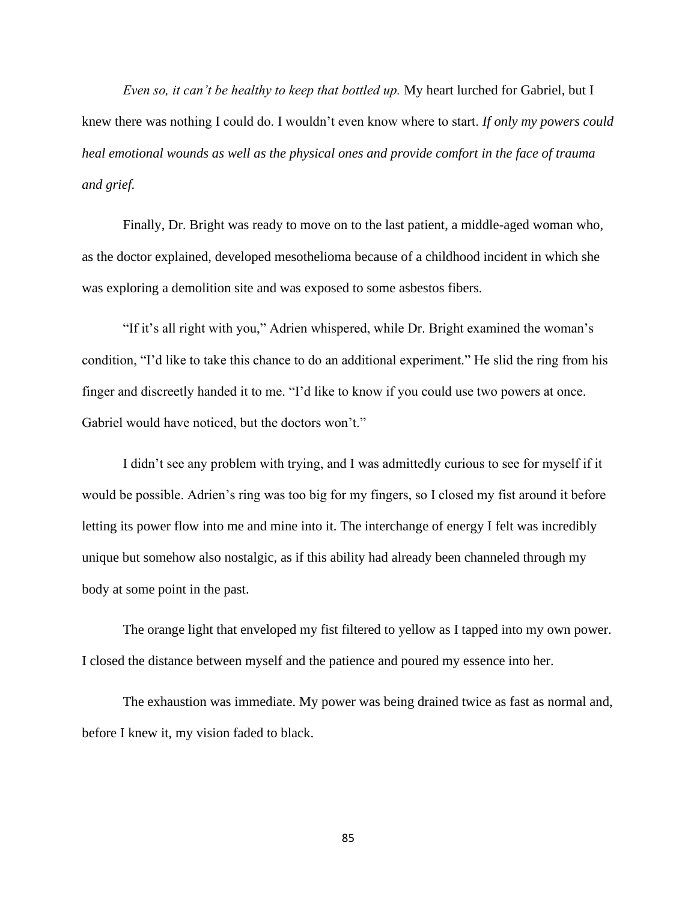*Even so, it can't be healthy to keep that bottled up.* My heart lurched for Gabriel, but I knew there was nothing I could do. I wouldn't even know where to start. *If only my powers could heal emotional wounds as well as the physical ones and provide comfort in the face of trauma and grief.*

Finally, Dr. Bright was ready to move on to the last patient, a middle-aged woman who, as the doctor explained, developed mesothelioma because of a childhood incident in which she was exploring a demolition site and was exposed to some asbestos fibers.

"If it's all right with you," Adrien whispered, while Dr. Bright examined the woman's condition, "I'd like to take this chance to do an additional experiment." He slid the ring from his finger and discreetly handed it to me. "I'd like to know if you could use two powers at once. Gabriel would have noticed, but the doctors won't."

I didn't see any problem with trying, and I was admittedly curious to see for myself if it would be possible. Adrien's ring was too big for my fingers, so I closed my fist around it before letting its power flow into me and mine into it. The interchange of energy I felt was incredibly unique but somehow also nostalgic, as if this ability had already been channeled through my body at some point in the past.

The orange light that enveloped my fist filtered to yellow as I tapped into my own power. I closed the distance between myself and the patience and poured my essence into her.

The exhaustion was immediate. My power was being drained twice as fast as normal and, before I knew it, my vision faded to black.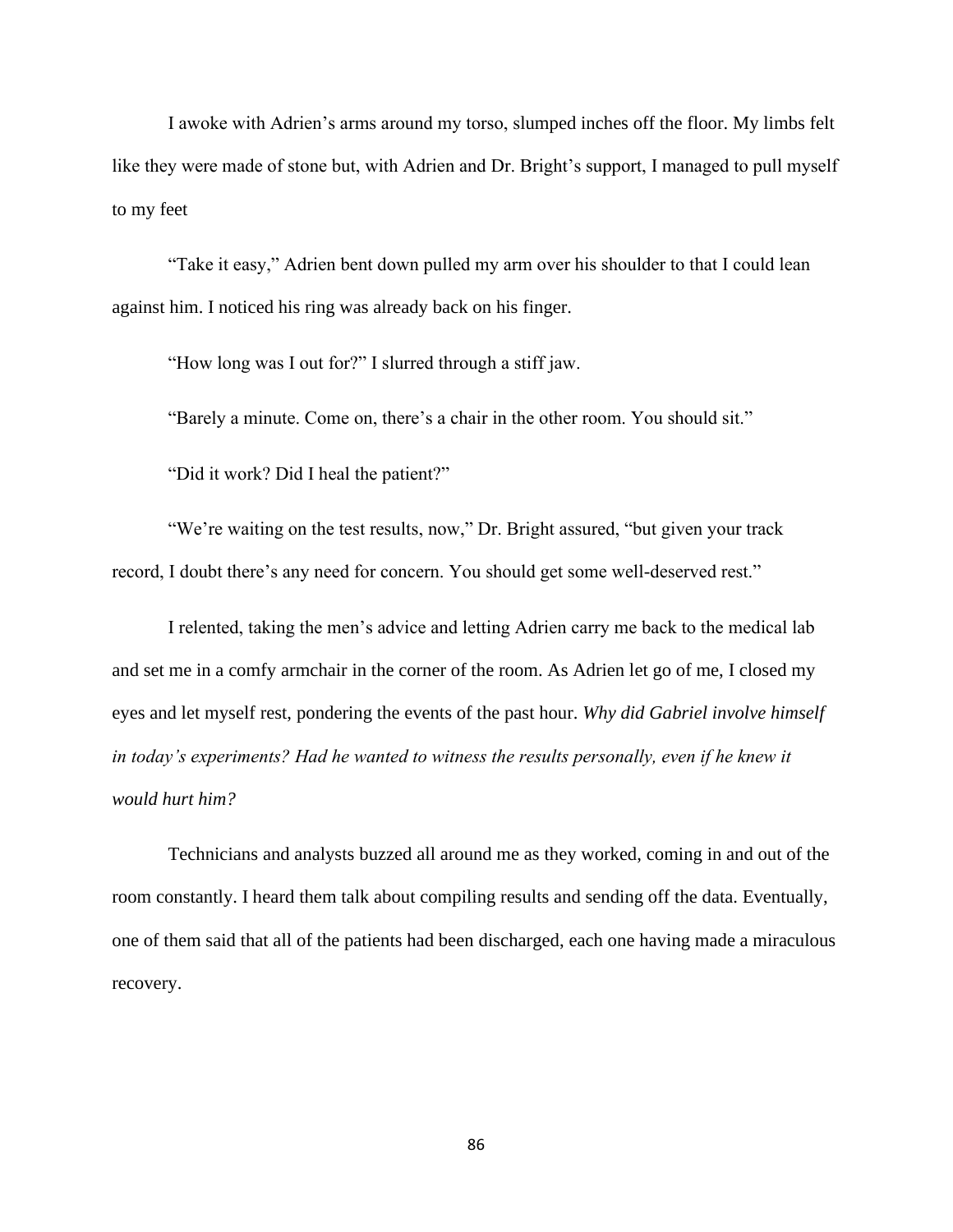I awoke with Adrien's arms around my torso, slumped inches off the floor. My limbs felt like they were made of stone but, with Adrien and Dr. Bright's support, I managed to pull myself to my feet

"Take it easy," Adrien bent down pulled my arm over his shoulder to that I could lean against him. I noticed his ring was already back on his finger.

"How long was I out for?" I slurred through a stiff jaw.

"Barely a minute. Come on, there's a chair in the other room. You should sit."

"Did it work? Did I heal the patient?"

"We're waiting on the test results, now," Dr. Bright assured, "but given your track record, I doubt there's any need for concern. You should get some well-deserved rest."

I relented, taking the men's advice and letting Adrien carry me back to the medical lab and set me in a comfy armchair in the corner of the room. As Adrien let go of me, I closed my eyes and let myself rest, pondering the events of the past hour. *Why did Gabriel involve himself in today's experiments? Had he wanted to witness the results personally, even if he knew it would hurt him?*

Technicians and analysts buzzed all around me as they worked, coming in and out of the room constantly. I heard them talk about compiling results and sending off the data. Eventually, one of them said that all of the patients had been discharged, each one having made a miraculous recovery.